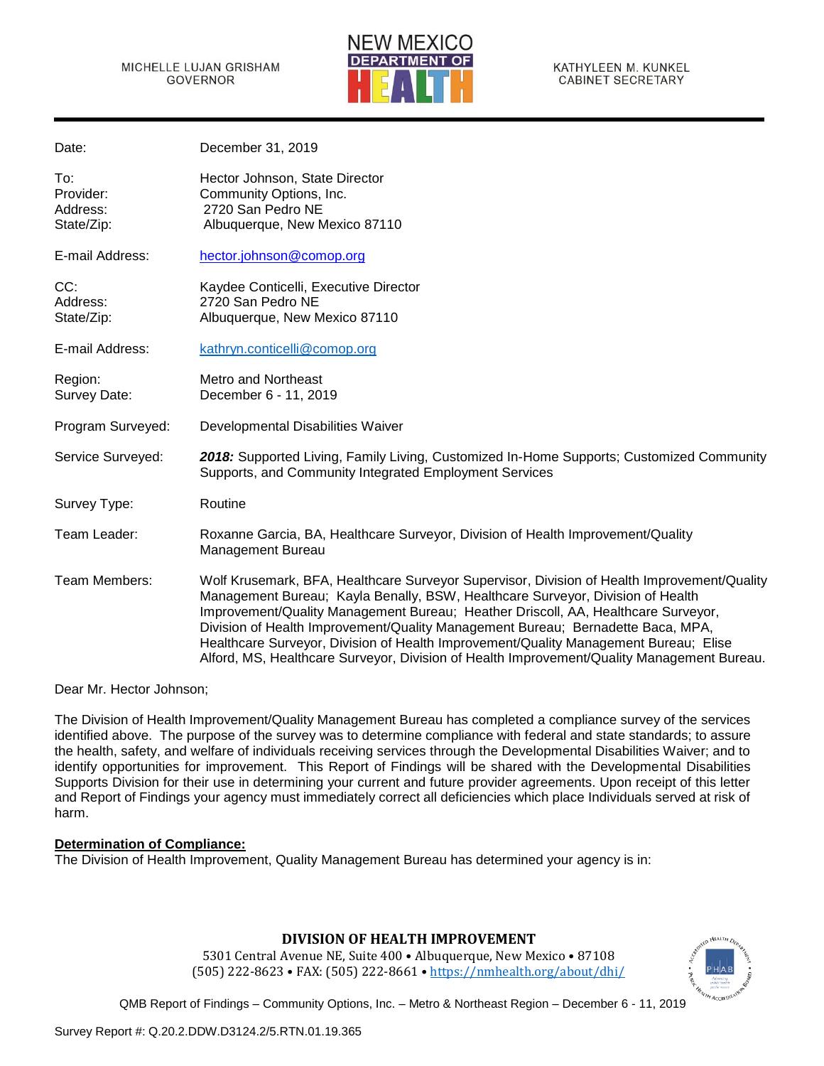MICHELLE LUJAN GRISHAM
GOVERNOR

NEW MEXICO
DEPARTMENT OF
HEALTH

KATHYLEEN M. KUNKEL
CABINET SECRETARY

| | |
|---|---|
| Date: | December 31, 2019 |
| To: | Hector Johnson, State Director |
| Provider: | Community Options, Inc. |
| Address: | 2720 San Pedro NE |
| State/Zip: | Albuquerque, New Mexico 87110 |
| E-mail Address: | hector.johnson@comop.org |
| CC: | Kaydee Conticelli, Executive Director |
| Address: | 2720 San Pedro NE |
| State/Zip: | Albuquerque, New Mexico 87110 |
| E-mail Address: | kathryn.conticelli@comop.org |
| Region: | Metro and Northeast |
| Survey Date: | December 6 - 11, 2019 |
| Program Surveyed: | Developmental Disabilities Waiver |
| Service Surveyed: | ***2018:*** Supported Living, Family Living, Customized In-Home Supports; Customized Community Supports, and Community Integrated Employment Services |
| Survey Type: | Routine |
| Team Leader: | Roxanne Garcia, BA, Healthcare Surveyor, Division of Health Improvement/Quality Management Bureau |
| Team Members: | Wolf Krusemark, BFA, Healthcare Surveyor Supervisor, Division of Health Improvement/Quality Management Bureau; Kayla Benally, BSW, Healthcare Surveyor, Division of Health Improvement/Quality Management Bureau; Heather Driscoll, AA, Healthcare Surveyor, Division of Health Improvement/Quality Management Bureau; Bernadette Baca, MPA, Healthcare Surveyor, Division of Health Improvement/Quality Management Bureau; Elise Alford, MS, Healthcare Surveyor, Division of Health Improvement/Quality Management Bureau. |

Dear Mr. Hector Johnson;

The Division of Health Improvement/Quality Management Bureau has completed a compliance survey of the services identified above. The purpose of the survey was to determine compliance with federal and state standards; to assure the health, safety, and welfare of individuals receiving services through the Developmental Disabilities Waiver; and to identify opportunities for improvement. This Report of Findings will be shared with the Developmental Disabilities Supports Division for their use in determining your current and future provider agreements. Upon receipt of this letter and Report of Findings your agency must immediately correct all deficiencies which place Individuals served at risk of harm.

**Determination of Compliance:**

The Division of Health Improvement, Quality Management Bureau has determined your agency is in:

**DIVISION OF HEALTH IMPROVEMENT**

5301 Central Avenue NE, Suite 400 • Albuquerque, New Mexico • 87108
(505) 222-8623 • FAX: (505) 222-8661 • https://nmhealth.org/about/dhi/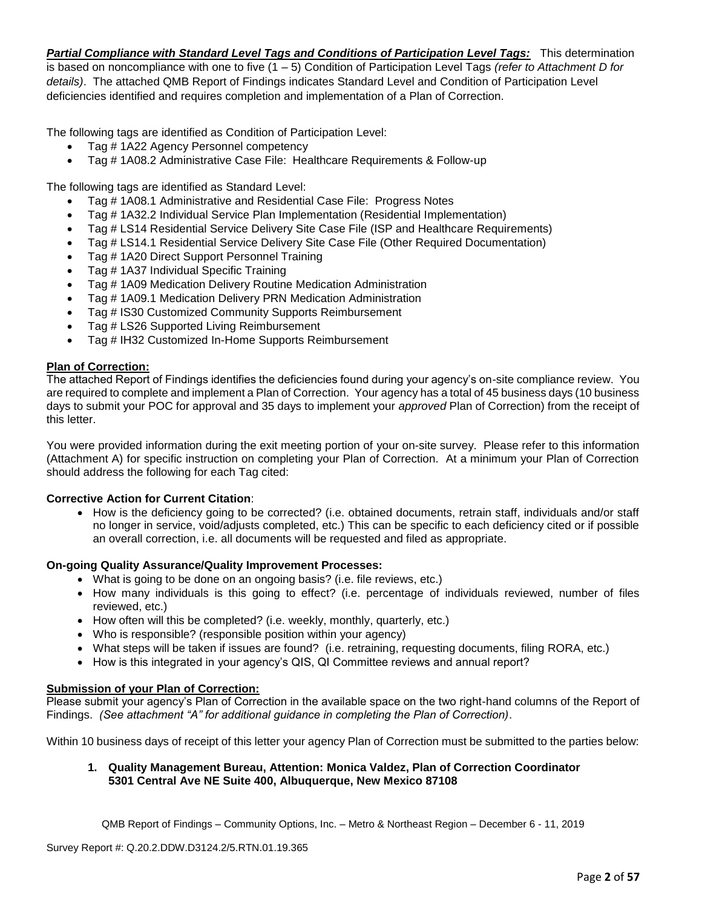***Partial Compliance with Standard Level Tags and Conditions of Participation Level Tags:*** This determination is based on noncompliance with one to five (1 – 5) Condition of Participation Level Tags *(refer to Attachment D for details)*. The attached QMB Report of Findings indicates Standard Level and Condition of Participation Level deficiencies identified and requires completion and implementation of a Plan of Correction.

The following tags are identified as Condition of Participation Level:

- Tag # 1A22 Agency Personnel competency
- Tag # 1A08.2 Administrative Case File: Healthcare Requirements & Follow-up

The following tags are identified as Standard Level:

- Tag # 1A08.1 Administrative and Residential Case File: Progress Notes
- Tag # 1A32.2 Individual Service Plan Implementation (Residential Implementation)
- Tag # LS14 Residential Service Delivery Site Case File (ISP and Healthcare Requirements)
- Tag # LS14.1 Residential Service Delivery Site Case File (Other Required Documentation)
- Tag # 1A20 Direct Support Personnel Training
- Tag # 1A37 Individual Specific Training
- Tag # 1A09 Medication Delivery Routine Medication Administration
- Tag # 1A09.1 Medication Delivery PRN Medication Administration
- Tag # IS30 Customized Community Supports Reimbursement
- Tag # LS26 Supported Living Reimbursement
- Tag # IH32 Customized In-Home Supports Reimbursement

**Plan of Correction:**

The attached Report of Findings identifies the deficiencies found during your agency's on-site compliance review. You are required to complete and implement a Plan of Correction. Your agency has a total of 45 business days (10 business days to submit your POC for approval and 35 days to implement your *approved* Plan of Correction) from the receipt of this letter.

You were provided information during the exit meeting portion of your on-site survey. Please refer to this information (Attachment A) for specific instruction on completing your Plan of Correction. At a minimum your Plan of Correction should address the following for each Tag cited:

**Corrective Action for Current Citation**:

- How is the deficiency going to be corrected? (i.e. obtained documents, retrain staff, individuals and/or staff no longer in service, void/adjusts completed, etc.) This can be specific to each deficiency cited or if possible an overall correction, i.e. all documents will be requested and filed as appropriate.

**On-going Quality Assurance/Quality Improvement Processes:**

- What is going to be done on an ongoing basis? (i.e. file reviews, etc.)
- How many individuals is this going to effect? (i.e. percentage of individuals reviewed, number of files reviewed, etc.)
- How often will this be completed? (i.e. weekly, monthly, quarterly, etc.)
- Who is responsible? (responsible position within your agency)
- What steps will be taken if issues are found? (i.e. retraining, requesting documents, filing RORA, etc.)
- How is this integrated in your agency's QIS, QI Committee reviews and annual report?

**Submission of your Plan of Correction:**

Please submit your agency's Plan of Correction in the available space on the two right-hand columns of the Report of Findings. *(See attachment "A" for additional guidance in completing the Plan of Correction)*.

Within 10 business days of receipt of this letter your agency Plan of Correction must be submitted to the parties below:

1. **Quality Management Bureau, Attention: Monica Valdez, Plan of Correction Coordinator 5301 Central Ave NE Suite 400, Albuquerque, New Mexico 87108**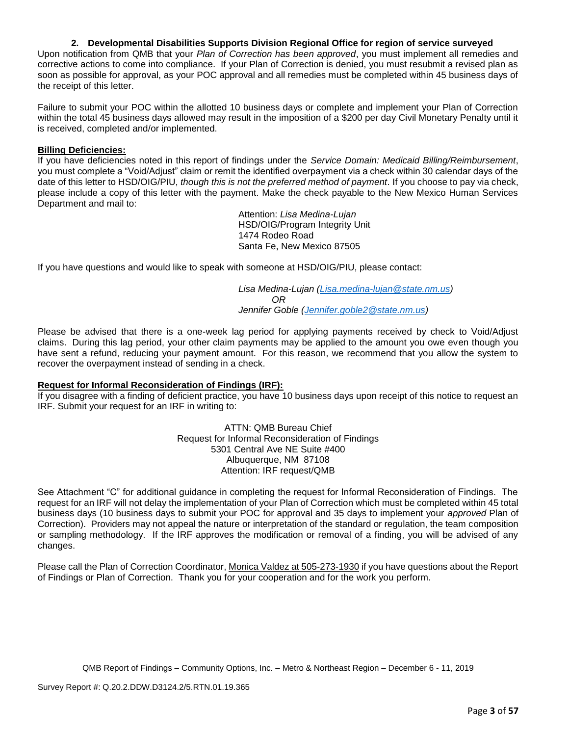**2. Developmental Disabilities Supports Division Regional Office for region of service surveyed**

Upon notification from QMB that your *Plan of Correction has been approved*, you must implement all remedies and corrective actions to come into compliance. If your Plan of Correction is denied, you must resubmit a revised plan as soon as possible for approval, as your POC approval and all remedies must be completed within 45 business days of the receipt of this letter.

Failure to submit your POC within the allotted 10 business days or complete and implement your Plan of Correction within the total 45 business days allowed may result in the imposition of a $200 per day Civil Monetary Penalty until it is received, completed and/or implemented.

**Billing Deficiencies:**

If you have deficiencies noted in this report of findings under the *Service Domain: Medicaid Billing/Reimbursement*, you must complete a "Void/Adjust" claim or remit the identified overpayment via a check within 30 calendar days of the date of this letter to HSD/OIG/PIU, *though this is not the preferred method of payment*. If you choose to pay via check, please include a copy of this letter with the payment. Make the check payable to the New Mexico Human Services Department and mail to:

Attention: *Lisa Medina-Lujan*
HSD/OIG/Program Integrity Unit
1474 Rodeo Road
Santa Fe, New Mexico 87505

If you have questions and would like to speak with someone at HSD/OIG/PIU, please contact:

*Lisa Medina-Lujan (Lisa.medina-lujan@state.nm.us)*
*OR*
*Jennifer Goble (Jennifer.goble2@state.nm.us)*

Please be advised that there is a one-week lag period for applying payments received by check to Void/Adjust claims. During this lag period, your other claim payments may be applied to the amount you owe even though you have sent a refund, reducing your payment amount. For this reason, we recommend that you allow the system to recover the overpayment instead of sending in a check.

**Request for Informal Reconsideration of Findings (IRF):**

If you disagree with a finding of deficient practice, you have 10 business days upon receipt of this notice to request an IRF. Submit your request for an IRF in writing to:

ATTN: QMB Bureau Chief
Request for Informal Reconsideration of Findings
5301 Central Ave NE Suite #400
Albuquerque, NM 87108
Attention: IRF request/QMB

See Attachment "C" for additional guidance in completing the request for Informal Reconsideration of Findings. The request for an IRF will not delay the implementation of your Plan of Correction which must be completed within 45 total business days (10 business days to submit your POC for approval and 35 days to implement your *approved* Plan of Correction). Providers may not appeal the nature or interpretation of the standard or regulation, the team composition or sampling methodology. If the IRF approves the modification or removal of a finding, you will be advised of any changes.

Please call the Plan of Correction Coordinator, Monica Valdez at 505-273-1930 if you have questions about the Report of Findings or Plan of Correction. Thank you for your cooperation and for the work you perform.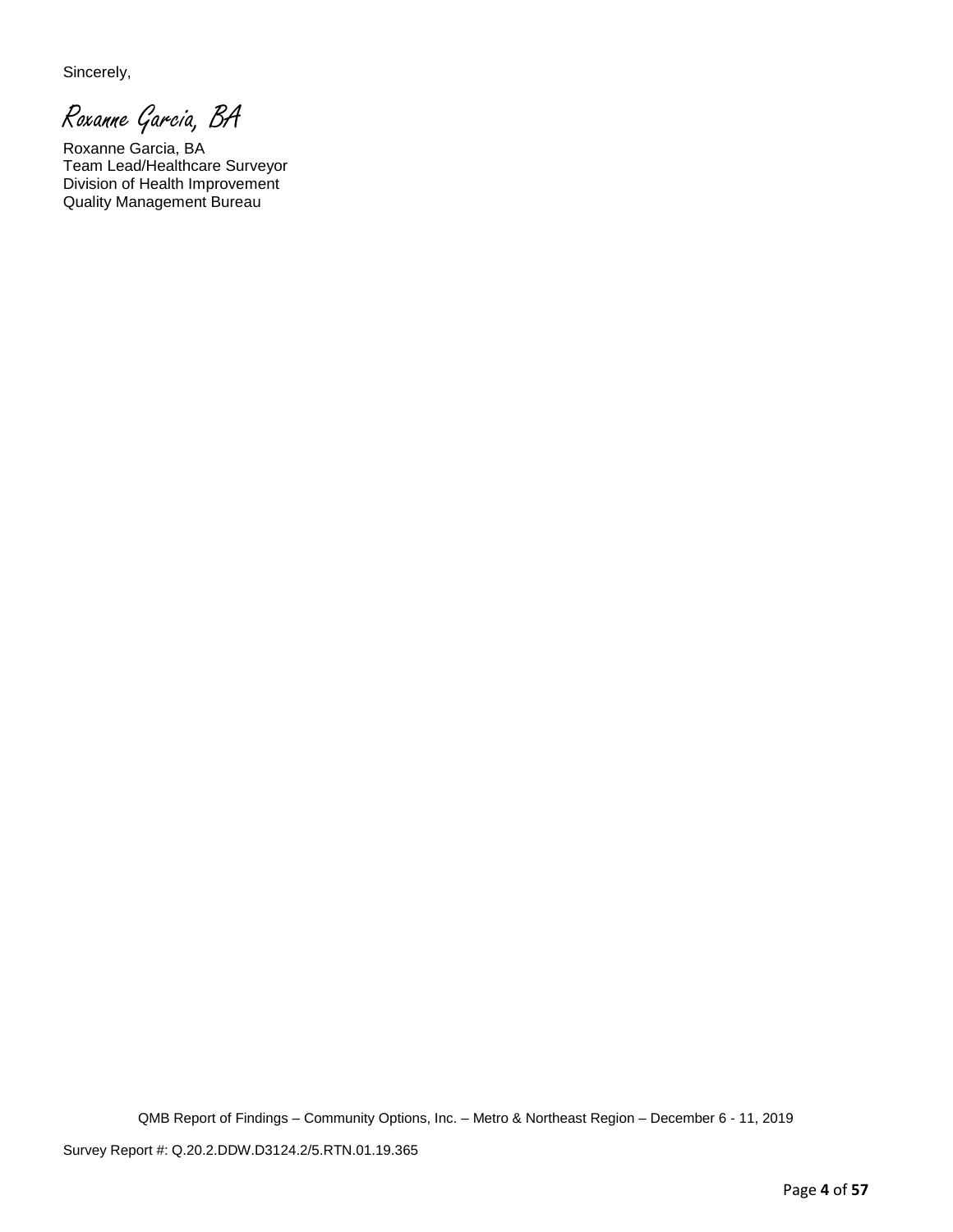Sincerely,

*Roxanne Garcia, BA*

Roxanne Garcia, BA
Team Lead/Healthcare Surveyor
Division of Health Improvement
Quality Management Bureau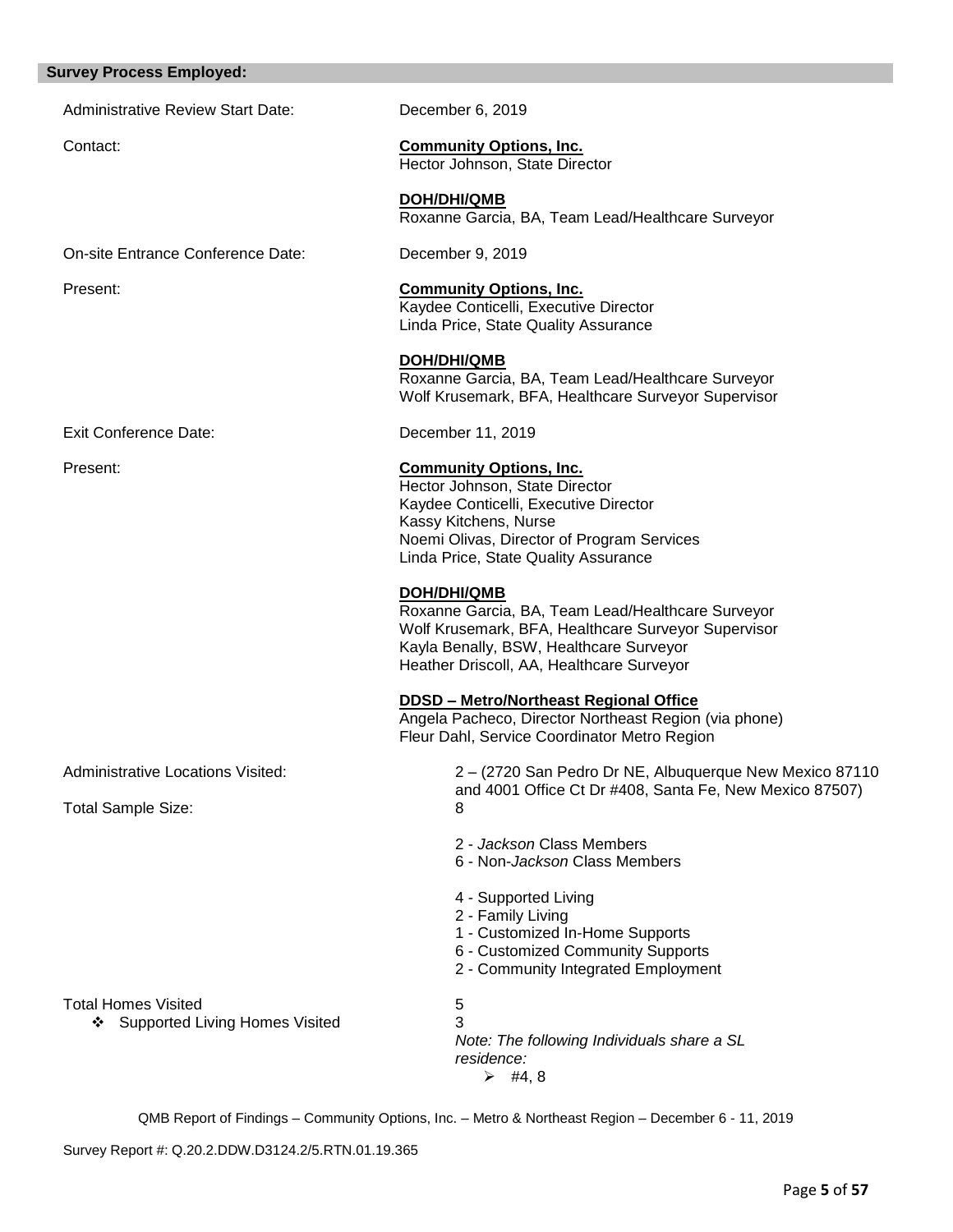**Survey Process Employed:**

Administrative Review Start Date: December 6, 2019

Contact: **Community Options, Inc.**
Hector Johnson, State Director

**DOH/DHI/QMB**
Roxanne Garcia, BA, Team Lead/Healthcare Surveyor

On-site Entrance Conference Date: December 9, 2019

Present: **Community Options, Inc.**
Kaydee Conticelli, Executive Director
Linda Price, State Quality Assurance

**DOH/DHI/QMB**
Roxanne Garcia, BA, Team Lead/Healthcare Surveyor
Wolf Krusemark, BFA, Healthcare Surveyor Supervisor

Exit Conference Date: December 11, 2019

Present: **Community Options, Inc.**
Hector Johnson, State Director
Kaydee Conticelli, Executive Director
Kassy Kitchens, Nurse
Noemi Olivas, Director of Program Services
Linda Price, State Quality Assurance

**DOH/DHI/QMB**
Roxanne Garcia, BA, Team Lead/Healthcare Surveyor
Wolf Krusemark, BFA, Healthcare Surveyor Supervisor
Kayla Benally, BSW, Healthcare Surveyor
Heather Driscoll, AA, Healthcare Surveyor

**DDSD – Metro/Northeast Regional Office**
Angela Pacheco, Director Northeast Region (via phone)
Fleur Dahl, Service Coordinator Metro Region

Administrative Locations Visited: 2 – (2720 San Pedro Dr NE, Albuquerque New Mexico 87110 and 4001 Office Ct Dr #408, Santa Fe, New Mexico 87507)

Total Sample Size: 8

2 - *Jackson* Class Members
6 - Non-*Jackson* Class Members

4 - Supported Living
2 - Family Living
1 - Customized In-Home Supports
6 - Customized Community Supports
2 - Community Integrated Employment

Total Homes Visited 5

- Supported Living Homes Visited 3

*Note: The following Individuals share a SL residence:*

- #4, 8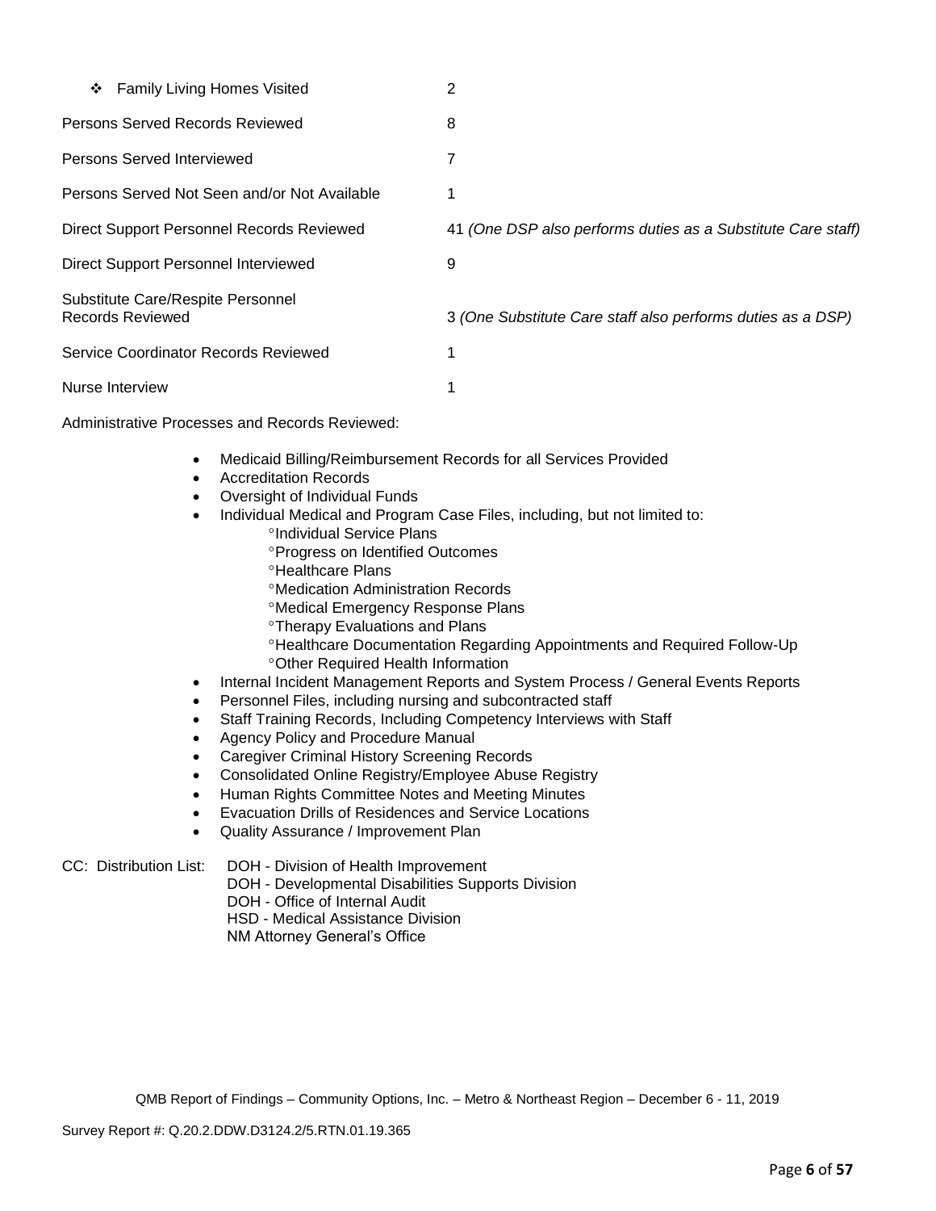| | |
|---|---|
| ❖ Family Living Homes Visited | 2 |
| Persons Served Records Reviewed | 8 |
| Persons Served Interviewed | 7 |
| Persons Served Not Seen and/or Not Available | 1 |
| Direct Support Personnel Records Reviewed | 41 *(One DSP also performs duties as a Substitute Care staff)* |
| Direct Support Personnel Interviewed | 9 |
| Substitute Care/Respite Personnel Records Reviewed | 3 *(One Substitute Care staff also performs duties as a DSP)* |
| Service Coordinator Records Reviewed | 1 |
| Nurse Interview | 1 |

Administrative Processes and Records Reviewed:

- Medicaid Billing/Reimbursement Records for all Services Provided
- Accreditation Records
- Oversight of Individual Funds
- Individual Medical and Program Case Files, including, but not limited to:
  - °Individual Service Plans
  - °Progress on Identified Outcomes
  - °Healthcare Plans
  - °Medication Administration Records
  - °Medical Emergency Response Plans
  - °Therapy Evaluations and Plans
  - °Healthcare Documentation Regarding Appointments and Required Follow-Up
  - °Other Required Health Information
- Internal Incident Management Reports and System Process / General Events Reports
- Personnel Files, including nursing and subcontracted staff
- Staff Training Records, Including Competency Interviews with Staff
- Agency Policy and Procedure Manual
- Caregiver Criminal History Screening Records
- Consolidated Online Registry/Employee Abuse Registry
- Human Rights Committee Notes and Meeting Minutes
- Evacuation Drills of Residences and Service Locations
- Quality Assurance / Improvement Plan

CC: Distribution List:
DOH - Division of Health Improvement
DOH - Developmental Disabilities Supports Division
DOH - Office of Internal Audit
HSD - Medical Assistance Division
NM Attorney General's Office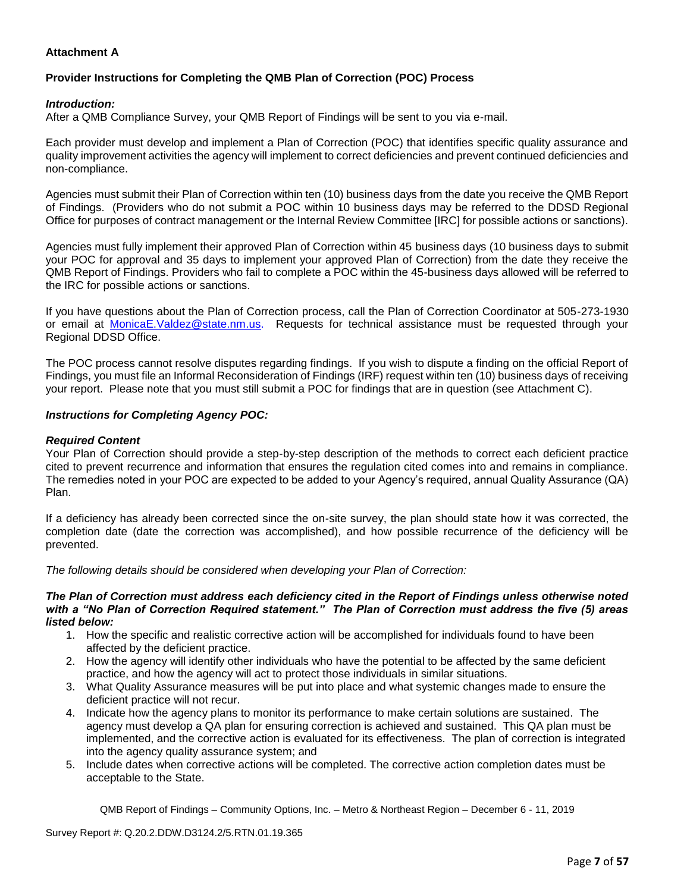**Attachment A**

**Provider Instructions for Completing the QMB Plan of Correction (POC) Process**

***Introduction:***
After a QMB Compliance Survey, your QMB Report of Findings will be sent to you via e-mail.

Each provider must develop and implement a Plan of Correction (POC) that identifies specific quality assurance and quality improvement activities the agency will implement to correct deficiencies and prevent continued deficiencies and non-compliance.

Agencies must submit their Plan of Correction within ten (10) business days from the date you receive the QMB Report of Findings. (Providers who do not submit a POC within 10 business days may be referred to the DDSD Regional Office for purposes of contract management or the Internal Review Committee [IRC] for possible actions or sanctions).

Agencies must fully implement their approved Plan of Correction within 45 business days (10 business days to submit your POC for approval and 35 days to implement your approved Plan of Correction) from the date they receive the QMB Report of Findings. Providers who fail to complete a POC within the 45-business days allowed will be referred to the IRC for possible actions or sanctions.

If you have questions about the Plan of Correction process, call the Plan of Correction Coordinator at 505-273-1930 or email at MonicaE.Valdez@state.nm.us. Requests for technical assistance must be requested through your Regional DDSD Office.

The POC process cannot resolve disputes regarding findings. If you wish to dispute a finding on the official Report of Findings, you must file an Informal Reconsideration of Findings (IRF) request within ten (10) business days of receiving your report. Please note that you must still submit a POC for findings that are in question (see Attachment C).

***Instructions for Completing Agency POC:***

***Required Content***
Your Plan of Correction should provide a step-by-step description of the methods to correct each deficient practice cited to prevent recurrence and information that ensures the regulation cited comes into and remains in compliance. The remedies noted in your POC are expected to be added to your Agency's required, annual Quality Assurance (QA) Plan.

If a deficiency has already been corrected since the on-site survey, the plan should state how it was corrected, the completion date (date the correction was accomplished), and how possible recurrence of the deficiency will be prevented.

*The following details should be considered when developing your Plan of Correction:*

***The Plan of Correction must address each deficiency cited in the Report of Findings unless otherwise noted with a "No Plan of Correction Required statement." The Plan of Correction must address the five (5) areas listed below:***

1. How the specific and realistic corrective action will be accomplished for individuals found to have been affected by the deficient practice.
2. How the agency will identify other individuals who have the potential to be affected by the same deficient practice, and how the agency will act to protect those individuals in similar situations.
3. What Quality Assurance measures will be put into place and what systemic changes made to ensure the deficient practice will not recur.
4. Indicate how the agency plans to monitor its performance to make certain solutions are sustained. The agency must develop a QA plan for ensuring correction is achieved and sustained. This QA plan must be implemented, and the corrective action is evaluated for its effectiveness. The plan of correction is integrated into the agency quality assurance system; and
5. Include dates when corrective actions will be completed. The corrective action completion dates must be acceptable to the State.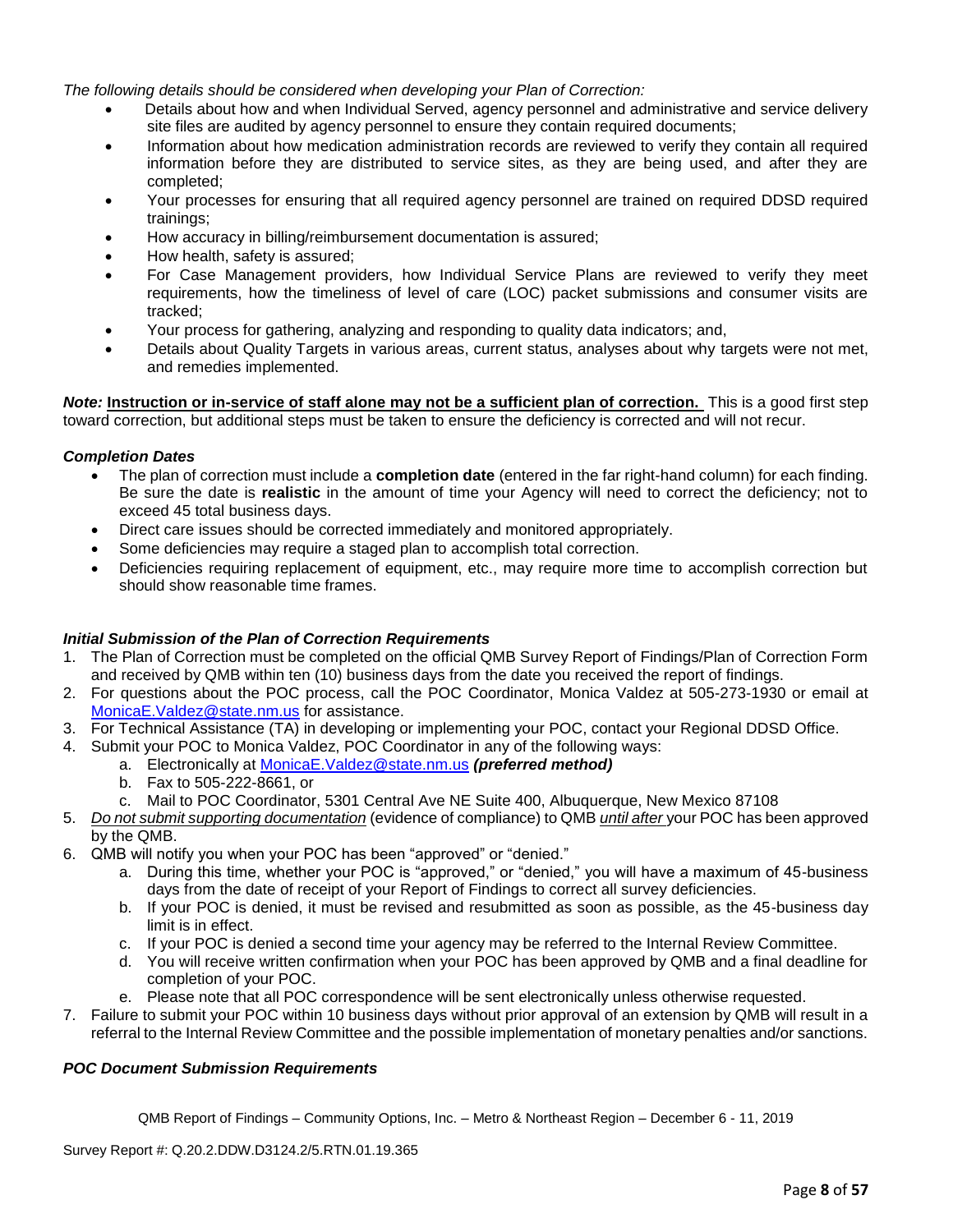*The following details should be considered when developing your Plan of Correction:*

- Details about how and when Individual Served, agency personnel and administrative and service delivery site files are audited by agency personnel to ensure they contain required documents;
- Information about how medication administration records are reviewed to verify they contain all required information before they are distributed to service sites, as they are being used, and after they are completed;
- Your processes for ensuring that all required agency personnel are trained on required DDSD required trainings;
- How accuracy in billing/reimbursement documentation is assured;
- How health, safety is assured;
- For Case Management providers, how Individual Service Plans are reviewed to verify they meet requirements, how the timeliness of level of care (LOC) packet submissions and consumer visits are tracked;
- Your process for gathering, analyzing and responding to quality data indicators; and,
- Details about Quality Targets in various areas, current status, analyses about why targets were not met, and remedies implemented.

***Note:*** **Instruction or in-service of staff alone may not be a sufficient plan of correction.** This is a good first step toward correction, but additional steps must be taken to ensure the deficiency is corrected and will not recur.

***Completion Dates***

- The plan of correction must include a **completion date** (entered in the far right-hand column) for each finding. Be sure the date is **realistic** in the amount of time your Agency will need to correct the deficiency; not to exceed 45 total business days.
- Direct care issues should be corrected immediately and monitored appropriately.
- Some deficiencies may require a staged plan to accomplish total correction.
- Deficiencies requiring replacement of equipment, etc., may require more time to accomplish correction but should show reasonable time frames.

***Initial Submission of the Plan of Correction Requirements***

1. The Plan of Correction must be completed on the official QMB Survey Report of Findings/Plan of Correction Form and received by QMB within ten (10) business days from the date you received the report of findings.
2. For questions about the POC process, call the POC Coordinator, Monica Valdez at 505-273-1930 or email at MonicaE.Valdez@state.nm.us for assistance.
3. For Technical Assistance (TA) in developing or implementing your POC, contact your Regional DDSD Office.
4. Submit your POC to Monica Valdez, POC Coordinator in any of the following ways:
   a. Electronically at MonicaE.Valdez@state.nm.us ***(preferred method)***
   b. Fax to 505-222-8661, or
   c. Mail to POC Coordinator, 5301 Central Ave NE Suite 400, Albuquerque, New Mexico 87108
5. *Do not submit supporting documentation* (evidence of compliance) to QMB *until after* your POC has been approved by the QMB.
6. QMB will notify you when your POC has been "approved" or "denied."
   a. During this time, whether your POC is "approved," or "denied," you will have a maximum of 45-business days from the date of receipt of your Report of Findings to correct all survey deficiencies.
   b. If your POC is denied, it must be revised and resubmitted as soon as possible, as the 45-business day limit is in effect.
   c. If your POC is denied a second time your agency may be referred to the Internal Review Committee.
   d. You will receive written confirmation when your POC has been approved by QMB and a final deadline for completion of your POC.
   e. Please note that all POC correspondence will be sent electronically unless otherwise requested.
7. Failure to submit your POC within 10 business days without prior approval of an extension by QMB will result in a referral to the Internal Review Committee and the possible implementation of monetary penalties and/or sanctions.

***POC Document Submission Requirements***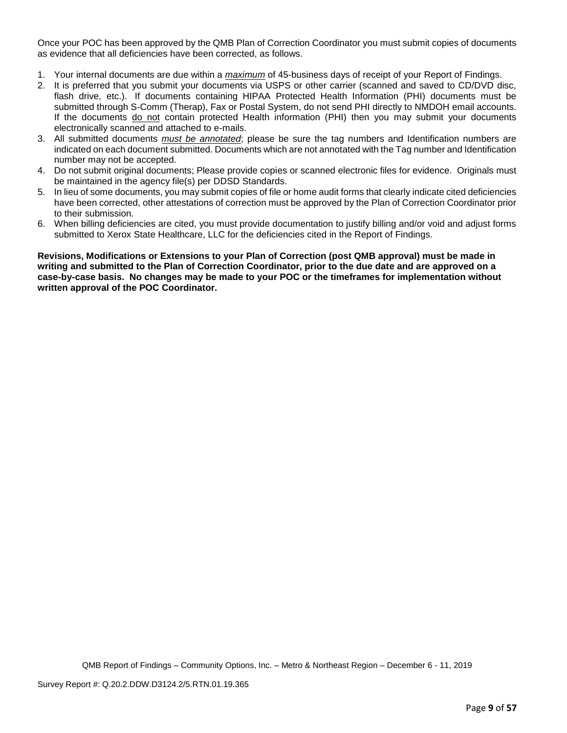Once your POC has been approved by the QMB Plan of Correction Coordinator you must submit copies of documents as evidence that all deficiencies have been corrected, as follows.

1. Your internal documents are due within a ***maximum*** of 45-business days of receipt of your Report of Findings.
2. It is preferred that you submit your documents via USPS or other carrier (scanned and saved to CD/DVD disc, flash drive, etc.). If documents containing HIPAA Protected Health Information (PHI) documents must be submitted through S-Comm (Therap), Fax or Postal System, do not send PHI directly to NMDOH email accounts. If the documents do not contain protected Health information (PHI) then you may submit your documents electronically scanned and attached to e-mails.
3. All submitted documents *must be annotated*; please be sure the tag numbers and Identification numbers are indicated on each document submitted. Documents which are not annotated with the Tag number and Identification number may not be accepted.
4. Do not submit original documents; Please provide copies or scanned electronic files for evidence. Originals must be maintained in the agency file(s) per DDSD Standards.
5. In lieu of some documents, you may submit copies of file or home audit forms that clearly indicate cited deficiencies have been corrected, other attestations of correction must be approved by the Plan of Correction Coordinator prior to their submission.
6. When billing deficiencies are cited, you must provide documentation to justify billing and/or void and adjust forms submitted to Xerox State Healthcare, LLC for the deficiencies cited in the Report of Findings.

**Revisions, Modifications or Extensions to your Plan of Correction (post QMB approval) must be made in writing and submitted to the Plan of Correction Coordinator, prior to the due date and are approved on a case-by-case basis. No changes may be made to your POC or the timeframes for implementation without written approval of the POC Coordinator.**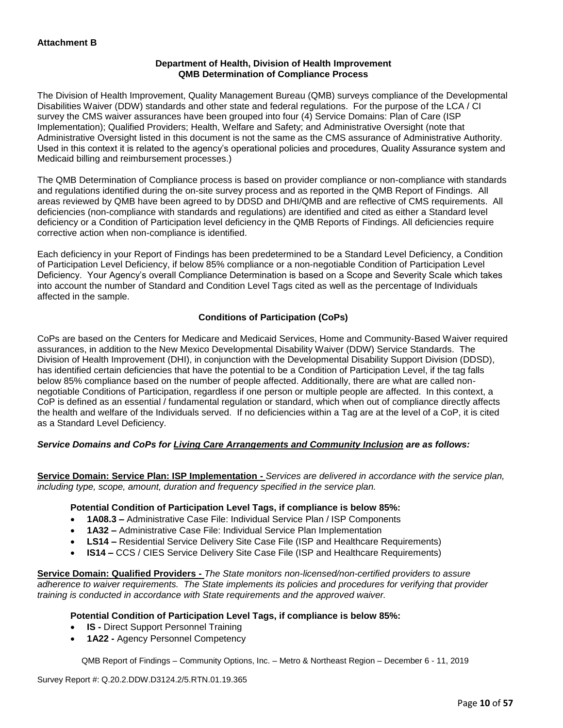**Attachment B**

**Department of Health, Division of Health Improvement**
**QMB Determination of Compliance Process**

The Division of Health Improvement, Quality Management Bureau (QMB) surveys compliance of the Developmental Disabilities Waiver (DDW) standards and other state and federal regulations. For the purpose of the LCA / CI survey the CMS waiver assurances have been grouped into four (4) Service Domains: Plan of Care (ISP Implementation); Qualified Providers; Health, Welfare and Safety; and Administrative Oversight (note that Administrative Oversight listed in this document is not the same as the CMS assurance of Administrative Authority. Used in this context it is related to the agency's operational policies and procedures, Quality Assurance system and Medicaid billing and reimbursement processes.)

The QMB Determination of Compliance process is based on provider compliance or non-compliance with standards and regulations identified during the on-site survey process and as reported in the QMB Report of Findings. All areas reviewed by QMB have been agreed to by DDSD and DHI/QMB and are reflective of CMS requirements. All deficiencies (non-compliance with standards and regulations) are identified and cited as either a Standard level deficiency or a Condition of Participation level deficiency in the QMB Reports of Findings. All deficiencies require corrective action when non-compliance is identified.

Each deficiency in your Report of Findings has been predetermined to be a Standard Level Deficiency, a Condition of Participation Level Deficiency, if below 85% compliance or a non-negotiable Condition of Participation Level Deficiency. Your Agency's overall Compliance Determination is based on a Scope and Severity Scale which takes into account the number of Standard and Condition Level Tags cited as well as the percentage of Individuals affected in the sample.

**Conditions of Participation (CoPs)**

CoPs are based on the Centers for Medicare and Medicaid Services, Home and Community-Based Waiver required assurances, in addition to the New Mexico Developmental Disability Waiver (DDW) Service Standards. The Division of Health Improvement (DHI), in conjunction with the Developmental Disability Support Division (DDSD), has identified certain deficiencies that have the potential to be a Condition of Participation Level, if the tag falls below 85% compliance based on the number of people affected. Additionally, there are what are called non-negotiable Conditions of Participation, regardless if one person or multiple people are affected. In this context, a CoP is defined as an essential / fundamental regulation or standard, which when out of compliance directly affects the health and welfare of the Individuals served. If no deficiencies within a Tag are at the level of a CoP, it is cited as a Standard Level Deficiency.

***Service Domains and CoPs for Living Care Arrangements and Community Inclusion are as follows:***

**Service Domain: Service Plan: ISP Implementation -** *Services are delivered in accordance with the service plan, including type, scope, amount, duration and frequency specified in the service plan.*

**Potential Condition of Participation Level Tags, if compliance is below 85%:**

- **1A08.3 –** Administrative Case File: Individual Service Plan / ISP Components
- **1A32 –** Administrative Case File: Individual Service Plan Implementation
- **LS14 –** Residential Service Delivery Site Case File (ISP and Healthcare Requirements)
- **IS14 –** CCS / CIES Service Delivery Site Case File (ISP and Healthcare Requirements)

**Service Domain: Qualified Providers -** *The State monitors non-licensed/non-certified providers to assure adherence to waiver requirements. The State implements its policies and procedures for verifying that provider training is conducted in accordance with State requirements and the approved waiver.*

**Potential Condition of Participation Level Tags, if compliance is below 85%:**

- **IS -** Direct Support Personnel Training
- **1A22 -** Agency Personnel Competency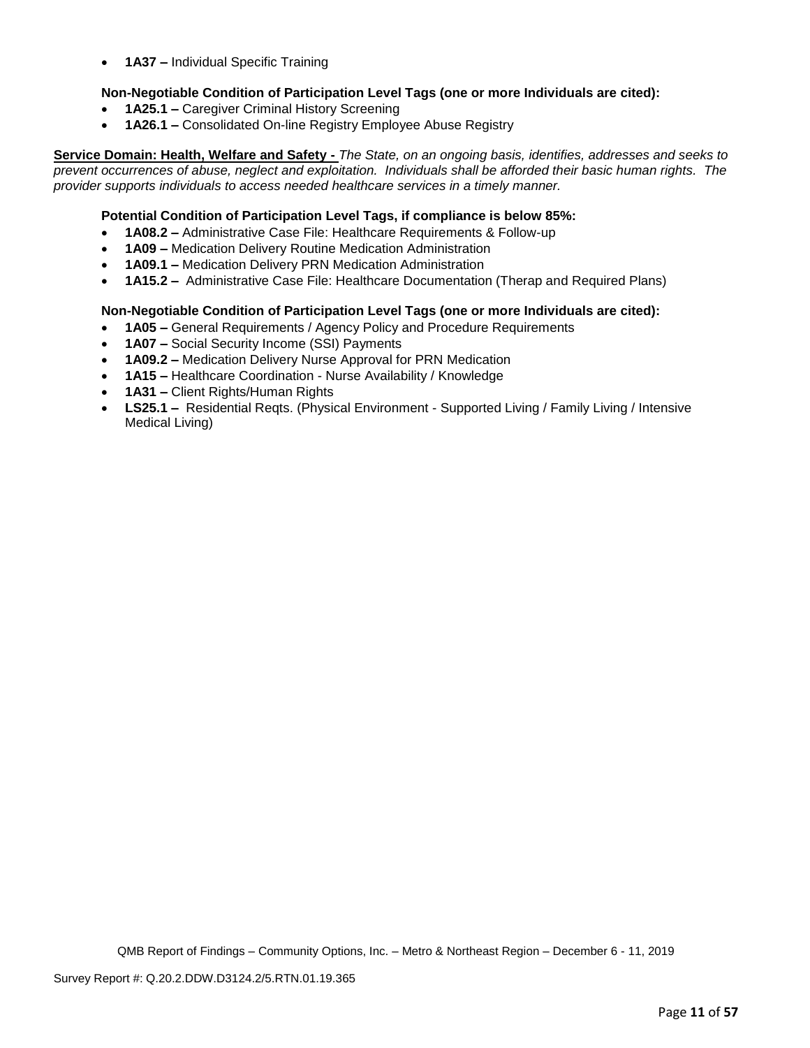- **1A37 –** Individual Specific Training

**Non-Negotiable Condition of Participation Level Tags (one or more Individuals are cited):**

- **1A25.1 –** Caregiver Criminal History Screening
- **1A26.1 –** Consolidated On-line Registry Employee Abuse Registry

**Service Domain: Health, Welfare and Safety -** *The State, on an ongoing basis, identifies, addresses and seeks to prevent occurrences of abuse, neglect and exploitation. Individuals shall be afforded their basic human rights. The provider supports individuals to access needed healthcare services in a timely manner.*

**Potential Condition of Participation Level Tags, if compliance is below 85%:**

- **1A08.2 –** Administrative Case File: Healthcare Requirements & Follow-up
- **1A09 –** Medication Delivery Routine Medication Administration
- **1A09.1 –** Medication Delivery PRN Medication Administration
- **1A15.2 –** Administrative Case File: Healthcare Documentation (Therap and Required Plans)

**Non-Negotiable Condition of Participation Level Tags (one or more Individuals are cited):**

- **1A05 –** General Requirements / Agency Policy and Procedure Requirements
- **1A07 –** Social Security Income (SSI) Payments
- **1A09.2 –** Medication Delivery Nurse Approval for PRN Medication
- **1A15 –** Healthcare Coordination - Nurse Availability / Knowledge
- **1A31 –** Client Rights/Human Rights
- **LS25.1 –** Residential Reqts. (Physical Environment - Supported Living / Family Living / Intensive Medical Living)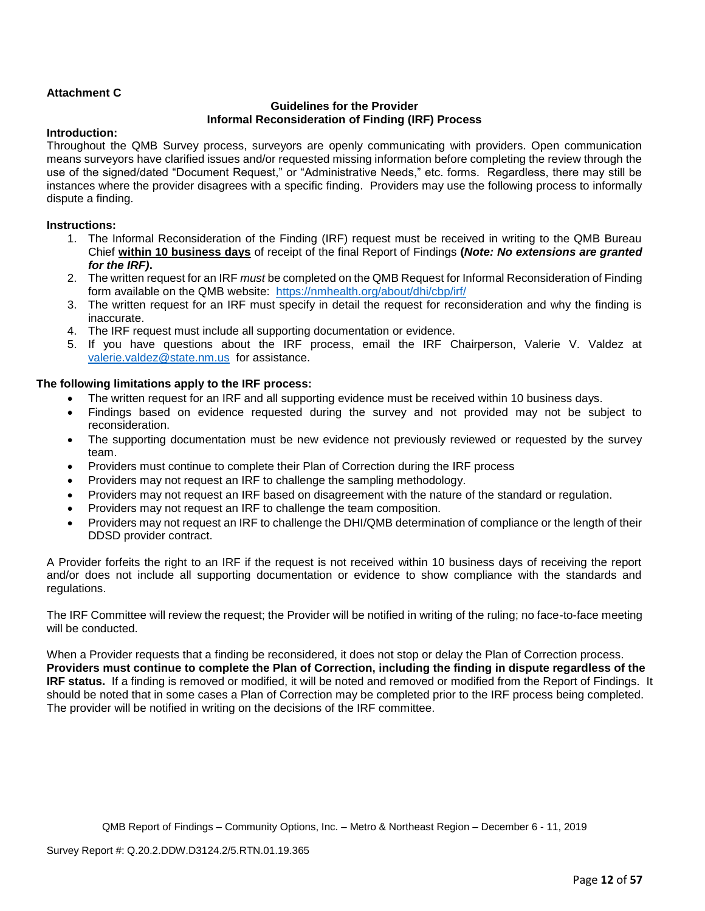**Attachment C**

## Guidelines for the Provider
## Informal Reconsideration of Finding (IRF) Process

**Introduction:**

Throughout the QMB Survey process, surveyors are openly communicating with providers. Open communication means surveyors have clarified issues and/or requested missing information before completing the review through the use of the signed/dated "Document Request," or "Administrative Needs," etc. forms. Regardless, there may still be instances where the provider disagrees with a specific finding. Providers may use the following process to informally dispute a finding.

**Instructions:**

1. The Informal Reconsideration of the Finding (IRF) request must be received in writing to the QMB Bureau Chief **within 10 business days** of receipt of the final Report of Findings **(*Note: No extensions are granted for the IRF)*.**
2. The written request for an IRF *must* be completed on the QMB Request for Informal Reconsideration of Finding form available on the QMB website: https://nmhealth.org/about/dhi/cbp/irf/
3. The written request for an IRF must specify in detail the request for reconsideration and why the finding is inaccurate.
4. The IRF request must include all supporting documentation or evidence.
5. If you have questions about the IRF process, email the IRF Chairperson, Valerie V. Valdez at valerie.valdez@state.nm.us for assistance.

**The following limitations apply to the IRF process:**

- The written request for an IRF and all supporting evidence must be received within 10 business days.
- Findings based on evidence requested during the survey and not provided may not be subject to reconsideration.
- The supporting documentation must be new evidence not previously reviewed or requested by the survey team.
- Providers must continue to complete their Plan of Correction during the IRF process
- Providers may not request an IRF to challenge the sampling methodology.
- Providers may not request an IRF based on disagreement with the nature of the standard or regulation.
- Providers may not request an IRF to challenge the team composition.
- Providers may not request an IRF to challenge the DHI/QMB determination of compliance or the length of their DDSD provider contract.

A Provider forfeits the right to an IRF if the request is not received within 10 business days of receiving the report and/or does not include all supporting documentation or evidence to show compliance with the standards and regulations.

The IRF Committee will review the request; the Provider will be notified in writing of the ruling; no face-to-face meeting will be conducted.

When a Provider requests that a finding be reconsidered, it does not stop or delay the Plan of Correction process. **Providers must continue to complete the Plan of Correction, including the finding in dispute regardless of the IRF status.** If a finding is removed or modified, it will be noted and removed or modified from the Report of Findings. It should be noted that in some cases a Plan of Correction may be completed prior to the IRF process being completed. The provider will be notified in writing on the decisions of the IRF committee.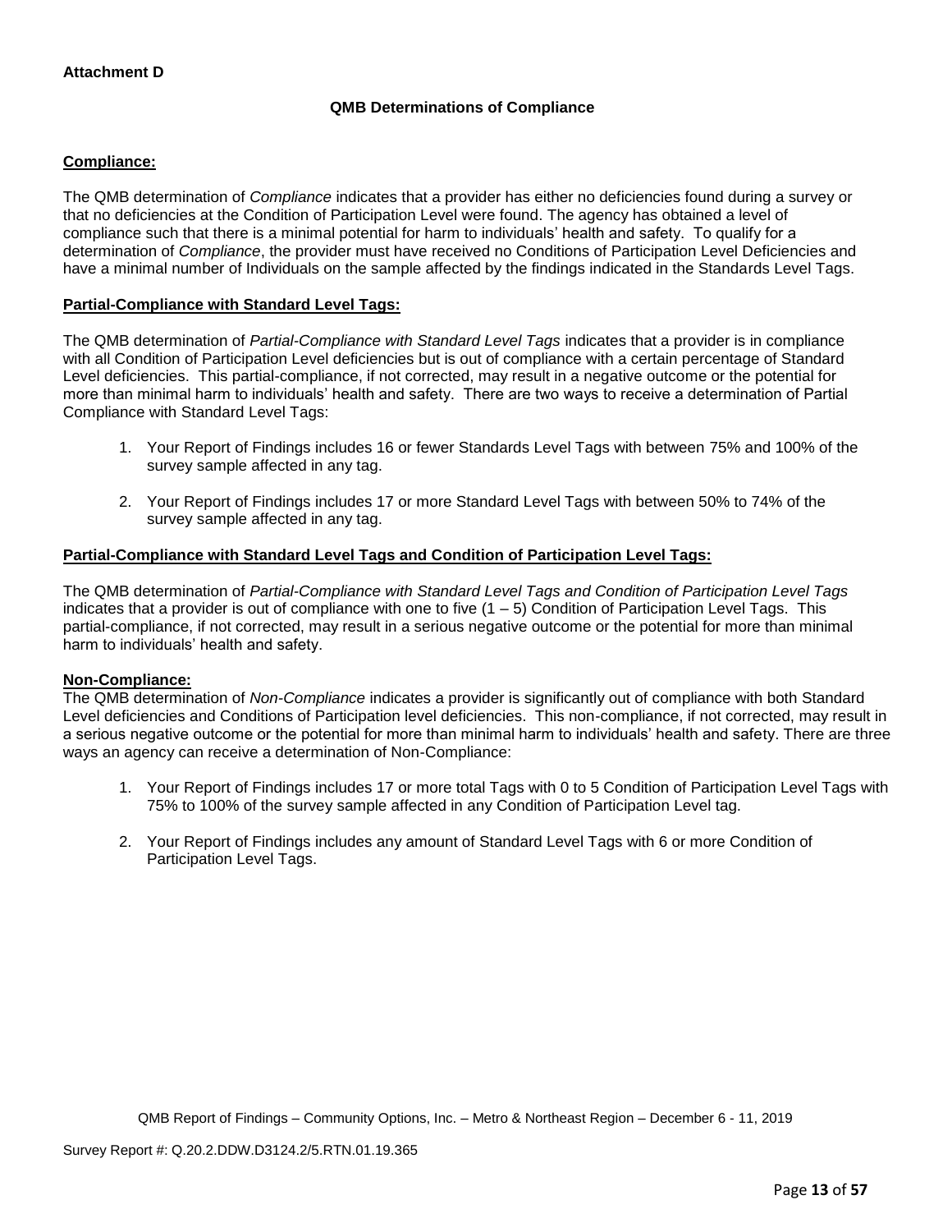**Attachment D**

**QMB Determinations of Compliance**

**Compliance:**

The QMB determination of *Compliance* indicates that a provider has either no deficiencies found during a survey or that no deficiencies at the Condition of Participation Level were found. The agency has obtained a level of compliance such that there is a minimal potential for harm to individuals' health and safety. To qualify for a determination of *Compliance*, the provider must have received no Conditions of Participation Level Deficiencies and have a minimal number of Individuals on the sample affected by the findings indicated in the Standards Level Tags.

**Partial-Compliance with Standard Level Tags:**

The QMB determination of *Partial-Compliance with Standard Level Tags* indicates that a provider is in compliance with all Condition of Participation Level deficiencies but is out of compliance with a certain percentage of Standard Level deficiencies. This partial-compliance, if not corrected, may result in a negative outcome or the potential for more than minimal harm to individuals' health and safety. There are two ways to receive a determination of Partial Compliance with Standard Level Tags:

1. Your Report of Findings includes 16 or fewer Standards Level Tags with between 75% and 100% of the survey sample affected in any tag.
2. Your Report of Findings includes 17 or more Standard Level Tags with between 50% to 74% of the survey sample affected in any tag.

**Partial-Compliance with Standard Level Tags and Condition of Participation Level Tags:**

The QMB determination of *Partial-Compliance with Standard Level Tags and Condition of Participation Level Tags* indicates that a provider is out of compliance with one to five (1 – 5) Condition of Participation Level Tags. This partial-compliance, if not corrected, may result in a serious negative outcome or the potential for more than minimal harm to individuals' health and safety.

**Non-Compliance:**

The QMB determination of *Non-Compliance* indicates a provider is significantly out of compliance with both Standard Level deficiencies and Conditions of Participation level deficiencies. This non-compliance, if not corrected, may result in a serious negative outcome or the potential for more than minimal harm to individuals' health and safety. There are three ways an agency can receive a determination of Non-Compliance:

1. Your Report of Findings includes 17 or more total Tags with 0 to 5 Condition of Participation Level Tags with 75% to 100% of the survey sample affected in any Condition of Participation Level tag.
2. Your Report of Findings includes any amount of Standard Level Tags with 6 or more Condition of Participation Level Tags.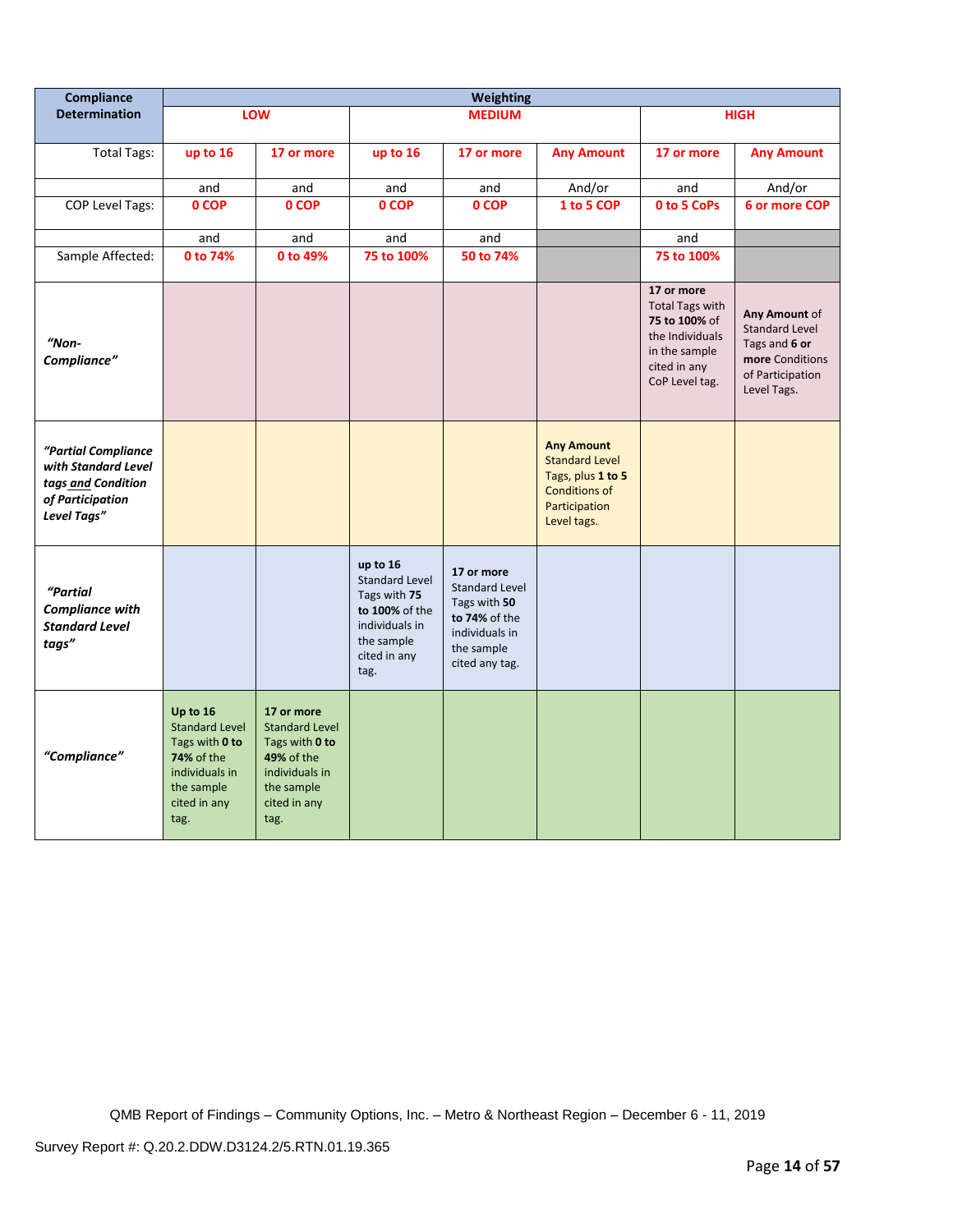| Compliance Determination | Weighting | | | | | | |
|---|---|---|---|---|---|---|---|
| | **LOW** | | **MEDIUM** | | | **HIGH** | |
| Total Tags: | **up to 16** | **17 or more** | **up to 16** | **17 or more** | **Any Amount** | **17 or more** | **Any Amount** |
| | and | and | and | and | And/or | and | And/or |
| COP Level Tags: | **0 COP** | **0 COP** | **0 COP** | **0 COP** | **1 to 5 COP** | **0 to 5 CoPs** | **6 or more COP** |
| | and | and | and | and | | and | |
| Sample Affected: | **0 to 74%** | **0 to 49%** | **75 to 100%** | **50 to 74%** | | **75 to 100%** | |
| ***"Non-Compliance"*** | | | | | | **17 or more** Total Tags with **75 to 100%** of the Individuals in the sample cited in any CoP Level tag. | **Any Amount** of Standard Level Tags and **6 or more** Conditions of Participation Level Tags. |
| ***"Partial Compliance with Standard Level tags and Condition of Participation Level Tags"*** | | | | | **Any Amount** Standard Level Tags, plus **1 to 5** Conditions of Participation Level tags. | | |
| ***"Partial Compliance with Standard Level tags"*** | | | **up to 16** Standard Level Tags with **75 to 100%** of the individuals in the sample cited in any tag. | **17 or more** Standard Level Tags with **50 to 74%** of the individuals in the sample cited any tag. | | | |
| ***"Compliance"*** | **Up to 16** Standard Level Tags with **0 to 74%** of the individuals in the sample cited in any tag. | **17 or more** Standard Level Tags with **0 to 49%** of the individuals in the sample cited in any tag. | | | | | |

QMB Report of Findings – Community Options, Inc. – Metro & Northeast Region – December 6 - 11, 2019

Survey Report #: Q.20.2.DDW.D3124.2/5.RTN.01.19.365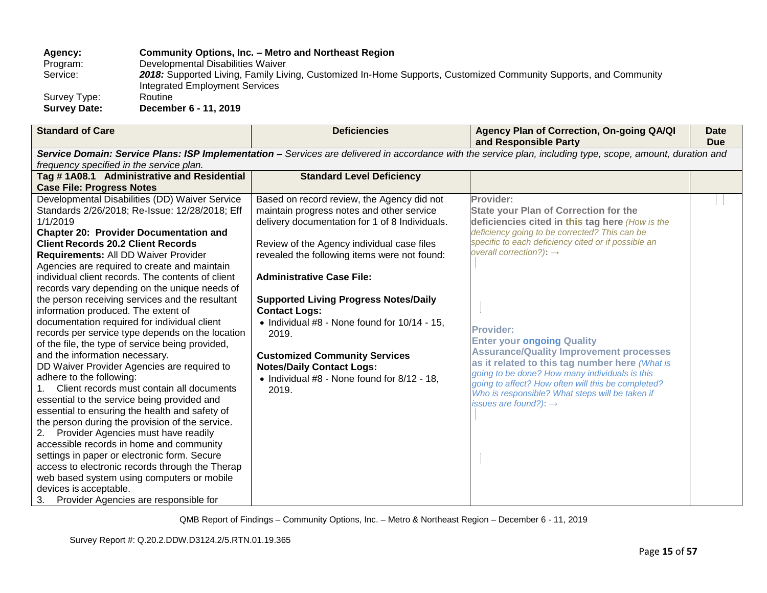**Agency:** **Community Options, Inc. – Metro and Northeast Region**
Program: Developmental Disabilities Waiver
Service: ***2018:*** Supported Living, Family Living, Customized In-Home Supports, Customized Community Supports, and Community Integrated Employment Services
Survey Type: Routine
**Survey Date:** **December 6 - 11, 2019**

| **Standard of Care** | **Deficiencies** | **Agency Plan of Correction, On-going QA/QI and Responsible Party** | **Date Due** |
|---|---|---|---|
| ***Service Domain: Service Plans: ISP Implementation –*** *Services are delivered in accordance with the service plan, including type, scope, amount, duration and frequency specified in the service plan.* | | | |
| **Tag # 1A08.1 Administrative and Residential Case File: Progress Notes** | **Standard Level Deficiency** | | |
| Developmental Disabilities (DD) Waiver Service Standards 2/26/2018; Re-Issue: 12/28/2018; Eff 1/1/2019<br>**Chapter 20: Provider Documentation and Client Records 20.2 Client Records Requirements:** All DD Waiver Provider Agencies are required to create and maintain individual client records. The contents of client records vary depending on the unique needs of the person receiving services and the resultant information produced. The extent of documentation required for individual client records per service type depends on the location of the file, the type of service being provided, and the information necessary.<br>DD Waiver Provider Agencies are required to adhere to the following:<br>1. Client records must contain all documents essential to the service being provided and essential to ensuring the health and safety of the person during the provision of the service.<br>2. Provider Agencies must have readily accessible records in home and community settings in paper or electronic form. Secure access to electronic records through the Therap web based system using computers or mobile devices is acceptable.<br>3. Provider Agencies are responsible for | Based on record review, the Agency did not maintain progress notes and other service delivery documentation for 1 of 8 Individuals.<br><br>Review of the Agency individual case files revealed the following items were not found:<br><br>**Administrative Case File:**<br><br>**Supported Living Progress Notes/Daily Contact Logs:**<br>• Individual #8 - None found for 10/14 - 15, 2019.<br><br>**Customized Community Services Notes/Daily Contact Logs:**<br>• Individual #8 - None found for 8/12 - 18, 2019. | **Provider:**<br>**State your Plan of Correction for the deficiencies cited in this tag here** *(How is the deficiency going to be corrected? This can be specific to each deficiency cited or if possible an overall correction?):* →<br><br>**Provider:**<br>**Enter your ongoing Quality Assurance/Quality Improvement processes as it related to this tag number here** *(What is going to be done? How many individuals is this going to affect? How often will this be completed? Who is responsible? What steps will be taken if issues are found?):* → | |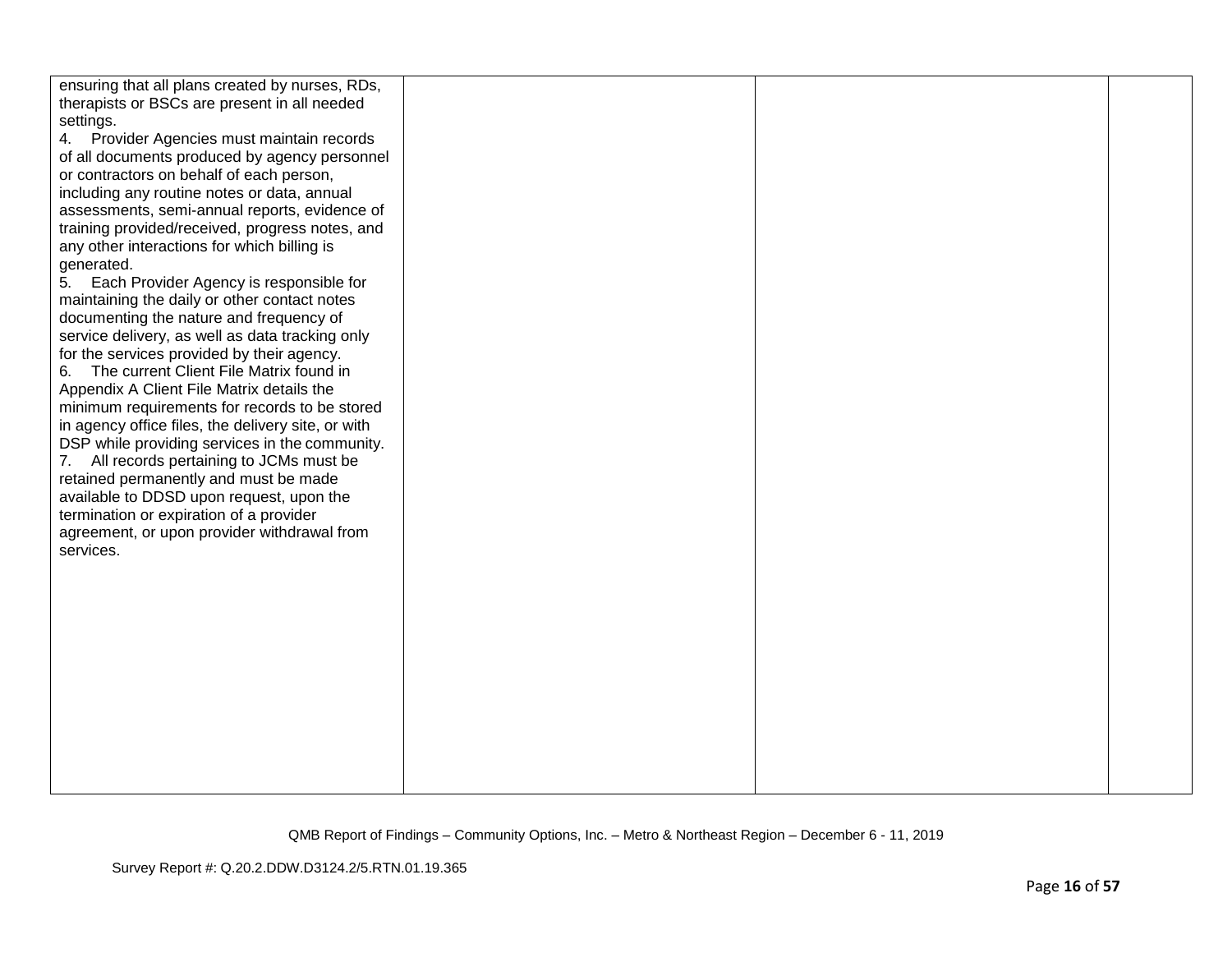| | | | |
|---|---|---|---|
| ensuring that all plans created by nurses, RDs, therapists or BSCs are present in all needed settings.<br>4. Provider Agencies must maintain records of all documents produced by agency personnel or contractors on behalf of each person, including any routine notes or data, annual assessments, semi-annual reports, evidence of training provided/received, progress notes, and any other interactions for which billing is generated.<br>5. Each Provider Agency is responsible for maintaining the daily or other contact notes documenting the nature and frequency of service delivery, as well as data tracking only for the services provided by their agency.<br>6. The current Client File Matrix found in Appendix A Client File Matrix details the minimum requirements for records to be stored in agency office files, the delivery site, or with DSP while providing services in the community.<br>7. All records pertaining to JCMs must be retained permanently and must be made available to DDSD upon request, upon the termination or expiration of a provider agreement, or upon provider withdrawal from services. | | | |

QMB Report of Findings – Community Options, Inc. – Metro & Northeast Region – December 6 - 11, 2019

Survey Report #: Q.20.2.DDW.D3124.2/5.RTN.01.19.365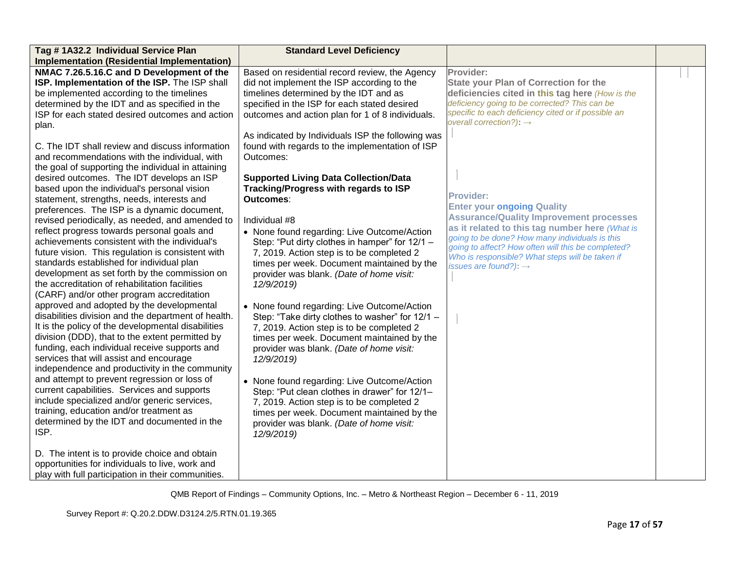| Tag # 1A32.2 Individual Service Plan Implementation (Residential Implementation) | Standard Level Deficiency | | |
|---|---|---|---|
| **NMAC 7.26.5.16.C and D Development of the ISP. Implementation of the ISP.** The ISP shall be implemented according to the timelines determined by the IDT and as specified in the ISP for each stated desired outcomes and action plan.<br><br>C. The IDT shall review and discuss information and recommendations with the individual, with the goal of supporting the individual in attaining desired outcomes. The IDT develops an ISP based upon the individual's personal vision statement, strengths, needs, interests and preferences. The ISP is a dynamic document, revised periodically, as needed, and amended to reflect progress towards personal goals and achievements consistent with the individual's future vision. This regulation is consistent with standards established for individual plan development as set forth by the commission on the accreditation of rehabilitation facilities (CARF) and/or other program accreditation approved and adopted by the developmental disabilities division and the department of health. It is the policy of the developmental disabilities division (DDD), that to the extent permitted by funding, each individual receive supports and services that will assist and encourage independence and productivity in the community and attempt to prevent regression or loss of current capabilities. Services and supports include specialized and/or generic services, training, education and/or treatment as determined by the IDT and documented in the ISP.<br><br>D. The intent is to provide choice and obtain opportunities for individuals to live, work and play with full participation in their communities. | Based on residential record review, the Agency did not implement the ISP according to the timelines determined by the IDT and as specified in the ISP for each stated desired outcomes and action plan for 1 of 8 individuals.<br><br>As indicated by Individuals ISP the following was found with regards to the implementation of ISP Outcomes:<br><br>**Supported Living Data Collection/Data Tracking/Progress with regards to ISP Outcomes**:<br><br>Individual #8<br>• None found regarding: Live Outcome/Action Step: "Put dirty clothes in hamper" for 12/1 – 7, 2019. Action step is to be completed 2 times per week. Document maintained by the provider was blank. *(Date of home visit: 12/9/2019)*<br><br>• None found regarding: Live Outcome/Action Step: "Take dirty clothes to washer" for 12/1 – 7, 2019. Action step is to be completed 2 times per week. Document maintained by the provider was blank. *(Date of home visit: 12/9/2019)*<br><br>• None found regarding: Live Outcome/Action Step: "Put clean clothes in drawer" for 12/1– 7, 2019. Action step is to be completed 2 times per week. Document maintained by the provider was blank. *(Date of home visit: 12/9/2019)* | **Provider:**<br>**State your Plan of Correction for the deficiencies cited in this tag here** *(How is the deficiency going to be corrected? This can be specific to each deficiency cited or if possible an overall correction?)*: →<br><br>**Provider:**<br>**Enter your ongoing Quality Assurance/Quality Improvement processes as it related to this tag number here** *(What is going to be done? How many individuals is this going to affect? How often will this be completed? Who is responsible? What steps will be taken if issues are found?)*: → | |

QMB Report of Findings – Community Options, Inc. – Metro & Northeast Region – December 6 - 11, 2019

Survey Report #: Q.20.2.DDW.D3124.2/5.RTN.01.19.365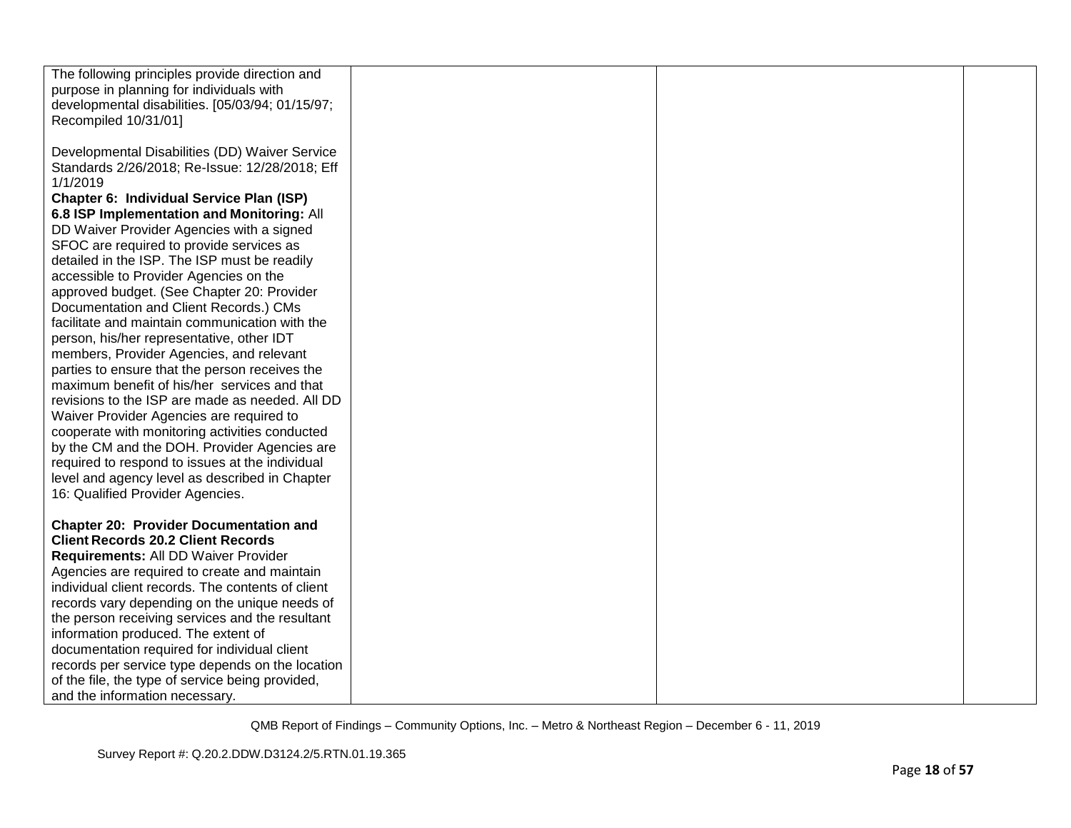| | | | |
|---|---|---|---|
| The following principles provide direction and purpose in planning for individuals with developmental disabilities. [05/03/94; 01/15/97; Recompiled 10/31/01]<br><br>Developmental Disabilities (DD) Waiver Service Standards 2/26/2018; Re-Issue: 12/28/2018; Eff 1/1/2019<br>**Chapter 6: Individual Service Plan (ISP)**<br>**6.8 ISP Implementation and Monitoring:** All DD Waiver Provider Agencies with a signed SFOC are required to provide services as detailed in the ISP. The ISP must be readily accessible to Provider Agencies on the approved budget. (See Chapter 20: Provider Documentation and Client Records.) CMs facilitate and maintain communication with the person, his/her representative, other IDT members, Provider Agencies, and relevant parties to ensure that the person receives the maximum benefit of his/her services and that revisions to the ISP are made as needed. All DD Waiver Provider Agencies are required to cooperate with monitoring activities conducted by the CM and the DOH. Provider Agencies are required to respond to issues at the individual level and agency level as described in Chapter 16: Qualified Provider Agencies.<br><br>**Chapter 20: Provider Documentation and Client Records 20.2 Client Records Requirements:** All DD Waiver Provider Agencies are required to create and maintain individual client records. The contents of client records vary depending on the unique needs of the person receiving services and the resultant information produced. The extent of documentation required for individual client records per service type depends on the location of the file, the type of service being provided, and the information necessary. | | | |

QMB Report of Findings – Community Options, Inc. – Metro & Northeast Region – December 6 - 11, 2019

Survey Report #: Q.20.2.DDW.D3124.2/5.RTN.01.19.365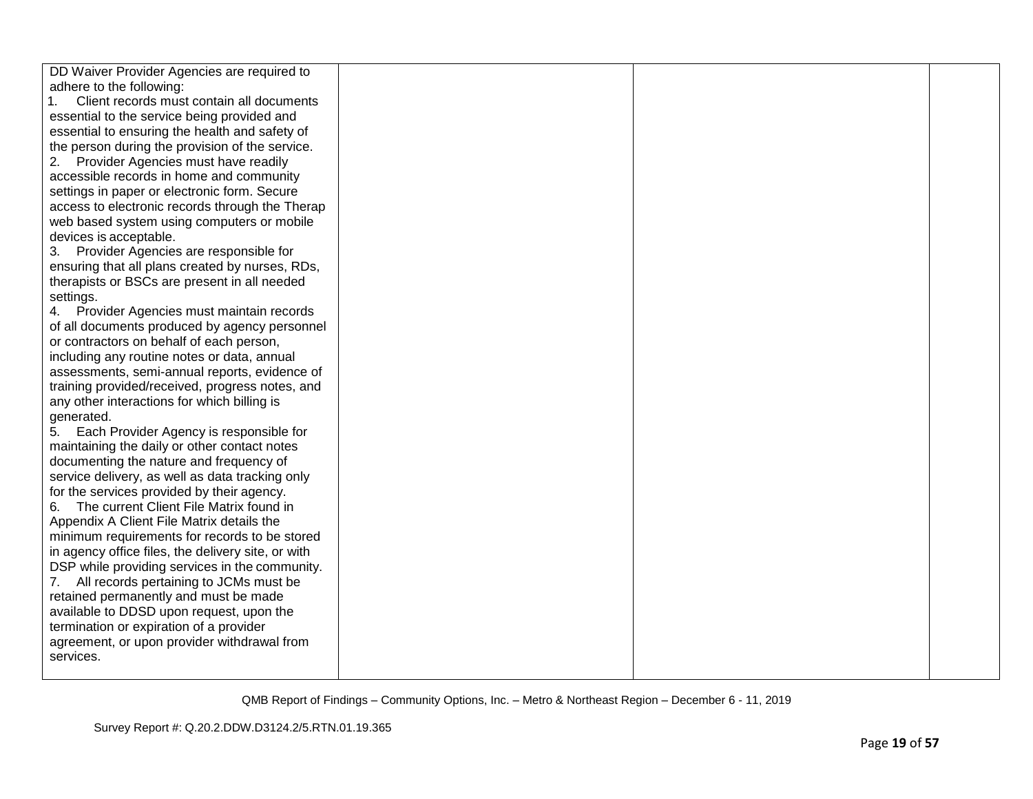| | | | |
|---|---|---|---|
| DD Waiver Provider Agencies are required to adhere to the following:<br>1. Client records must contain all documents essential to the service being provided and essential to ensuring the health and safety of the person during the provision of the service.<br>2. Provider Agencies must have readily accessible records in home and community settings in paper or electronic form. Secure access to electronic records through the Therap web based system using computers or mobile devices is acceptable.<br>3. Provider Agencies are responsible for ensuring that all plans created by nurses, RDs, therapists or BSCs are present in all needed settings.<br>4. Provider Agencies must maintain records of all documents produced by agency personnel or contractors on behalf of each person, including any routine notes or data, annual assessments, semi-annual reports, evidence of training provided/received, progress notes, and any other interactions for which billing is generated.<br>5. Each Provider Agency is responsible for maintaining the daily or other contact notes documenting the nature and frequency of service delivery, as well as data tracking only for the services provided by their agency.<br>6. The current Client File Matrix found in Appendix A Client File Matrix details the minimum requirements for records to be stored in agency office files, the delivery site, or with DSP while providing services in the community.<br>7. All records pertaining to JCMs must be retained permanently and must be made available to DDSD upon request, upon the termination or expiration of a provider agreement, or upon provider withdrawal from services. | | | |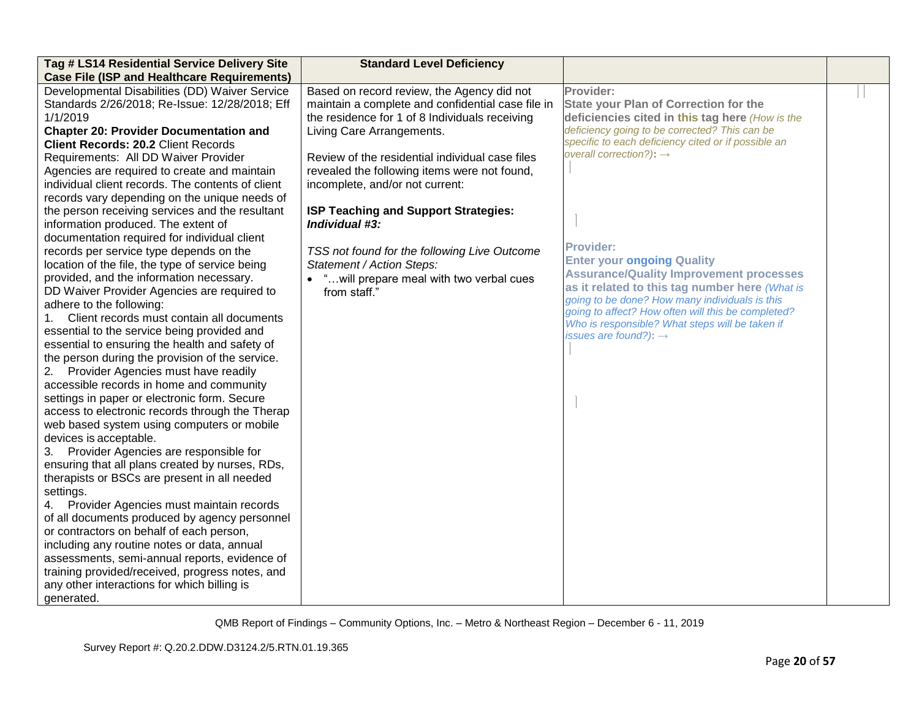| Tag # LS14 Residential Service Delivery Site Case File (ISP and Healthcare Requirements) | Standard Level Deficiency | | |
|---|---|---|---|
| Developmental Disabilities (DD) Waiver Service Standards 2/26/2018; Re-Issue: 12/28/2018; Eff 1/1/2019<br>**Chapter 20: Provider Documentation and Client Records: 20.2** Client Records Requirements: All DD Waiver Provider Agencies are required to create and maintain individual client records. The contents of client records vary depending on the unique needs of the person receiving services and the resultant information produced. The extent of documentation required for individual client records per service type depends on the location of the file, the type of service being provided, and the information necessary.<br>DD Waiver Provider Agencies are required to adhere to the following:<br>1. Client records must contain all documents essential to the service being provided and essential to ensuring the health and safety of the person during the provision of the service.<br>2. Provider Agencies must have readily accessible records in home and community settings in paper or electronic form. Secure access to electronic records through the Therap web based system using computers or mobile devices is acceptable.<br>3. Provider Agencies are responsible for ensuring that all plans created by nurses, RDs, therapists or BSCs are present in all needed settings.<br>4. Provider Agencies must maintain records of all documents produced by agency personnel or contractors on behalf of each person, including any routine notes or data, annual assessments, semi-annual reports, evidence of training provided/received, progress notes, and any other interactions for which billing is generated. | Based on record review, the Agency did not maintain a complete and confidential case file in the residence for 1 of 8 Individuals receiving Living Care Arrangements.<br><br>Review of the residential individual case files revealed the following items were not found, incomplete, and/or not current:<br><br>**ISP Teaching and Support Strategies:**<br>***Individual #3:***<br><br>*TSS not found for the following Live Outcome Statement / Action Steps:*<br>• "…will prepare meal with two verbal cues from staff." | **Provider:**<br>**State your Plan of Correction for the deficiencies cited in this tag here** *(How is the deficiency going to be corrected? This can be specific to each deficiency cited or if possible an overall correction?)*: →<br><br>**Provider:**<br>**Enter your ongoing Quality Assurance/Quality Improvement processes as it related to this tag number here** *(What is going to be done? How many individuals is this going to affect? How often will this be completed? Who is responsible? What steps will be taken if issues are found?)*: → | |

QMB Report of Findings – Community Options, Inc. – Metro & Northeast Region – December 6 - 11, 2019

Survey Report #: Q.20.2.DDW.D3124.2/5.RTN.01.19.365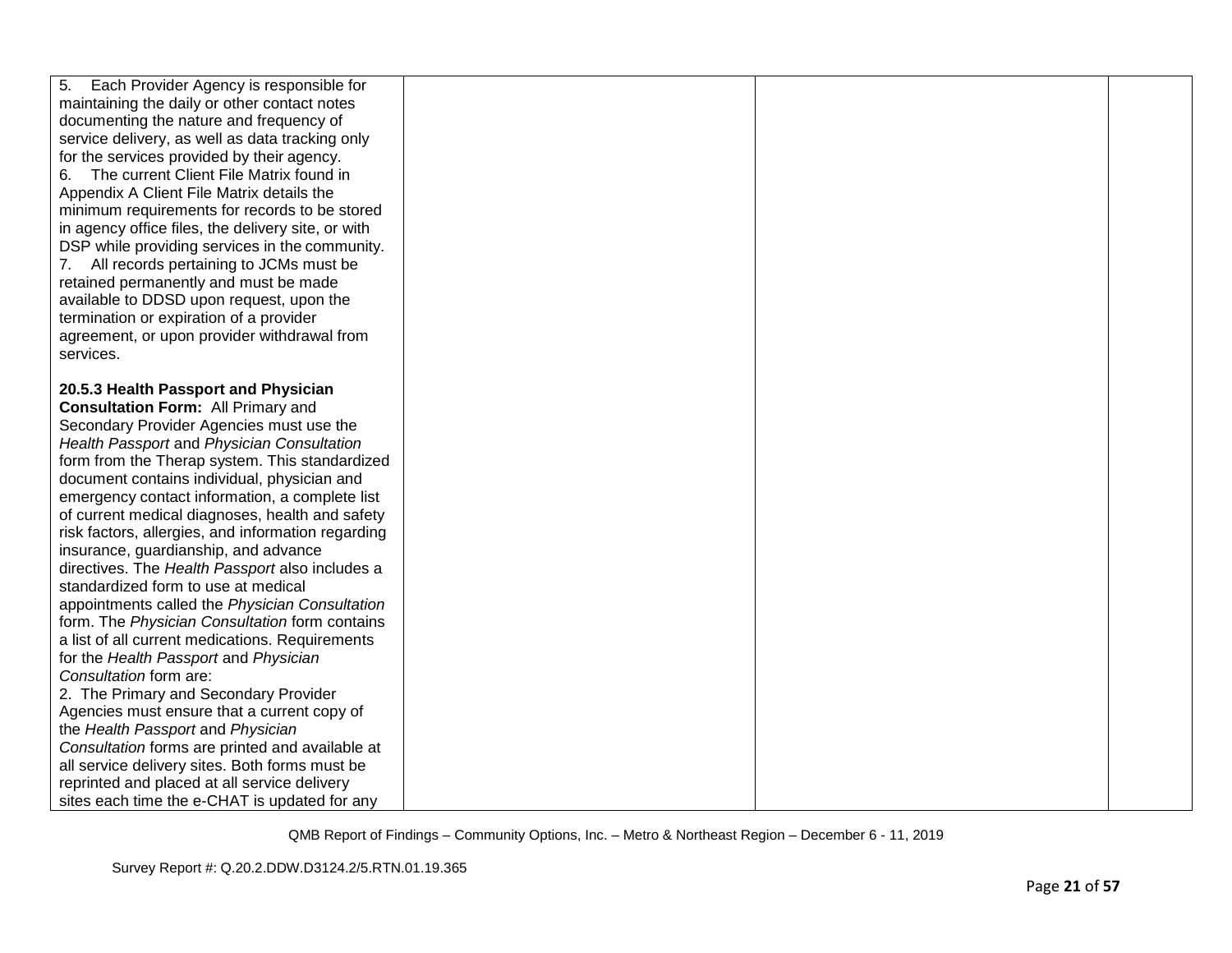| | | | |
|---|---|---|---|
| 5. Each Provider Agency is responsible for maintaining the daily or other contact notes documenting the nature and frequency of service delivery, as well as data tracking only for the services provided by their agency.<br>6. The current Client File Matrix found in Appendix A Client File Matrix details the minimum requirements for records to be stored in agency office files, the delivery site, or with DSP while providing services in the community.<br>7. All records pertaining to JCMs must be retained permanently and must be made available to DDSD upon request, upon the termination or expiration of a provider agreement, or upon provider withdrawal from services.<br><br>**20.5.3 Health Passport and Physician Consultation Form:** All Primary and Secondary Provider Agencies must use the *Health Passport* and *Physician Consultation* form from the Therap system. This standardized document contains individual, physician and emergency contact information, a complete list of current medical diagnoses, health and safety risk factors, allergies, and information regarding insurance, guardianship, and advance directives. The *Health Passport* also includes a standardized form to use at medical appointments called the *Physician Consultation* form. The *Physician Consultation* form contains a list of all current medications. Requirements for the *Health Passport* and *Physician Consultation* form are:<br>2. The Primary and Secondary Provider Agencies must ensure that a current copy of the *Health Passport* and *Physician Consultation* forms are printed and available at all service delivery sites. Both forms must be reprinted and placed at all service delivery sites each time the e-CHAT is updated for any | | | |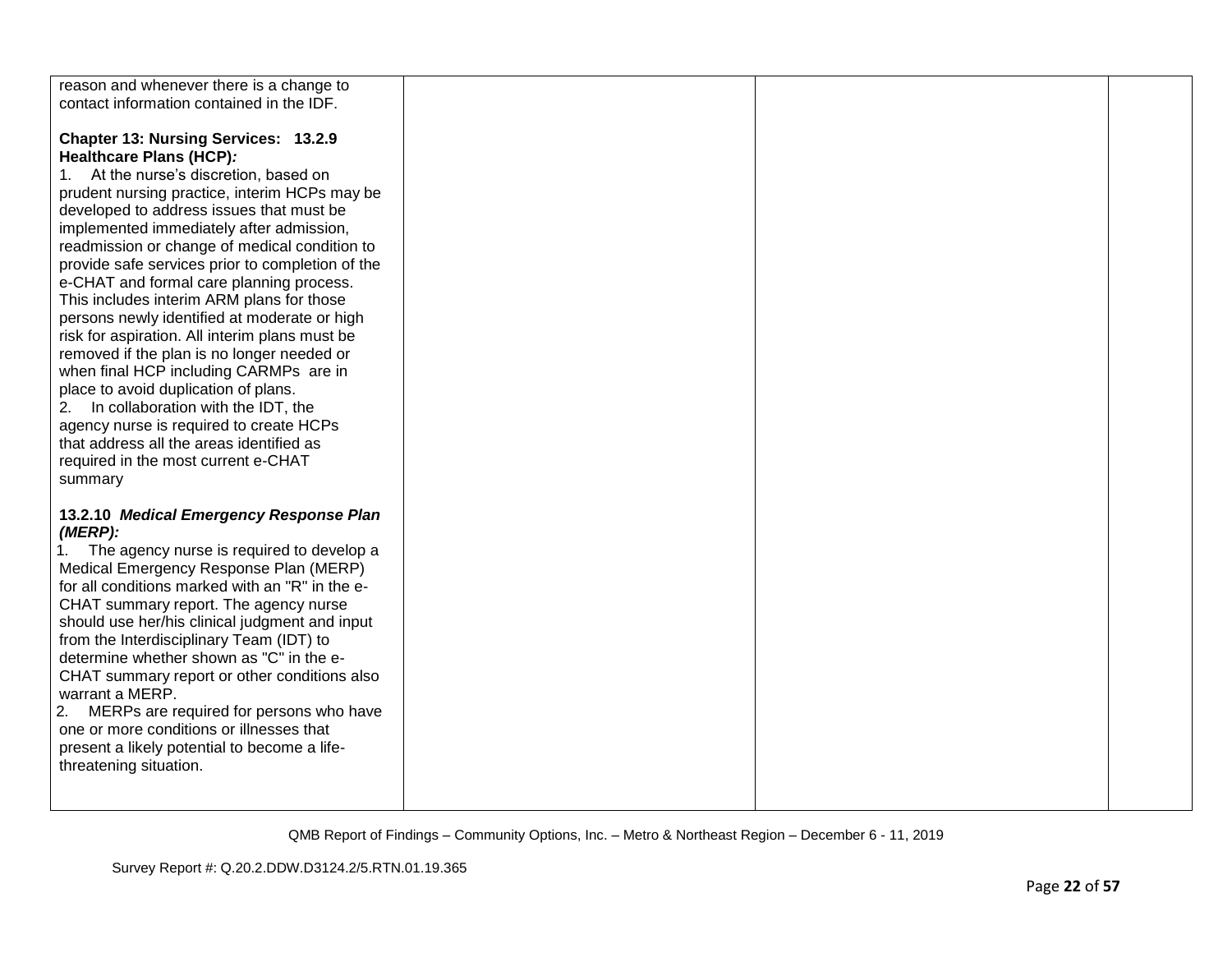| | | | |
|---|---|---|---|
| reason and whenever there is a change to contact information contained in the IDF.<br><br>**Chapter 13: Nursing Services: 13.2.9 Healthcare Plans (HCP)*:***<br>1. At the nurse's discretion, based on prudent nursing practice, interim HCPs may be developed to address issues that must be implemented immediately after admission, readmission or change of medical condition to provide safe services prior to completion of the e-CHAT and formal care planning process. This includes interim ARM plans for those persons newly identified at moderate or high risk for aspiration. All interim plans must be removed if the plan is no longer needed or when final HCP including CARMPs are in place to avoid duplication of plans.<br>2. In collaboration with the IDT, the agency nurse is required to create HCPs that address all the areas identified as required in the most current e-CHAT summary<br><br>**13.2.10 *Medical Emergency Response Plan (MERP):***<br>1. The agency nurse is required to develop a Medical Emergency Response Plan (MERP) for all conditions marked with an "R" in the e-CHAT summary report. The agency nurse should use her/his clinical judgment and input from the Interdisciplinary Team (IDT) to determine whether shown as "C" in the e-CHAT summary report or other conditions also warrant a MERP.<br>2. MERPs are required for persons who have one or more conditions or illnesses that present a likely potential to become a life-threatening situation. | | | |

QMB Report of Findings – Community Options, Inc. – Metro & Northeast Region – December 6 - 11, 2019

Survey Report #: Q.20.2.DDW.D3124.2/5.RTN.01.19.365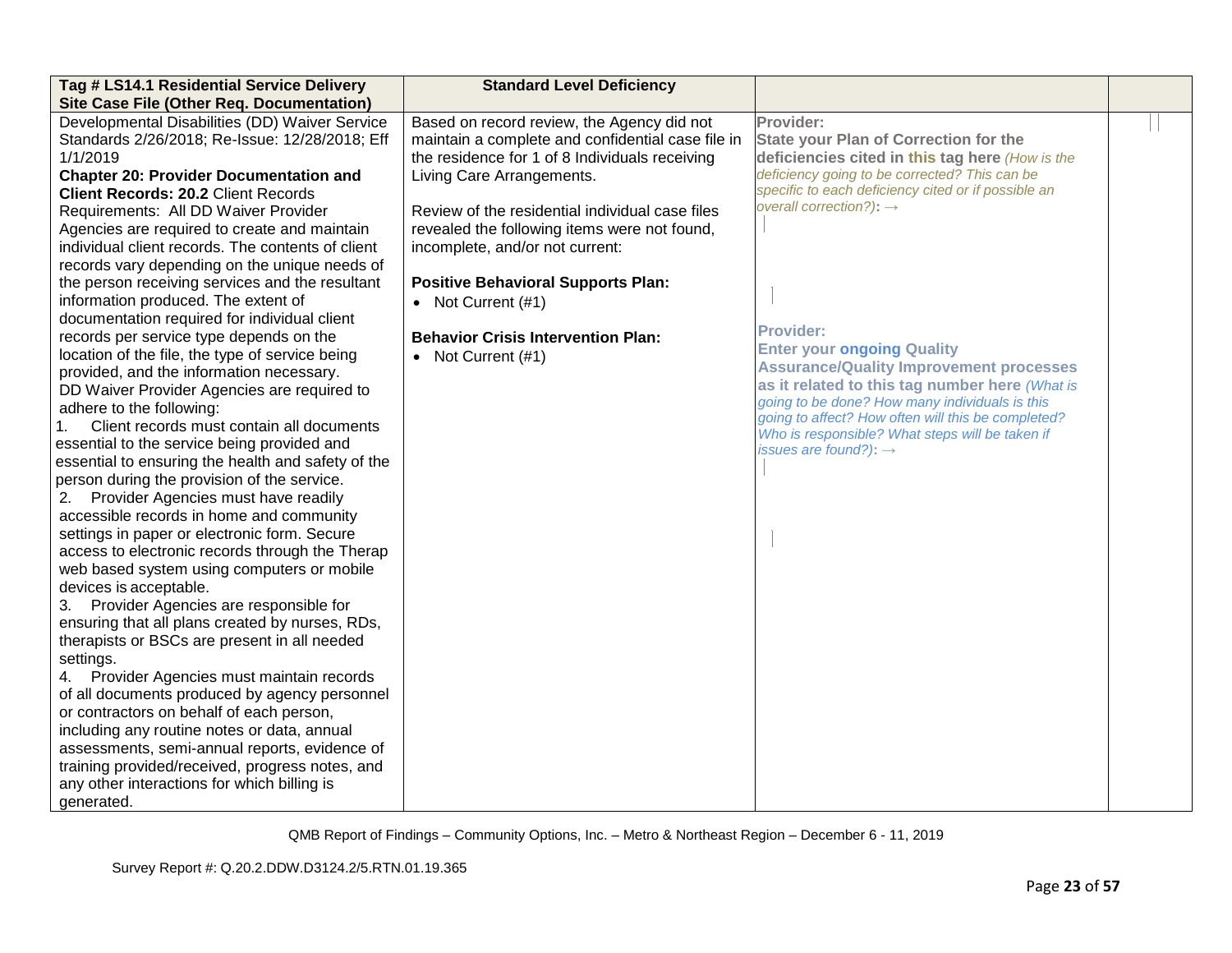| Tag # LS14.1 Residential Service Delivery Site Case File (Other Req. Documentation) | Standard Level Deficiency | | |
|---|---|---|---|
| Developmental Disabilities (DD) Waiver Service Standards 2/26/2018; Re-Issue: 12/28/2018; Eff 1/1/2019<br>**Chapter 20: Provider Documentation and Client Records: 20.2** Client Records Requirements: All DD Waiver Provider Agencies are required to create and maintain individual client records. The contents of client records vary depending on the unique needs of the person receiving services and the resultant information produced. The extent of documentation required for individual client records per service type depends on the location of the file, the type of service being provided, and the information necessary.<br>DD Waiver Provider Agencies are required to adhere to the following:<br>1. Client records must contain all documents essential to the service being provided and essential to ensuring the health and safety of the person during the provision of the service.<br>2. Provider Agencies must have readily accessible records in home and community settings in paper or electronic form. Secure access to electronic records through the Therap web based system using computers or mobile devices is acceptable.<br>3. Provider Agencies are responsible for ensuring that all plans created by nurses, RDs, therapists or BSCs are present in all needed settings.<br>4. Provider Agencies must maintain records of all documents produced by agency personnel or contractors on behalf of each person, including any routine notes or data, annual assessments, semi-annual reports, evidence of training provided/received, progress notes, and any other interactions for which billing is generated. | Based on record review, the Agency did not maintain a complete and confidential case file in the residence for 1 of 8 Individuals receiving Living Care Arrangements.<br><br>Review of the residential individual case files revealed the following items were not found, incomplete, and/or not current:<br><br>**Positive Behavioral Supports Plan:**<br>• Not Current (#1)<br><br>**Behavior Crisis Intervention Plan:**<br>• Not Current (#1) | **Provider:**<br>**State your Plan of Correction for the deficiencies cited in this tag here** *(How is the deficiency going to be corrected? This can be specific to each deficiency cited or if possible an overall correction?)*: →<br><br>**Provider:**<br>**Enter your ongoing Quality Assurance/Quality Improvement processes as it related to this tag number here** *(What is going to be done? How many individuals is this going to affect? How often will this be completed? Who is responsible? What steps will be taken if issues are found?)*: → | |

QMB Report of Findings – Community Options, Inc. – Metro & Northeast Region – December 6 - 11, 2019

Survey Report #: Q.20.2.DDW.D3124.2/5.RTN.01.19.365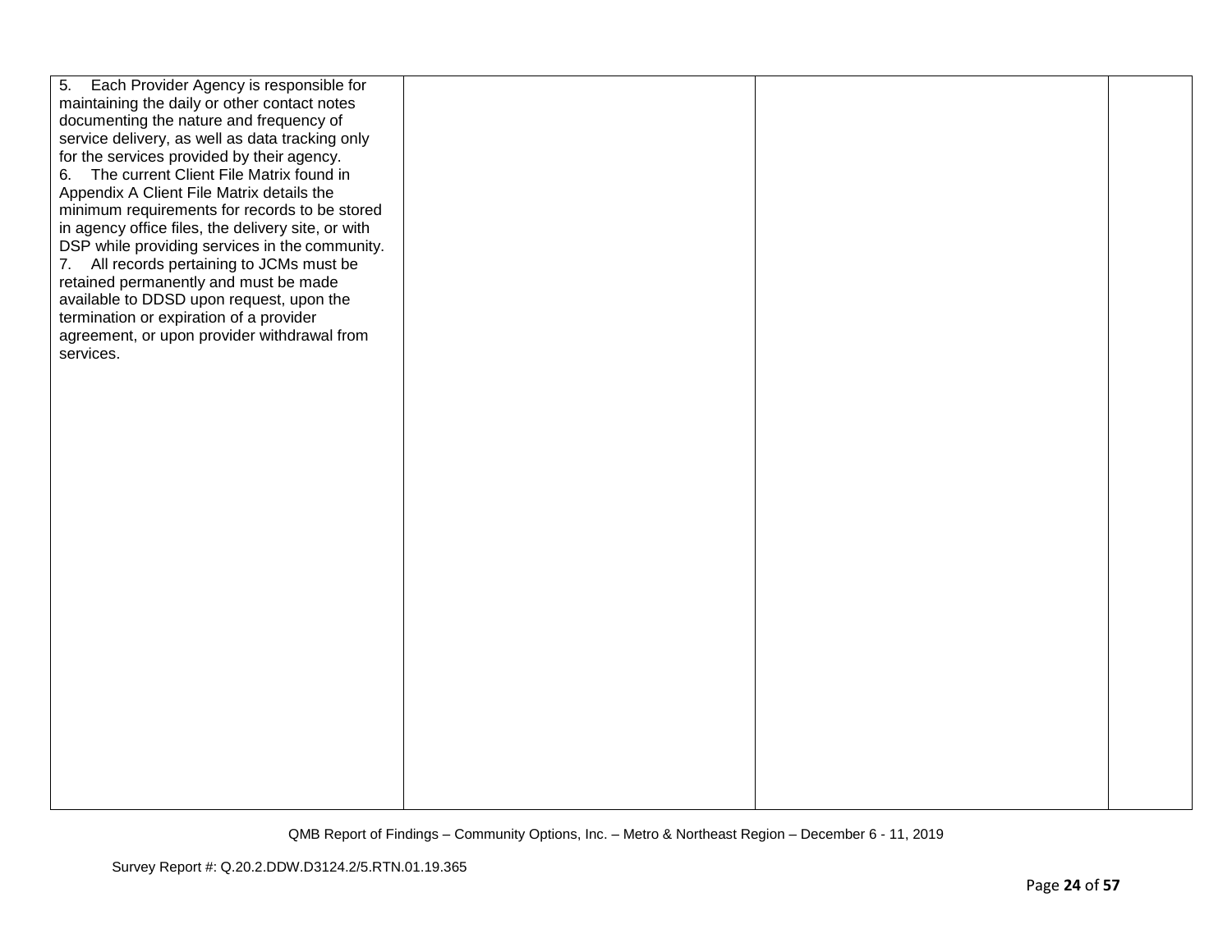| | | | |
|---|---|---|---|
| 5. Each Provider Agency is responsible for maintaining the daily or other contact notes documenting the nature and frequency of service delivery, as well as data tracking only for the services provided by their agency.<br>6. The current Client File Matrix found in Appendix A Client File Matrix details the minimum requirements for records to be stored in agency office files, the delivery site, or with DSP while providing services in the community.<br>7. All records pertaining to JCMs must be retained permanently and must be made available to DDSD upon request, upon the termination or expiration of a provider agreement, or upon provider withdrawal from services. | | | |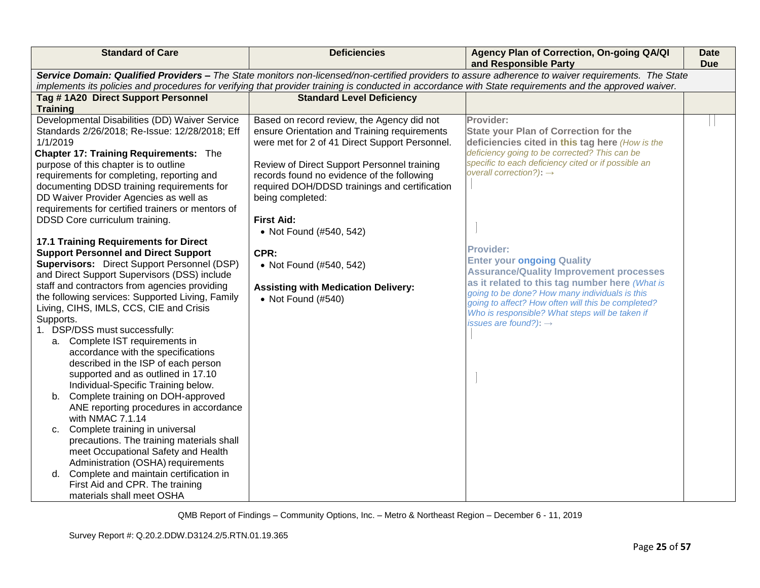| Standard of Care | Deficiencies | Agency Plan of Correction, On-going QA/QI and Responsible Party | Date Due |
|---|---|---|---|
| ***Service Domain: Qualified Providers –** The State monitors non-licensed/non-certified providers to assure adherence to waiver requirements. The State implements its policies and procedures for verifying that provider training is conducted in accordance with State requirements and the approved waiver.* | | | |
| **Tag # 1A20 Direct Support Personnel Training** | **Standard Level Deficiency** | | |
| Developmental Disabilities (DD) Waiver Service Standards 2/26/2018; Re-Issue: 12/28/2018; Eff 1/1/2019<br>**Chapter 17: Training Requirements:** The purpose of this chapter is to outline requirements for completing, reporting and documenting DDSD training requirements for DD Waiver Provider Agencies as well as requirements for certified trainers or mentors of DDSD Core curriculum training.<br><br>**17.1 Training Requirements for Direct Support Personnel and Direct Support Supervisors:** Direct Support Personnel (DSP) and Direct Support Supervisors (DSS) include staff and contractors from agencies providing the following services: Supported Living, Family Living, CIHS, IMLS, CCS, CIE and Crisis Supports.<br>1. DSP/DSS must successfully:<br>a. Complete IST requirements in accordance with the specifications described in the ISP of each person supported and as outlined in 17.10 Individual-Specific Training below.<br>b. Complete training on DOH-approved ANE reporting procedures in accordance with NMAC 7.1.14<br>c. Complete training in universal precautions. The training materials shall meet Occupational Safety and Health Administration (OSHA) requirements<br>d. Complete and maintain certification in First Aid and CPR. The training materials shall meet OSHA | Based on record review, the Agency did not ensure Orientation and Training requirements were met for 2 of 41 Direct Support Personnel.<br><br>Review of Direct Support Personnel training records found no evidence of the following required DOH/DDSD trainings and certification being completed:<br><br>**First Aid:**<br>• Not Found (#540, 542)<br><br>**CPR:**<br>• Not Found (#540, 542)<br><br>**Assisting with Medication Delivery:**<br>• Not Found (#540) | **Provider:**<br>**State your Plan of Correction for the deficiencies cited in this tag here** *(How is the deficiency going to be corrected? This can be specific to each deficiency cited or if possible an overall correction?):* →<br><br>**Provider:**<br>**Enter your ongoing Quality Assurance/Quality Improvement processes as it related to this tag number here** *(What is going to be done? How many individuals is this going to affect? How often will this be completed? Who is responsible? What steps will be taken if issues are found?):* → | |

QMB Report of Findings – Community Options, Inc. – Metro & Northeast Region – December 6 - 11, 2019

Survey Report #: Q.20.2.DDW.D3124.2/5.RTN.01.19.365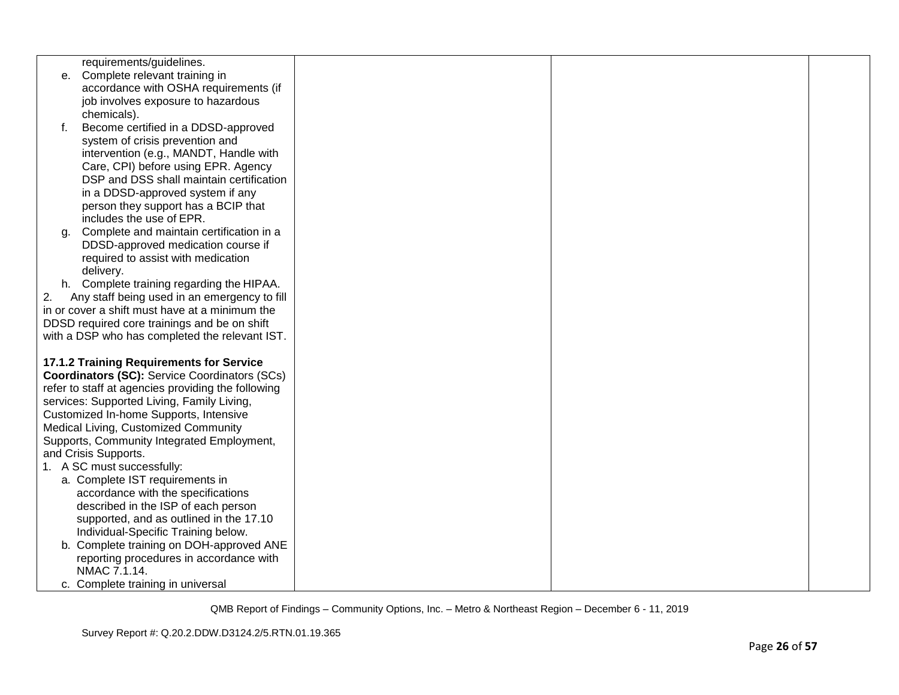| | | | |
|---|---|---|---|
| requirements/guidelines.<br>e. Complete relevant training in accordance with OSHA requirements (if job involves exposure to hazardous chemicals).<br>f. Become certified in a DDSD-approved system of crisis prevention and intervention (e.g., MANDT, Handle with Care, CPI) before using EPR. Agency DSP and DSS shall maintain certification in a DDSD-approved system if any person they support has a BCIP that includes the use of EPR.<br>g. Complete and maintain certification in a DDSD-approved medication course if required to assist with medication delivery.<br>h. Complete training regarding the HIPAA.<br>2. Any staff being used in an emergency to fill in or cover a shift must have at a minimum the DDSD required core trainings and be on shift with a DSP who has completed the relevant IST.<br><br>**17.1.2 Training Requirements for Service Coordinators (SC):** Service Coordinators (SCs) refer to staff at agencies providing the following services: Supported Living, Family Living, Customized In-home Supports, Intensive Medical Living, Customized Community Supports, Community Integrated Employment, and Crisis Supports.<br>1. A SC must successfully:<br>a. Complete IST requirements in accordance with the specifications described in the ISP of each person supported, and as outlined in the 17.10 Individual-Specific Training below.<br>b. Complete training on DOH-approved ANE reporting procedures in accordance with NMAC 7.1.14.<br>c. Complete training in universal | | | |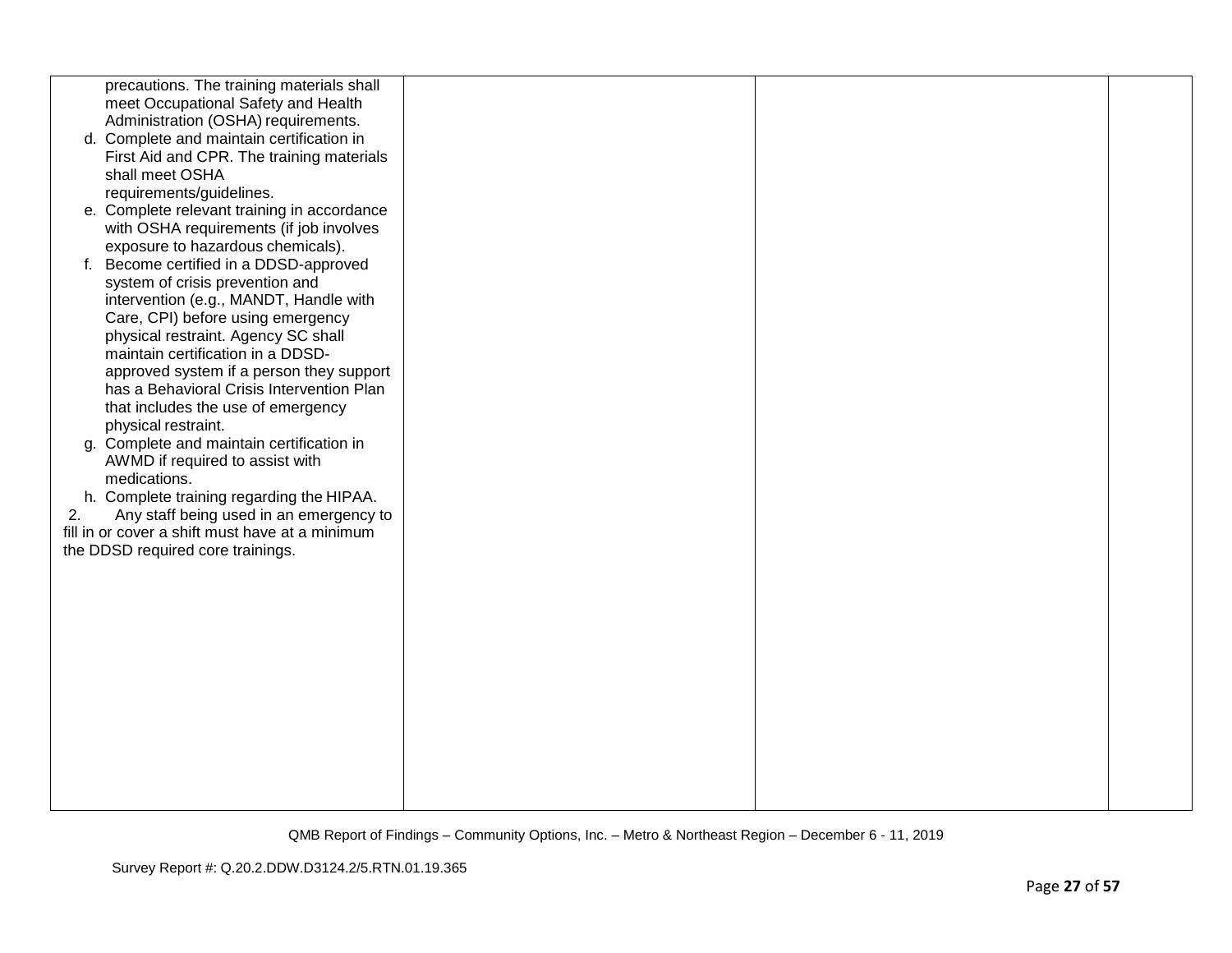| | | | |
|---|---|---|---|
| precautions. The training materials shall meet Occupational Safety and Health Administration (OSHA) requirements.<br>d. Complete and maintain certification in First Aid and CPR. The training materials shall meet OSHA requirements/guidelines.<br>e. Complete relevant training in accordance with OSHA requirements (if job involves exposure to hazardous chemicals).<br>f. Become certified in a DDSD-approved system of crisis prevention and intervention (e.g., MANDT, Handle with Care, CPI) before using emergency physical restraint. Agency SC shall maintain certification in a DDSD-approved system if a person they support has a Behavioral Crisis Intervention Plan that includes the use of emergency physical restraint.<br>g. Complete and maintain certification in AWMD if required to assist with medications.<br>h. Complete training regarding the HIPAA.<br>2. Any staff being used in an emergency to fill in or cover a shift must have at a minimum the DDSD required core trainings. | | | |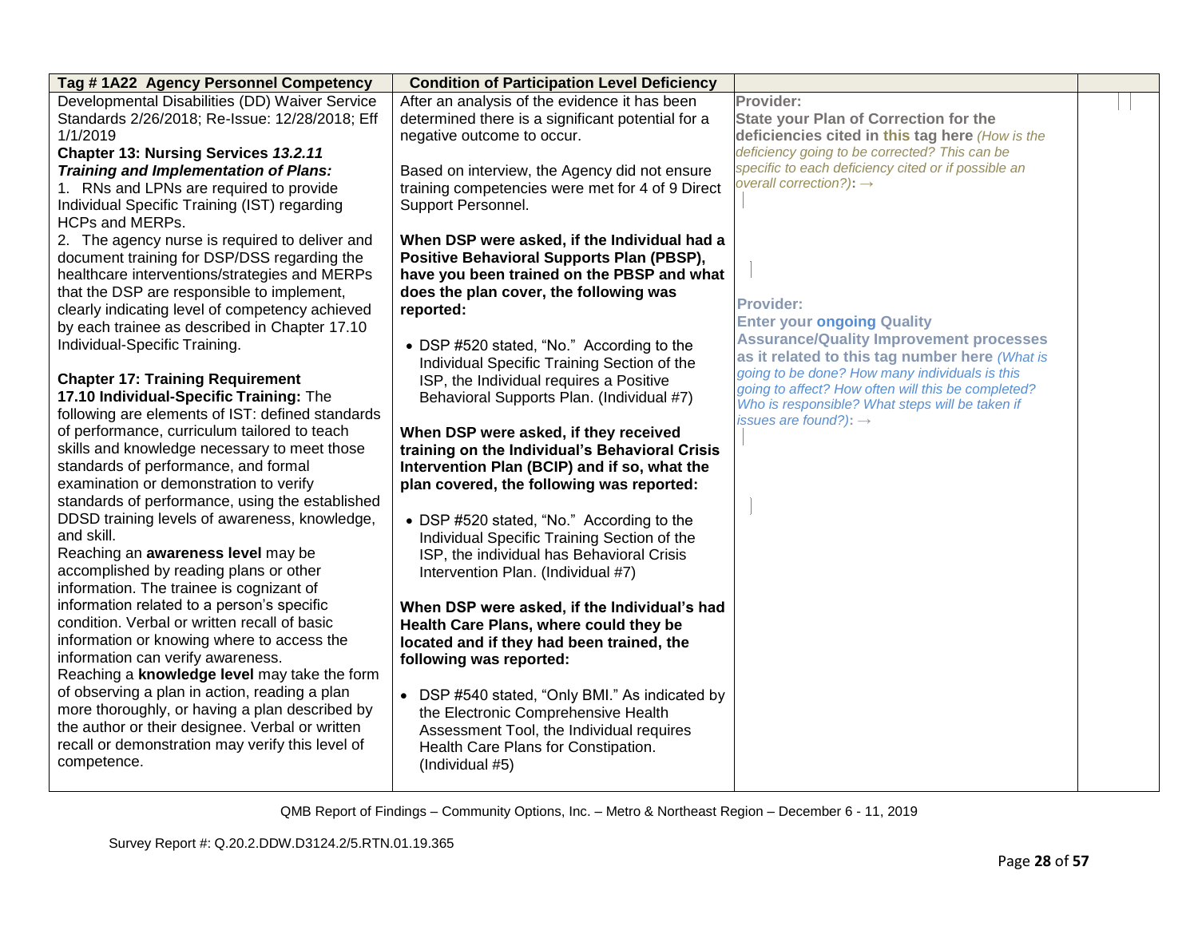| Tag # 1A22 Agency Personnel Competency | Condition of Participation Level Deficiency | | |
|---|---|---|---|
| Developmental Disabilities (DD) Waiver Service Standards 2/26/2018; Re-Issue: 12/28/2018; Eff 1/1/2019<br>**Chapter 13: Nursing Services *13.2.11 Training and Implementation of Plans:***<br>1. RNs and LPNs are required to provide Individual Specific Training (IST) regarding HCPs and MERPs.<br>2. The agency nurse is required to deliver and document training for DSP/DSS regarding the healthcare interventions/strategies and MERPs that the DSP are responsible to implement, clearly indicating level of competency achieved by each trainee as described in Chapter 17.10 Individual-Specific Training.<br><br>**Chapter 17: Training Requirement**<br>**17.10 Individual-Specific Training:** The following are elements of IST: defined standards of performance, curriculum tailored to teach skills and knowledge necessary to meet those standards of performance, and formal examination or demonstration to verify standards of performance, using the established DDSD training levels of awareness, knowledge, and skill.<br>Reaching an **awareness level** may be accomplished by reading plans or other information. The trainee is cognizant of information related to a person's specific condition. Verbal or written recall of basic information or knowing where to access the information can verify awareness.<br>Reaching a **knowledge level** may take the form of observing a plan in action, reading a plan more thoroughly, or having a plan described by the author or their designee. Verbal or written recall or demonstration may verify this level of competence. | After an analysis of the evidence it has been determined there is a significant potential for a negative outcome to occur.<br><br>Based on interview, the Agency did not ensure training competencies were met for 4 of 9 Direct Support Personnel.<br><br>**When DSP were asked, if the Individual had a Positive Behavioral Supports Plan (PBSP), have you been trained on the PBSP and what does the plan cover, the following was reported:**<br><br>• DSP #520 stated, "No." According to the Individual Specific Training Section of the ISP, the Individual requires a Positive Behavioral Supports Plan. (Individual #7)<br><br>**When DSP were asked, if they received training on the Individual's Behavioral Crisis Intervention Plan (BCIP) and if so, what the plan covered, the following was reported:**<br><br>• DSP #520 stated, "No." According to the Individual Specific Training Section of the ISP, the individual has Behavioral Crisis Intervention Plan. (Individual #7)<br><br>**When DSP were asked, if the Individual's had Health Care Plans, where could they be located and if they had been trained, the following was reported:**<br><br>• DSP #540 stated, "Only BMI." As indicated by the Electronic Comprehensive Health Assessment Tool, the Individual requires Health Care Plans for Constipation. (Individual #5) | **Provider:**<br>**State your Plan of Correction for the deficiencies cited in this tag here** *(How is the deficiency going to be corrected? This can be specific to each deficiency cited or if possible an overall correction?)*: →<br><br><br>**Provider:**<br>**Enter your ongoing Quality Assurance/Quality Improvement processes as it related to this tag number here** *(What is going to be done? How many individuals is this going to affect? How often will this be completed? Who is responsible? What steps will be taken if issues are found?)*: → | |

QMB Report of Findings – Community Options, Inc. – Metro & Northeast Region – December 6 - 11, 2019

Survey Report #: Q.20.2.DDW.D3124.2/5.RTN.01.19.365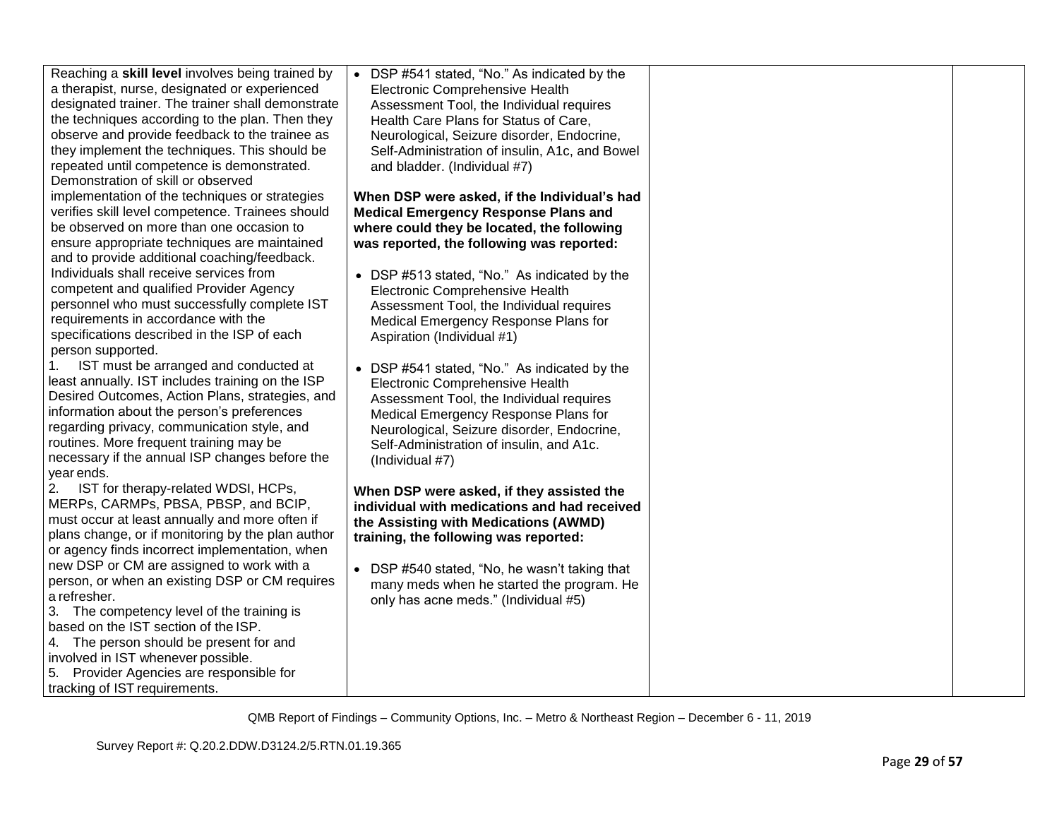| | | | |
|---|---|---|---|
| Reaching a **skill level** involves being trained by a therapist, nurse, designated or experienced designated trainer. The trainer shall demonstrate the techniques according to the plan. Then they observe and provide feedback to the trainee as they implement the techniques. This should be repeated until competence is demonstrated. Demonstration of skill or observed implementation of the techniques or strategies verifies skill level competence. Trainees should be observed on more than one occasion to ensure appropriate techniques are maintained and to provide additional coaching/feedback. Individuals shall receive services from competent and qualified Provider Agency personnel who must successfully complete IST requirements in accordance with the specifications described in the ISP of each person supported.<br>1. IST must be arranged and conducted at least annually. IST includes training on the ISP Desired Outcomes, Action Plans, strategies, and information about the person's preferences regarding privacy, communication style, and routines. More frequent training may be necessary if the annual ISP changes before the year ends.<br>2. IST for therapy-related WDSI, HCPs, MERPs, CARMPs, PBSA, PBSP, and BCIP, must occur at least annually and more often if plans change, or if monitoring by the plan author or agency finds incorrect implementation, when new DSP or CM are assigned to work with a person, or when an existing DSP or CM requires a refresher.<br>3. The competency level of the training is based on the IST section of the ISP.<br>4. The person should be present for and involved in IST whenever possible.<br>5. Provider Agencies are responsible for tracking of IST requirements. | • DSP #541 stated, "No." As indicated by the Electronic Comprehensive Health Assessment Tool, the Individual requires Health Care Plans for Status of Care, Neurological, Seizure disorder, Endocrine, Self-Administration of insulin, A1c, and Bowel and bladder. (Individual #7)<br><br>**When DSP were asked, if the Individual's had Medical Emergency Response Plans and where could they be located, the following was reported, the following was reported:**<br><br>• DSP #513 stated, "No." As indicated by the Electronic Comprehensive Health Assessment Tool, the Individual requires Medical Emergency Response Plans for Aspiration (Individual #1)<br><br>• DSP #541 stated, "No." As indicated by the Electronic Comprehensive Health Assessment Tool, the Individual requires Medical Emergency Response Plans for Neurological, Seizure disorder, Endocrine, Self-Administration of insulin, and A1c. (Individual #7)<br><br>**When DSP were asked, if they assisted the individual with medications and had received the Assisting with Medications (AWMD) training, the following was reported:**<br><br>• DSP #540 stated, "No, he wasn't taking that many meds when he started the program. He only has acne meds." (Individual #5) | | |

QMB Report of Findings – Community Options, Inc. – Metro & Northeast Region – December 6 - 11, 2019

Survey Report #: Q.20.2.DDW.D3124.2/5.RTN.01.19.365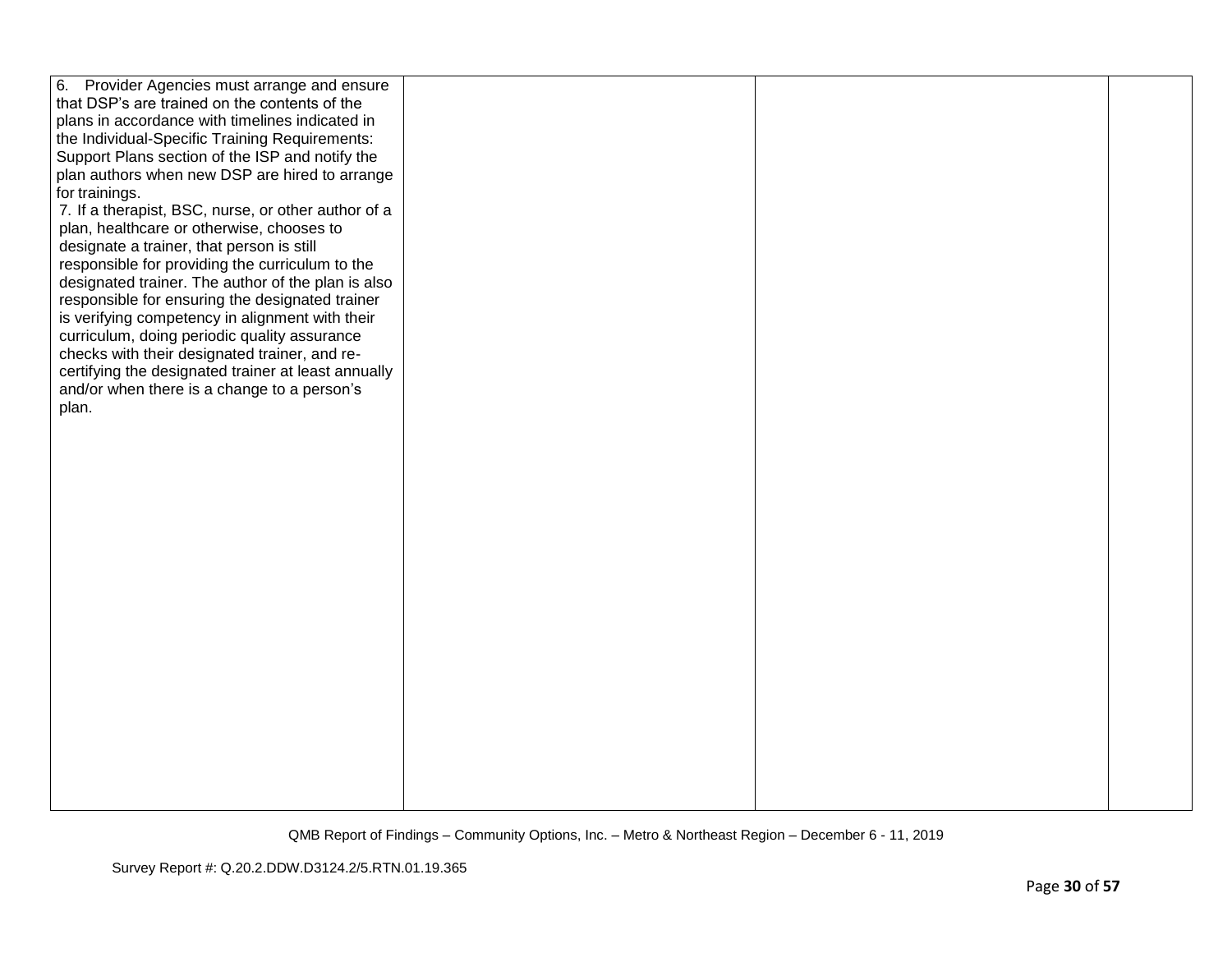| | | | |
|---|---|---|---|
| 6. Provider Agencies must arrange and ensure that DSP's are trained on the contents of the plans in accordance with timelines indicated in the Individual-Specific Training Requirements: Support Plans section of the ISP and notify the plan authors when new DSP are hired to arrange for trainings.<br>7. If a therapist, BSC, nurse, or other author of a plan, healthcare or otherwise, chooses to designate a trainer, that person is still responsible for providing the curriculum to the designated trainer. The author of the plan is also responsible for ensuring the designated trainer is verifying competency in alignment with their curriculum, doing periodic quality assurance checks with their designated trainer, and re-certifying the designated trainer at least annually and/or when there is a change to a person's plan. | | | |

QMB Report of Findings – Community Options, Inc. – Metro & Northeast Region – December 6 - 11, 2019

Survey Report #: Q.20.2.DDW.D3124.2/5.RTN.01.19.365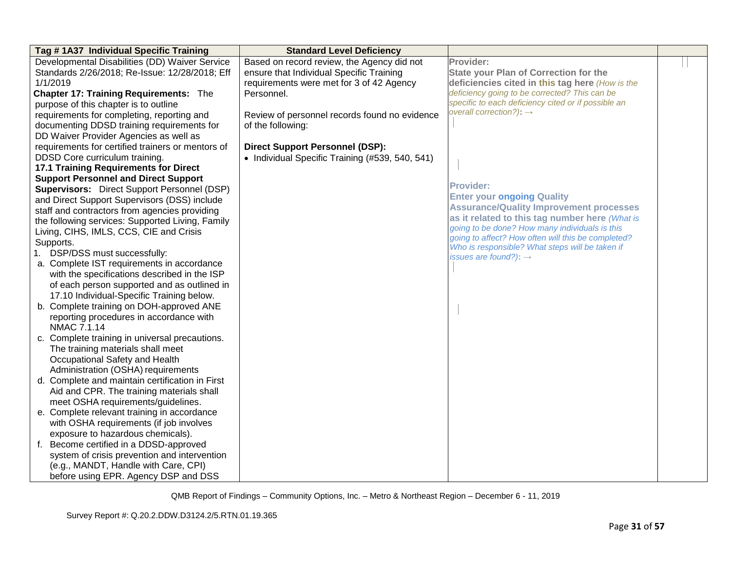| Tag # 1A37 Individual Specific Training | Standard Level Deficiency | | |
|---|---|---|---|
| Developmental Disabilities (DD) Waiver Service Standards 2/26/2018; Re-Issue: 12/28/2018; Eff 1/1/2019<br>**Chapter 17: Training Requirements:** The purpose of this chapter is to outline requirements for completing, reporting and documenting DDSD training requirements for DD Waiver Provider Agencies as well as requirements for certified trainers or mentors of DDSD Core curriculum training.<br>**17.1 Training Requirements for Direct Support Personnel and Direct Support Supervisors:** Direct Support Personnel (DSP) and Direct Support Supervisors (DSS) include staff and contractors from agencies providing the following services: Supported Living, Family Living, CIHS, IMLS, CCS, CIE and Crisis Supports.<br>1. DSP/DSS must successfully:<br>a. Complete IST requirements in accordance with the specifications described in the ISP of each person supported and as outlined in 17.10 Individual-Specific Training below.<br>b. Complete training on DOH-approved ANE reporting procedures in accordance with NMAC 7.1.14<br>c. Complete training in universal precautions. The training materials shall meet Occupational Safety and Health Administration (OSHA) requirements<br>d. Complete and maintain certification in First Aid and CPR. The training materials shall meet OSHA requirements/guidelines.<br>e. Complete relevant training in accordance with OSHA requirements (if job involves exposure to hazardous chemicals).<br>f. Become certified in a DDSD-approved system of crisis prevention and intervention (e.g., MANDT, Handle with Care, CPI) before using EPR. Agency DSP and DSS | Based on record review, the Agency did not ensure that Individual Specific Training requirements were met for 3 of 42 Agency Personnel.<br><br>Review of personnel records found no evidence of the following:<br><br>**Direct Support Personnel (DSP):**<br>• Individual Specific Training (#539, 540, 541) | **Provider:**<br>**State your Plan of Correction for the deficiencies cited in this tag here** *(How is the deficiency going to be corrected? This can be specific to each deficiency cited or if possible an overall correction?)*: →<br><br>**Provider:**<br>**Enter your ongoing Quality Assurance/Quality Improvement processes as it related to this tag number here** *(What is going to be done? How many individuals is this going to affect? How often will this be completed? Who is responsible? What steps will be taken if issues are found?)*: → | |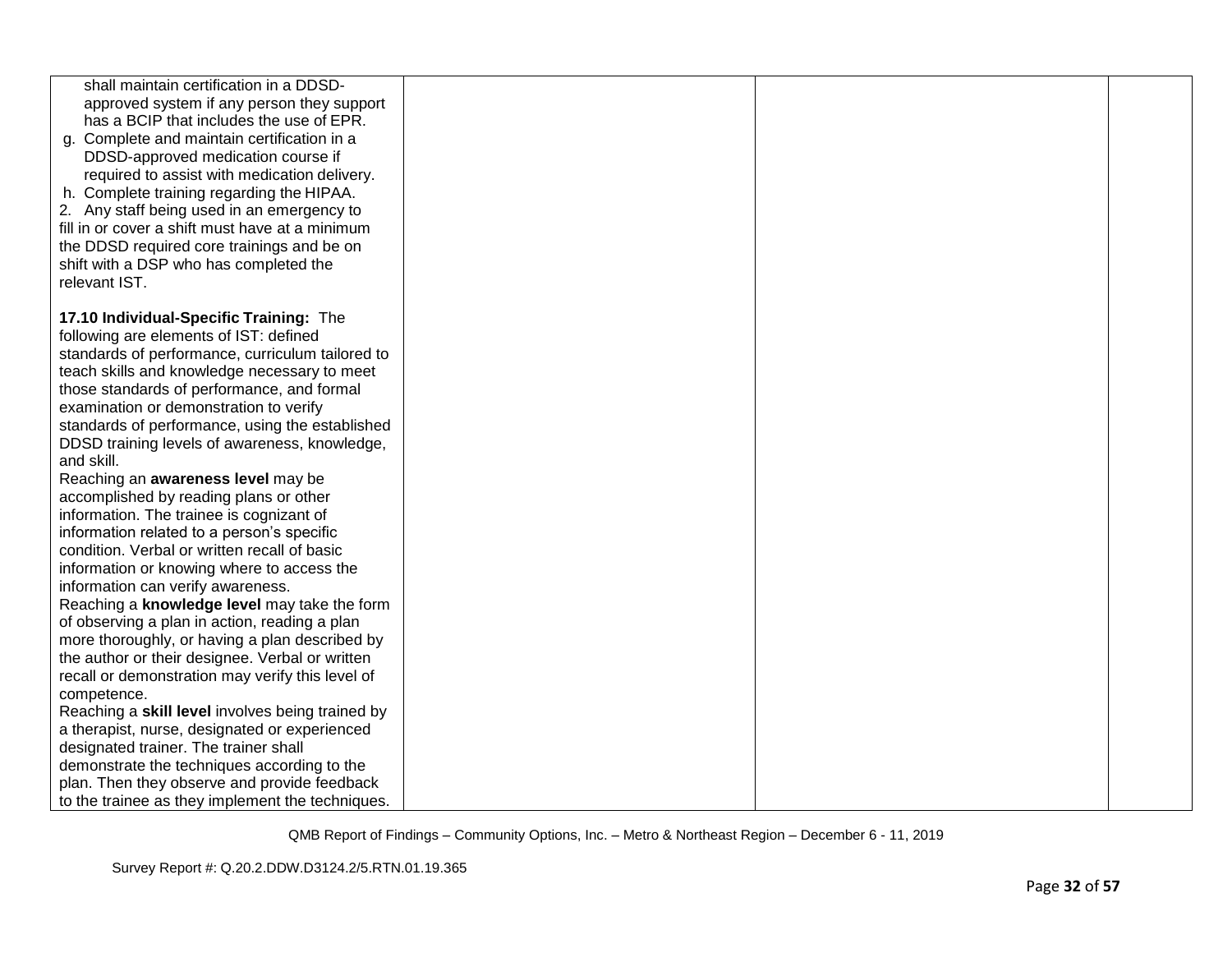| | | | |
|---|---|---|---|
| shall maintain certification in a DDSD-approved system if any person they support has a BCIP that includes the use of EPR.<br>g. Complete and maintain certification in a DDSD-approved medication course if required to assist with medication delivery.<br>h. Complete training regarding the HIPAA.<br>2. Any staff being used in an emergency to fill in or cover a shift must have at a minimum the DDSD required core trainings and be on shift with a DSP who has completed the relevant IST.<br><br>**17.10 Individual-Specific Training:** The following are elements of IST: defined standards of performance, curriculum tailored to teach skills and knowledge necessary to meet those standards of performance, and formal examination or demonstration to verify standards of performance, using the established DDSD training levels of awareness, knowledge, and skill.<br>Reaching an **awareness level** may be accomplished by reading plans or other information. The trainee is cognizant of information related to a person's specific condition. Verbal or written recall of basic information or knowing where to access the information can verify awareness.<br>Reaching a **knowledge level** may take the form of observing a plan in action, reading a plan more thoroughly, or having a plan described by the author or their designee. Verbal or written recall or demonstration may verify this level of competence.<br>Reaching a **skill level** involves being trained by a therapist, nurse, designated or experienced designated trainer. The trainer shall demonstrate the techniques according to the plan. Then they observe and provide feedback to the trainee as they implement the techniques. | | | |

QMB Report of Findings – Community Options, Inc. – Metro & Northeast Region – December 6 - 11, 2019

Survey Report #: Q.20.2.DDW.D3124.2/5.RTN.01.19.365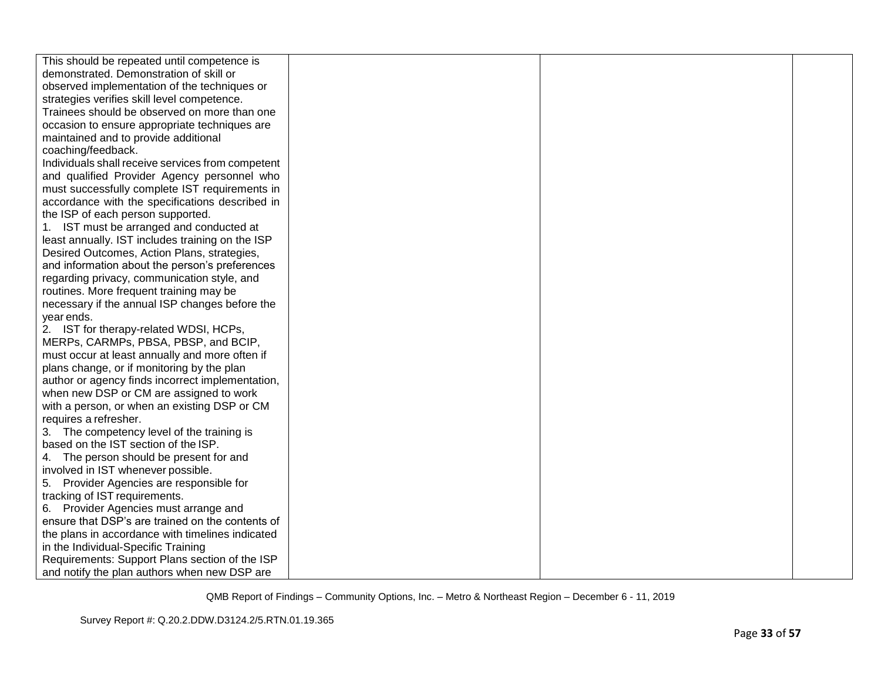| | | | |
|---|---|---|---|
| This should be repeated until competence is demonstrated. Demonstration of skill or observed implementation of the techniques or strategies verifies skill level competence. Trainees should be observed on more than one occasion to ensure appropriate techniques are maintained and to provide additional coaching/feedback.<br>Individuals shall receive services from competent and qualified Provider Agency personnel who must successfully complete IST requirements in accordance with the specifications described in the ISP of each person supported.<br>1. IST must be arranged and conducted at least annually. IST includes training on the ISP Desired Outcomes, Action Plans, strategies, and information about the person's preferences regarding privacy, communication style, and routines. More frequent training may be necessary if the annual ISP changes before the year ends.<br>2. IST for therapy-related WDSI, HCPs, MERPs, CARMPs, PBSA, PBSP, and BCIP, must occur at least annually and more often if plans change, or if monitoring by the plan author or agency finds incorrect implementation, when new DSP or CM are assigned to work with a person, or when an existing DSP or CM requires a refresher.<br>3. The competency level of the training is based on the IST section of the ISP.<br>4. The person should be present for and involved in IST whenever possible.<br>5. Provider Agencies are responsible for tracking of IST requirements.<br>6. Provider Agencies must arrange and ensure that DSP's are trained on the contents of the plans in accordance with timelines indicated in the Individual-Specific Training Requirements: Support Plans section of the ISP and notify the plan authors when new DSP are | | | |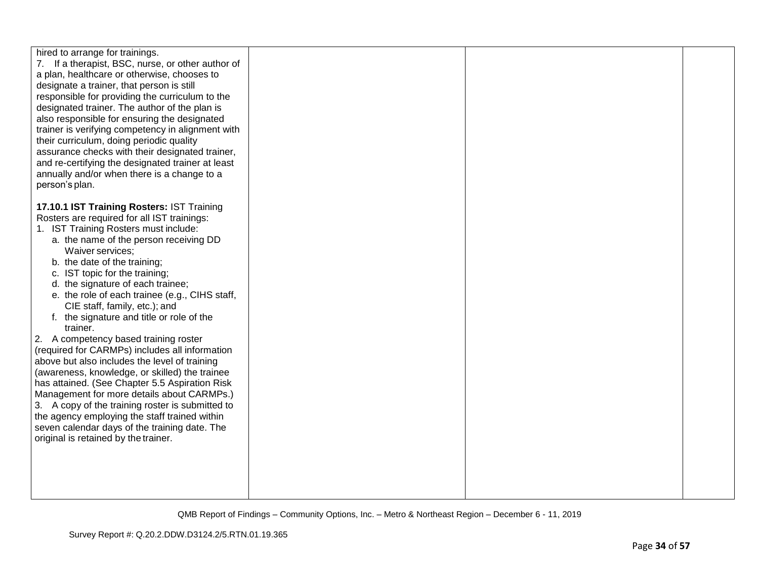| | | | |
|---|---|---|---|
| hired to arrange for trainings.<br>7. If a therapist, BSC, nurse, or other author of a plan, healthcare or otherwise, chooses to designate a trainer, that person is still responsible for providing the curriculum to the designated trainer. The author of the plan is also responsible for ensuring the designated trainer is verifying competency in alignment with their curriculum, doing periodic quality assurance checks with their designated trainer, and re-certifying the designated trainer at least annually and/or when there is a change to a person's plan.<br><br>**17.10.1 IST Training Rosters:** IST Training Rosters are required for all IST trainings:<br>1. IST Training Rosters must include:<br>a. the name of the person receiving DD Waiver services;<br>b. the date of the training;<br>c. IST topic for the training;<br>d. the signature of each trainee;<br>e. the role of each trainee (e.g., CIHS staff, CIE staff, family, etc.); and<br>f. the signature and title or role of the trainer.<br>2. A competency based training roster (required for CARMPs) includes all information above but also includes the level of training (awareness, knowledge, or skilled) the trainee has attained. (See Chapter 5.5 Aspiration Risk Management for more details about CARMPs.)<br>3. A copy of the training roster is submitted to the agency employing the staff trained within seven calendar days of the training date. The original is retained by the trainer. | | | |

QMB Report of Findings – Community Options, Inc. – Metro & Northeast Region – December 6 - 11, 2019

Survey Report #: Q.20.2.DDW.D3124.2/5.RTN.01.19.365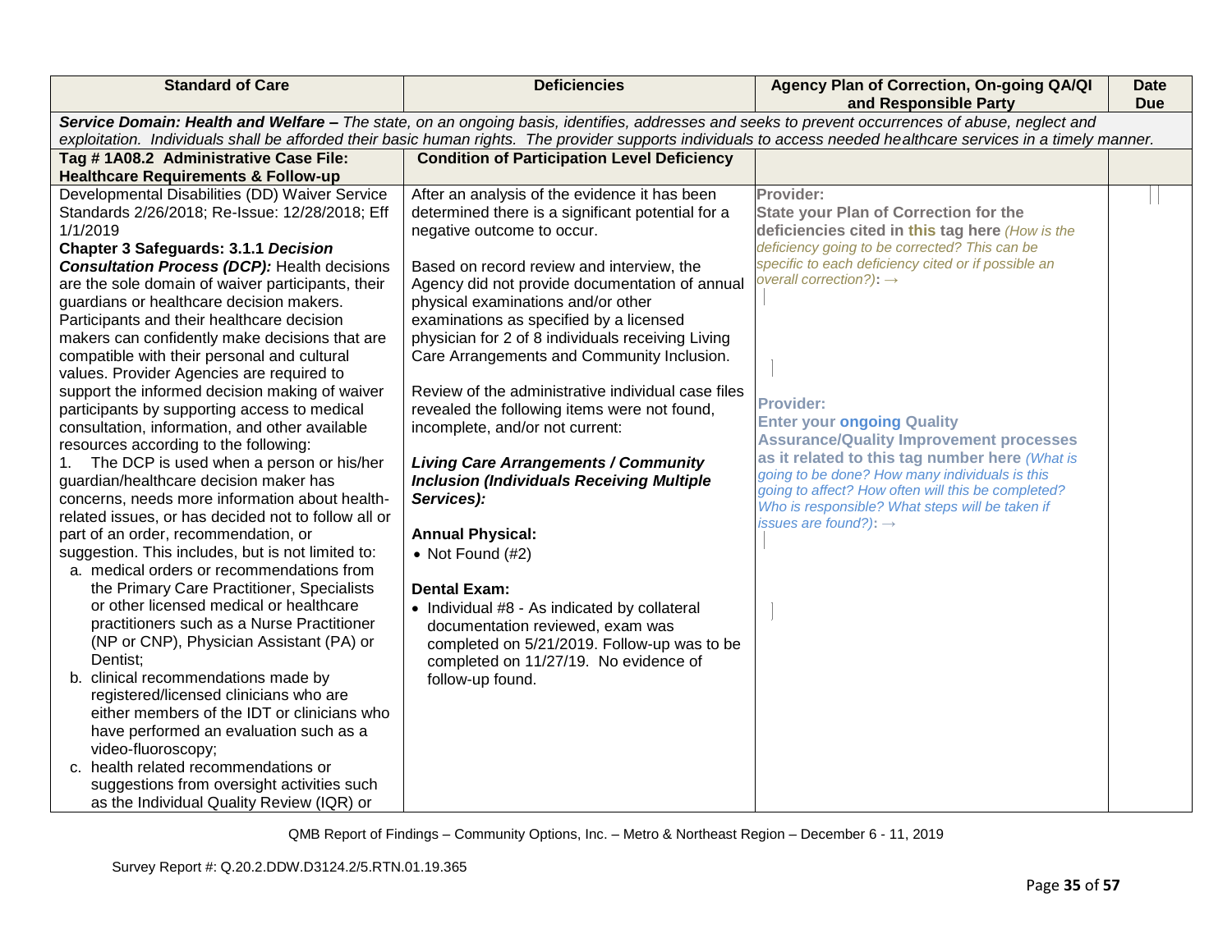| Standard of Care | Deficiencies | Agency Plan of Correction, On-going QA/QI and Responsible Party | Date Due |
|---|---|---|---|
| ***Service Domain: Health and Welfare –** The state, on an ongoing basis, identifies, addresses and seeks to prevent occurrences of abuse, neglect and exploitation. Individuals shall be afforded their basic human rights. The provider supports individuals to access needed healthcare services in a timely manner.* | | | |
| **Tag # 1A08.2 Administrative Case File: Healthcare Requirements & Follow-up** | **Condition of Participation Level Deficiency** | | |
| Developmental Disabilities (DD) Waiver Service Standards 2/26/2018; Re-Issue: 12/28/2018; Eff 1/1/2019<br>**Chapter 3 Safeguards: 3.1.1 *Decision Consultation Process (DCP):*** Health decisions are the sole domain of waiver participants, their guardians or healthcare decision makers. Participants and their healthcare decision makers can confidently make decisions that are compatible with their personal and cultural values. Provider Agencies are required to support the informed decision making of waiver participants by supporting access to medical consultation, information, and other available resources according to the following:<br>1. The DCP is used when a person or his/her guardian/healthcare decision maker has concerns, needs more information about health-related issues, or has decided not to follow all or part of an order, recommendation, or suggestion. This includes, but is not limited to:<br>a. medical orders or recommendations from the Primary Care Practitioner, Specialists or other licensed medical or healthcare practitioners such as a Nurse Practitioner (NP or CNP), Physician Assistant (PA) or Dentist;<br>b. clinical recommendations made by registered/licensed clinicians who are either members of the IDT or clinicians who have performed an evaluation such as a video-fluoroscopy;<br>c. health related recommendations or suggestions from oversight activities such as the Individual Quality Review (IQR) or | After an analysis of the evidence it has been determined there is a significant potential for a negative outcome to occur.<br><br>Based on record review and interview, the Agency did not provide documentation of annual physical examinations and/or other examinations as specified by a licensed physician for 2 of 8 individuals receiving Living Care Arrangements and Community Inclusion.<br><br>Review of the administrative individual case files revealed the following items were not found, incomplete, and/or not current:<br><br>***Living Care Arrangements / Community Inclusion (Individuals Receiving Multiple Services):***<br><br>**Annual Physical:**<br>• Not Found (#2)<br><br>**Dental Exam:**<br>• Individual #8 - As indicated by collateral documentation reviewed, exam was completed on 5/21/2019. Follow-up was to be completed on 11/27/19. No evidence of follow-up found. | **Provider:**<br>**State your Plan of Correction for the deficiencies cited in this tag here** *(How is the deficiency going to be corrected? This can be specific to each deficiency cited or if possible an overall correction?)*: →<br><br>**Provider:**<br>**Enter your ongoing Quality Assurance/Quality Improvement processes as it related to this tag number here** *(What is going to be done? How many individuals is this going to affect? How often will this be completed? Who is responsible? What steps will be taken if issues are found?)*: → | |

QMB Report of Findings – Community Options, Inc. – Metro & Northeast Region – December 6 - 11, 2019

Survey Report #: Q.20.2.DDW.D3124.2/5.RTN.01.19.365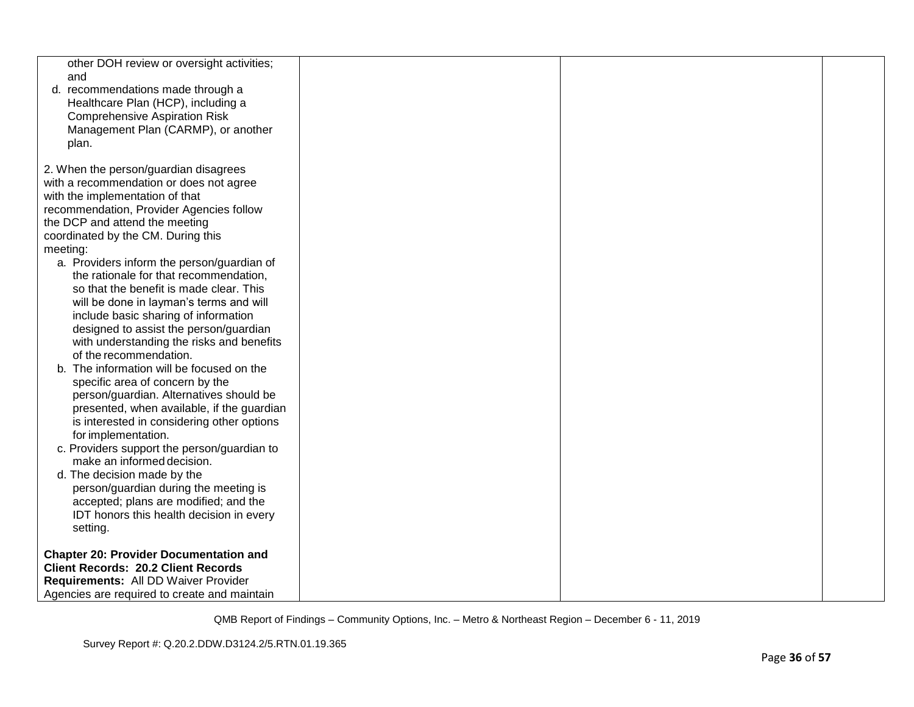| | | | |
|---|---|---|---|
| other DOH review or oversight activities; and<br>d. recommendations made through a Healthcare Plan (HCP), including a Comprehensive Aspiration Risk Management Plan (CARMP), or another plan.<br><br>2. When the person/guardian disagrees with a recommendation or does not agree with the implementation of that recommendation, Provider Agencies follow the DCP and attend the meeting coordinated by the CM. During this meeting:<br>a. Providers inform the person/guardian of the rationale for that recommendation, so that the benefit is made clear. This will be done in layman's terms and will include basic sharing of information designed to assist the person/guardian with understanding the risks and benefits of the recommendation.<br>b. The information will be focused on the specific area of concern by the person/guardian. Alternatives should be presented, when available, if the guardian is interested in considering other options for implementation.<br>c. Providers support the person/guardian to make an informed decision.<br>d. The decision made by the person/guardian during the meeting is accepted; plans are modified; and the IDT honors this health decision in every setting.<br><br>**Chapter 20: Provider Documentation and Client Records: 20.2 Client Records Requirements:** All DD Waiver Provider Agencies are required to create and maintain | | | |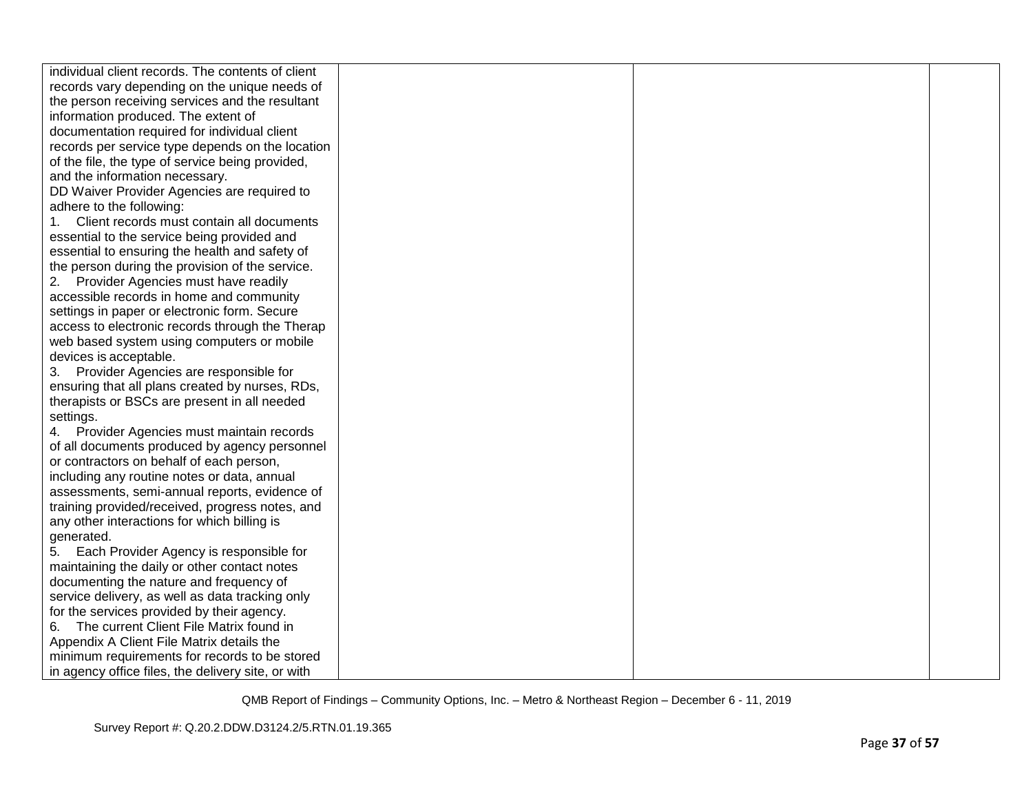| | | | |
|---|---|---|---|
| individual client records. The contents of client records vary depending on the unique needs of the person receiving services and the resultant information produced. The extent of documentation required for individual client records per service type depends on the location of the file, the type of service being provided, and the information necessary.<br>DD Waiver Provider Agencies are required to adhere to the following:<br>1. Client records must contain all documents essential to the service being provided and essential to ensuring the health and safety of the person during the provision of the service.<br>2. Provider Agencies must have readily accessible records in home and community settings in paper or electronic form. Secure access to electronic records through the Therap web based system using computers or mobile devices is acceptable.<br>3. Provider Agencies are responsible for ensuring that all plans created by nurses, RDs, therapists or BSCs are present in all needed settings.<br>4. Provider Agencies must maintain records of all documents produced by agency personnel or contractors on behalf of each person, including any routine notes or data, annual assessments, semi-annual reports, evidence of training provided/received, progress notes, and any other interactions for which billing is generated.<br>5. Each Provider Agency is responsible for maintaining the daily or other contact notes documenting the nature and frequency of service delivery, as well as data tracking only for the services provided by their agency.<br>6. The current Client File Matrix found in Appendix A Client File Matrix details the minimum requirements for records to be stored in agency office files, the delivery site, or with | | | |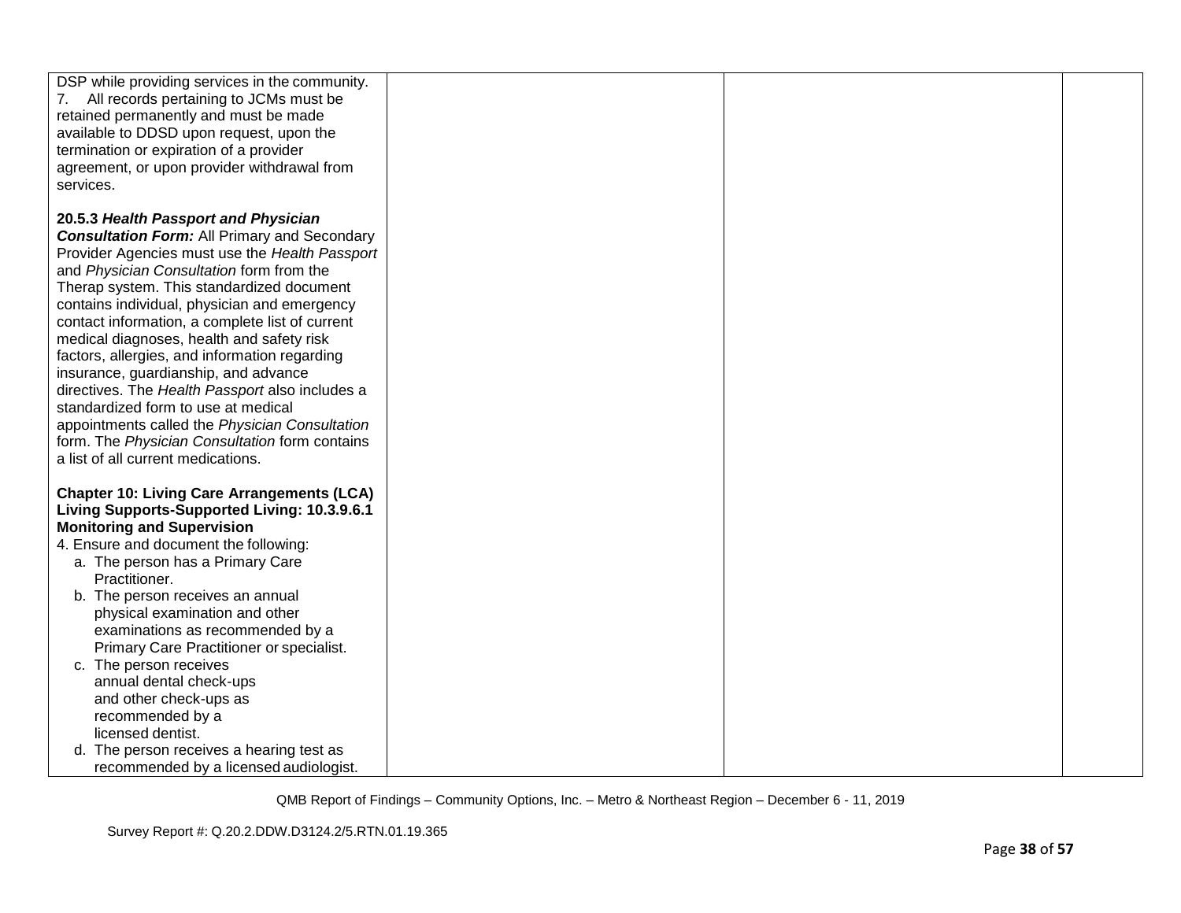| | | | |
|---|---|---|---|
| DSP while providing services in the community.<br>7. All records pertaining to JCMs must be retained permanently and must be made available to DDSD upon request, upon the termination or expiration of a provider agreement, or upon provider withdrawal from services.<br><br>**20.5.3 *Health Passport and Physician Consultation Form:*** All Primary and Secondary Provider Agencies must use the *Health Passport* and *Physician Consultation* form from the Therap system. This standardized document contains individual, physician and emergency contact information, a complete list of current medical diagnoses, health and safety risk factors, allergies, and information regarding insurance, guardianship, and advance directives. The *Health Passport* also includes a standardized form to use at medical appointments called the *Physician Consultation* form. The *Physician Consultation* form contains a list of all current medications.<br><br>**Chapter 10: Living Care Arrangements (LCA) Living Supports-Supported Living: 10.3.9.6.1 Monitoring and Supervision**<br>4. Ensure and document the following:<br>a. The person has a Primary Care Practitioner.<br>b. The person receives an annual physical examination and other examinations as recommended by a Primary Care Practitioner or specialist.<br>c. The person receives annual dental check-ups and other check-ups as recommended by a licensed dentist.<br>d. The person receives a hearing test as recommended by a licensed audiologist. | | | |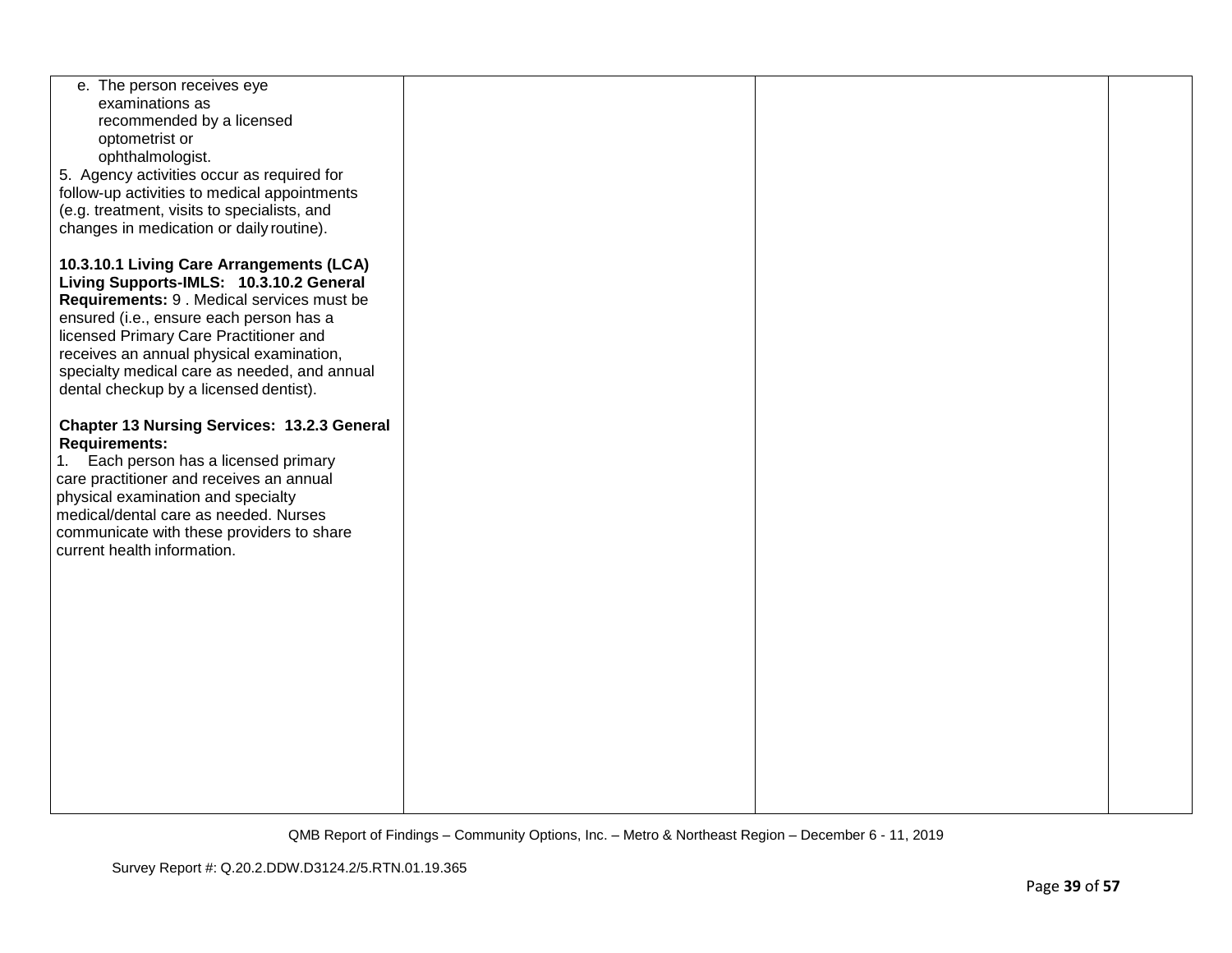| | | | |
|---|---|---|---|
| e. The person receives eye examinations as recommended by a licensed optometrist or ophthalmologist.<br>5. Agency activities occur as required for follow-up activities to medical appointments (e.g. treatment, visits to specialists, and changes in medication or daily routine).<br><br>**10.3.10.1 Living Care Arrangements (LCA) Living Supports-IMLS: 10.3.10.2 General Requirements:** 9 . Medical services must be ensured (i.e., ensure each person has a licensed Primary Care Practitioner and receives an annual physical examination, specialty medical care as needed, and annual dental checkup by a licensed dentist).<br><br>**Chapter 13 Nursing Services: 13.2.3 General Requirements:**<br>1. Each person has a licensed primary care practitioner and receives an annual physical examination and specialty medical/dental care as needed. Nurses communicate with these providers to share current health information. | | | |

QMB Report of Findings – Community Options, Inc. – Metro & Northeast Region – December 6 - 11, 2019

Survey Report #: Q.20.2.DDW.D3124.2/5.RTN.01.19.365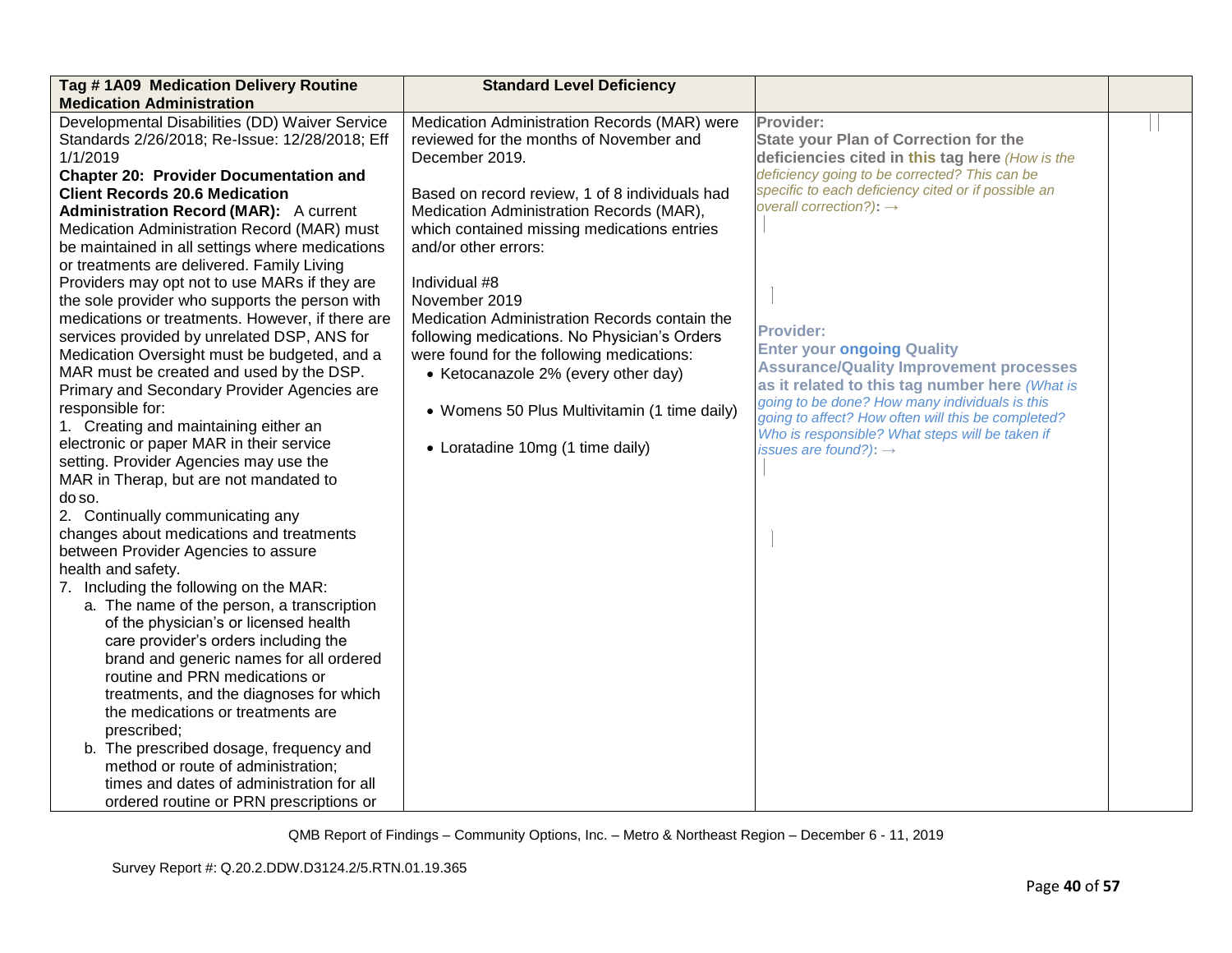| **Tag # 1A09 Medication Delivery Routine Medication Administration** | **Standard Level Deficiency** | | |
|---|---|---|---|
| Developmental Disabilities (DD) Waiver Service Standards 2/26/2018; Re-Issue: 12/28/2018; Eff 1/1/2019<br>**Chapter 20: Provider Documentation and Client Records 20.6 Medication Administration Record (MAR):** A current Medication Administration Record (MAR) must be maintained in all settings where medications or treatments are delivered. Family Living Providers may opt not to use MARs if they are the sole provider who supports the person with medications or treatments. However, if there are services provided by unrelated DSP, ANS for Medication Oversight must be budgeted, and a MAR must be created and used by the DSP. Primary and Secondary Provider Agencies are responsible for:<br>1. Creating and maintaining either an electronic or paper MAR in their service setting. Provider Agencies may use the MAR in Therap, but are not mandated to do so.<br>2. Continually communicating any changes about medications and treatments between Provider Agencies to assure health and safety.<br>7. Including the following on the MAR:<br>a. The name of the person, a transcription of the physician's or licensed health care provider's orders including the brand and generic names for all ordered routine and PRN medications or treatments, and the diagnoses for which the medications or treatments are prescribed;<br>b. The prescribed dosage, frequency and method or route of administration; times and dates of administration for all ordered routine or PRN prescriptions or | Medication Administration Records (MAR) were reviewed for the months of November and December 2019.<br><br>Based on record review, 1 of 8 individuals had Medication Administration Records (MAR), which contained missing medications entries and/or other errors:<br><br>Individual #8<br>November 2019<br>Medication Administration Records contain the following medications. No Physician's Orders were found for the following medications:<br>• Ketocanazole 2% (every other day)<br>• Womens 50 Plus Multivitamin (1 time daily)<br>• Loratadine 10mg (1 time daily) | **Provider:**<br>**State your Plan of Correction for the deficiencies cited in this tag here** *(How is the deficiency going to be corrected? This can be specific to each deficiency cited or if possible an overall correction?)*: →<br><br>**Provider:**<br>**Enter your ongoing Quality Assurance/Quality Improvement processes as it related to this tag number here** *(What is going to be done? How many individuals is this going to affect? How often will this be completed? Who is responsible? What steps will be taken if issues are found?)*: → | |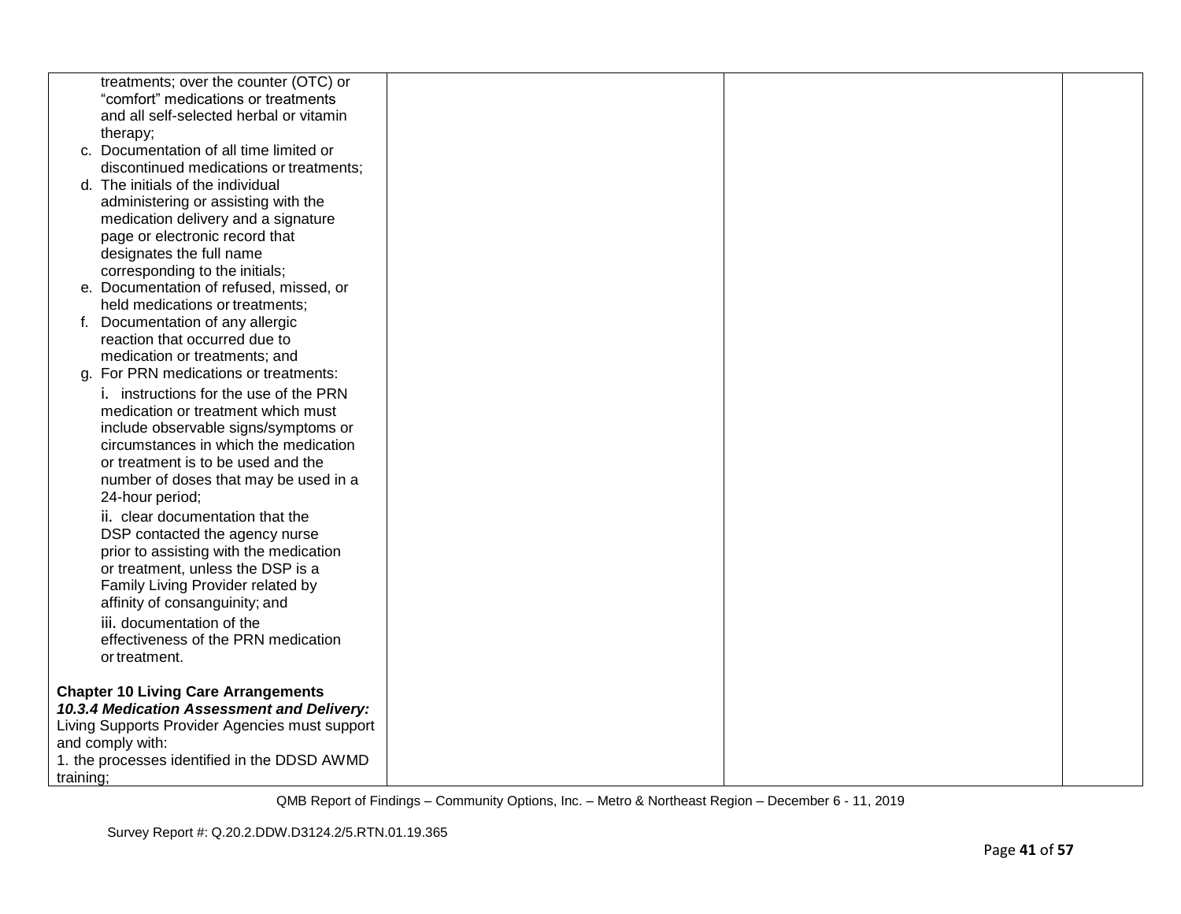| | | | |
|---|---|---|---|
| treatments; over the counter (OTC) or "comfort" medications or treatments and all self-selected herbal or vitamin therapy;<br>c. Documentation of all time limited or discontinued medications or treatments;<br>d. The initials of the individual administering or assisting with the medication delivery and a signature page or electronic record that designates the full name corresponding to the initials;<br>e. Documentation of refused, missed, or held medications or treatments;<br>f. Documentation of any allergic reaction that occurred due to medication or treatments; and<br>g. For PRN medications or treatments:<br>i. instructions for the use of the PRN medication or treatment which must include observable signs/symptoms or circumstances in which the medication or treatment is to be used and the number of doses that may be used in a 24-hour period;<br>ii. clear documentation that the DSP contacted the agency nurse prior to assisting with the medication or treatment, unless the DSP is a Family Living Provider related by affinity of consanguinity; and<br>iii. documentation of the effectiveness of the PRN medication or treatment.<br><br>**Chapter 10 Living Care Arrangements**<br>***10.3.4 Medication Assessment and Delivery:*** Living Supports Provider Agencies must support and comply with:<br>1. the processes identified in the DDSD AWMD training; | | | |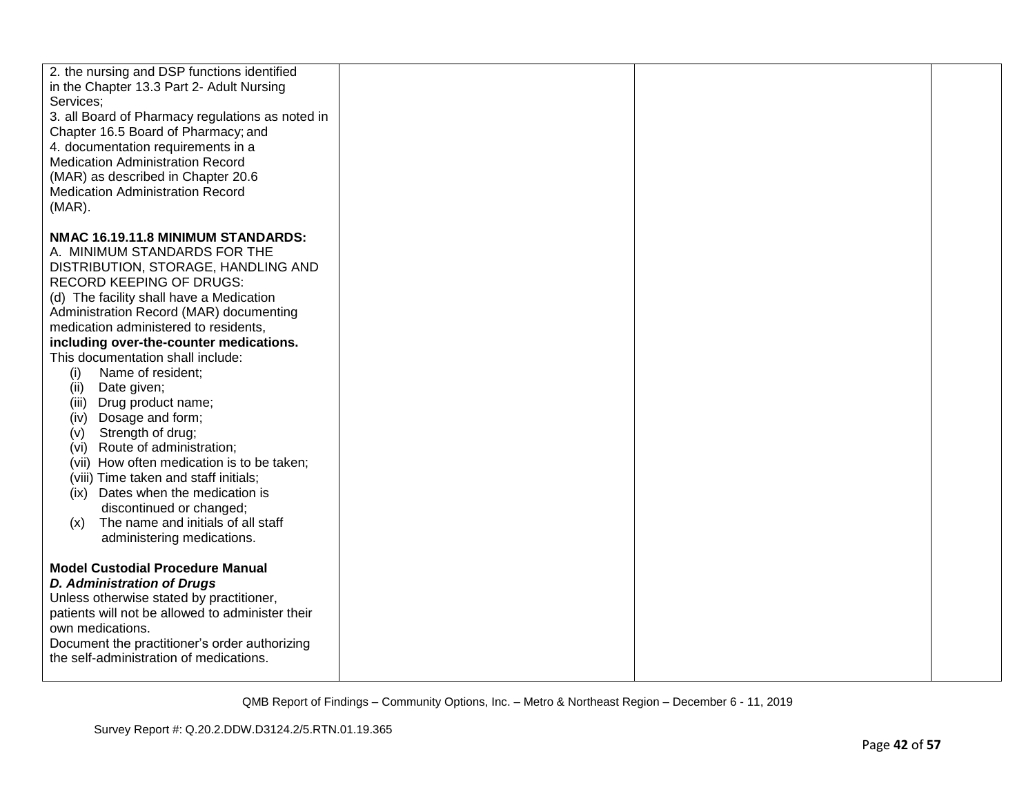| | | | |
|---|---|---|---|
| 2. the nursing and DSP functions identified in the Chapter 13.3 Part 2- Adult Nursing Services;<br>3. all Board of Pharmacy regulations as noted in Chapter 16.5 Board of Pharmacy; and<br>4. documentation requirements in a Medication Administration Record (MAR) as described in Chapter 20.6 Medication Administration Record (MAR).<br><br>**NMAC 16.19.11.8 MINIMUM STANDARDS:**<br>A. MINIMUM STANDARDS FOR THE DISTRIBUTION, STORAGE, HANDLING AND RECORD KEEPING OF DRUGS:<br>(d) The facility shall have a Medication Administration Record (MAR) documenting medication administered to residents, **including over-the-counter medications.** This documentation shall include:<br>(i) Name of resident;<br>(ii) Date given;<br>(iii) Drug product name;<br>(iv) Dosage and form;<br>(v) Strength of drug;<br>(vi) Route of administration;<br>(vii) How often medication is to be taken;<br>(viii) Time taken and staff initials;<br>(ix) Dates when the medication is discontinued or changed;<br>(x) The name and initials of all staff administering medications.<br><br>**Model Custodial Procedure Manual**<br>***D. Administration of Drugs***<br>Unless otherwise stated by practitioner, patients will not be allowed to administer their own medications.<br>Document the practitioner's order authorizing the self-administration of medications. | | | |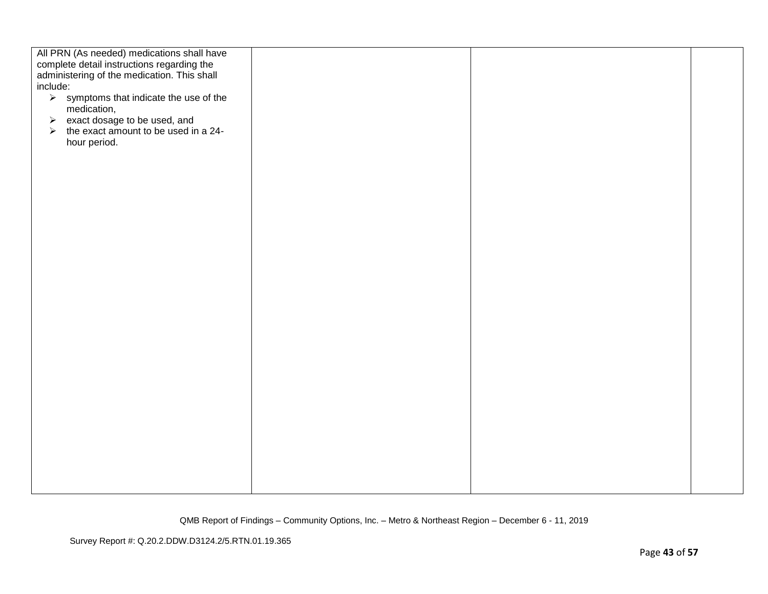| | | | |
|---|---|---|---|
| All PRN (As needed) medications shall have complete detail instructions regarding the administering of the medication. This shall include:<br>➢ symptoms that indicate the use of the medication,<br>➢ exact dosage to be used, and<br>➢ the exact amount to be used in a 24-hour period. | | | |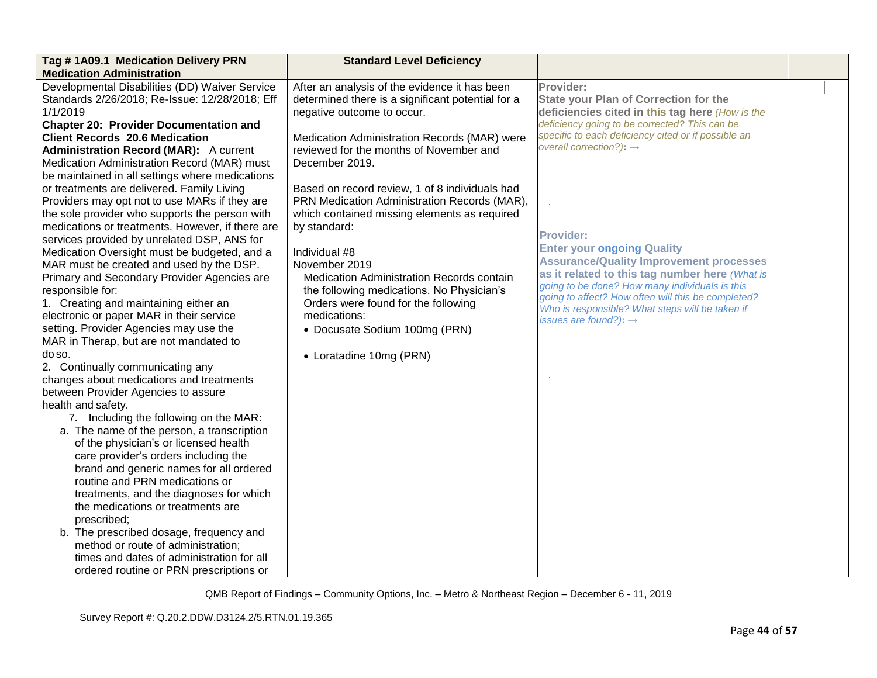| Tag # 1A09.1 Medication Delivery PRN Medication Administration | Standard Level Deficiency | | |
|---|---|---|---|
| Developmental Disabilities (DD) Waiver Service Standards 2/26/2018; Re-Issue: 12/28/2018; Eff 1/1/2019<br>**Chapter 20: Provider Documentation and Client Records 20.6 Medication Administration Record (MAR):** A current Medication Administration Record (MAR) must be maintained in all settings where medications or treatments are delivered. Family Living Providers may opt not to use MARs if they are the sole provider who supports the person with medications or treatments. However, if there are services provided by unrelated DSP, ANS for Medication Oversight must be budgeted, and a MAR must be created and used by the DSP. Primary and Secondary Provider Agencies are responsible for:<br>1. Creating and maintaining either an electronic or paper MAR in their service setting. Provider Agencies may use the MAR in Therap, but are not mandated to do so.<br>2. Continually communicating any changes about medications and treatments between Provider Agencies to assure health and safety.<br>7. Including the following on the MAR:<br>a. The name of the person, a transcription of the physician's or licensed health care provider's orders including the brand and generic names for all ordered routine and PRN medications or treatments, and the diagnoses for which the medications or treatments are prescribed;<br>b. The prescribed dosage, frequency and method or route of administration; times and dates of administration for all ordered routine or PRN prescriptions or | After an analysis of the evidence it has been determined there is a significant potential for a negative outcome to occur.<br><br>Medication Administration Records (MAR) were reviewed for the months of November and December 2019.<br><br>Based on record review, 1 of 8 individuals had PRN Medication Administration Records (MAR), which contained missing elements as required by standard:<br><br>Individual #8<br>November 2019<br>Medication Administration Records contain the following medications. No Physician's Orders were found for the following medications:<br>• Docusate Sodium 100mg (PRN)<br>• Loratadine 10mg (PRN) | **Provider:**<br>**State your Plan of Correction for the deficiencies cited in this tag here** *(How is the deficiency going to be corrected? This can be specific to each deficiency cited or if possible an overall correction?)*: →<br><br>**Provider:**<br>**Enter your ongoing Quality Assurance/Quality Improvement processes as it related to this tag number here** *(What is going to be done? How many individuals is this going to affect? How often will this be completed? Who is responsible? What steps will be taken if issues are found?)*: → | |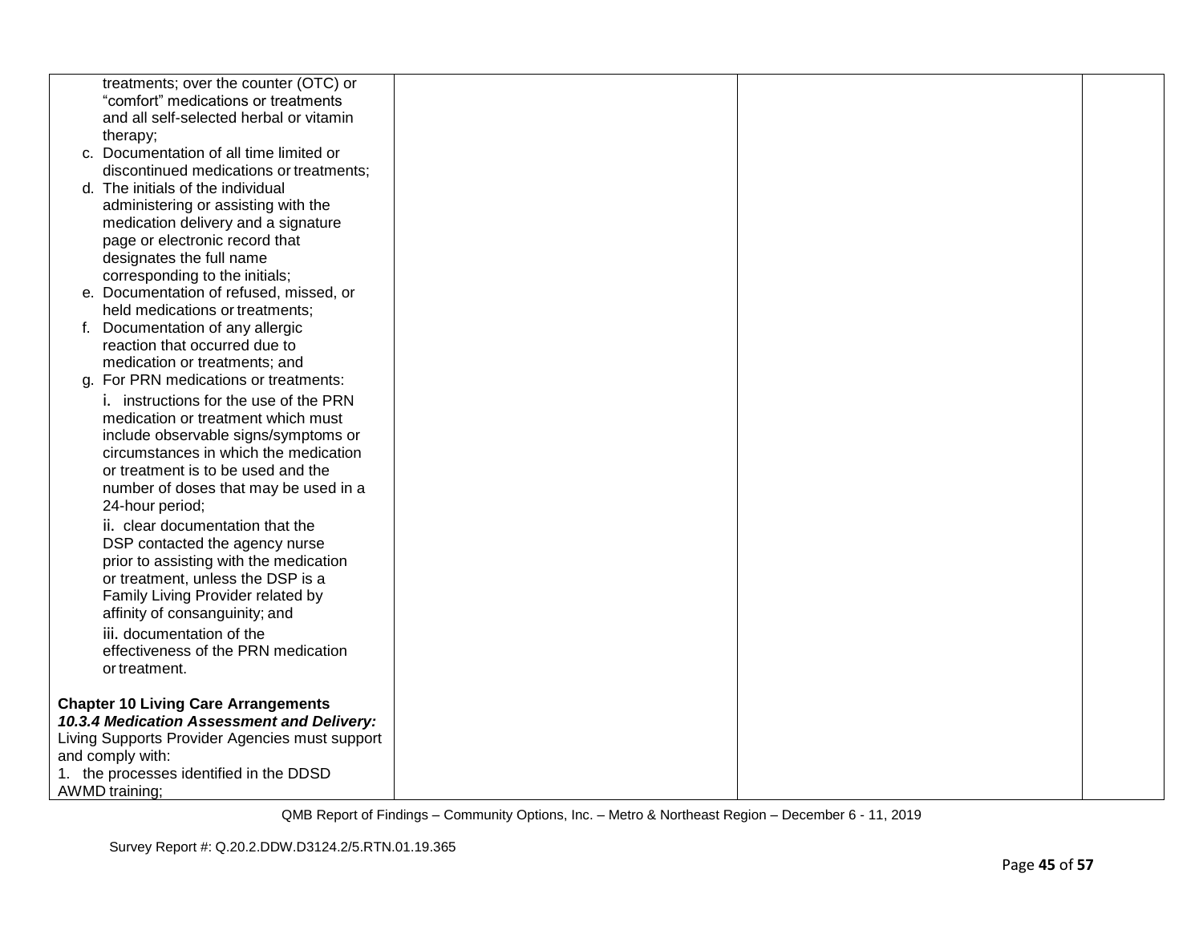| | | | |
|---|---|---|---|
| treatments; over the counter (OTC) or "comfort" medications or treatments and all self-selected herbal or vitamin therapy;<br>c. Documentation of all time limited or discontinued medications or treatments;<br>d. The initials of the individual administering or assisting with the medication delivery and a signature page or electronic record that designates the full name corresponding to the initials;<br>e. Documentation of refused, missed, or held medications or treatments;<br>f. Documentation of any allergic reaction that occurred due to medication or treatments; and<br>g. For PRN medications or treatments:<br>i. instructions for the use of the PRN medication or treatment which must include observable signs/symptoms or circumstances in which the medication or treatment is to be used and the number of doses that may be used in a 24-hour period;<br>ii. clear documentation that the DSP contacted the agency nurse prior to assisting with the medication or treatment, unless the DSP is a Family Living Provider related by affinity of consanguinity; and<br>iii. documentation of the effectiveness of the PRN medication or treatment.<br><br>**Chapter 10 Living Care Arrangements**<br>***10.3.4 Medication Assessment and Delivery:*** Living Supports Provider Agencies must support and comply with:<br>1. the processes identified in the DDSD AWMD training; | | | |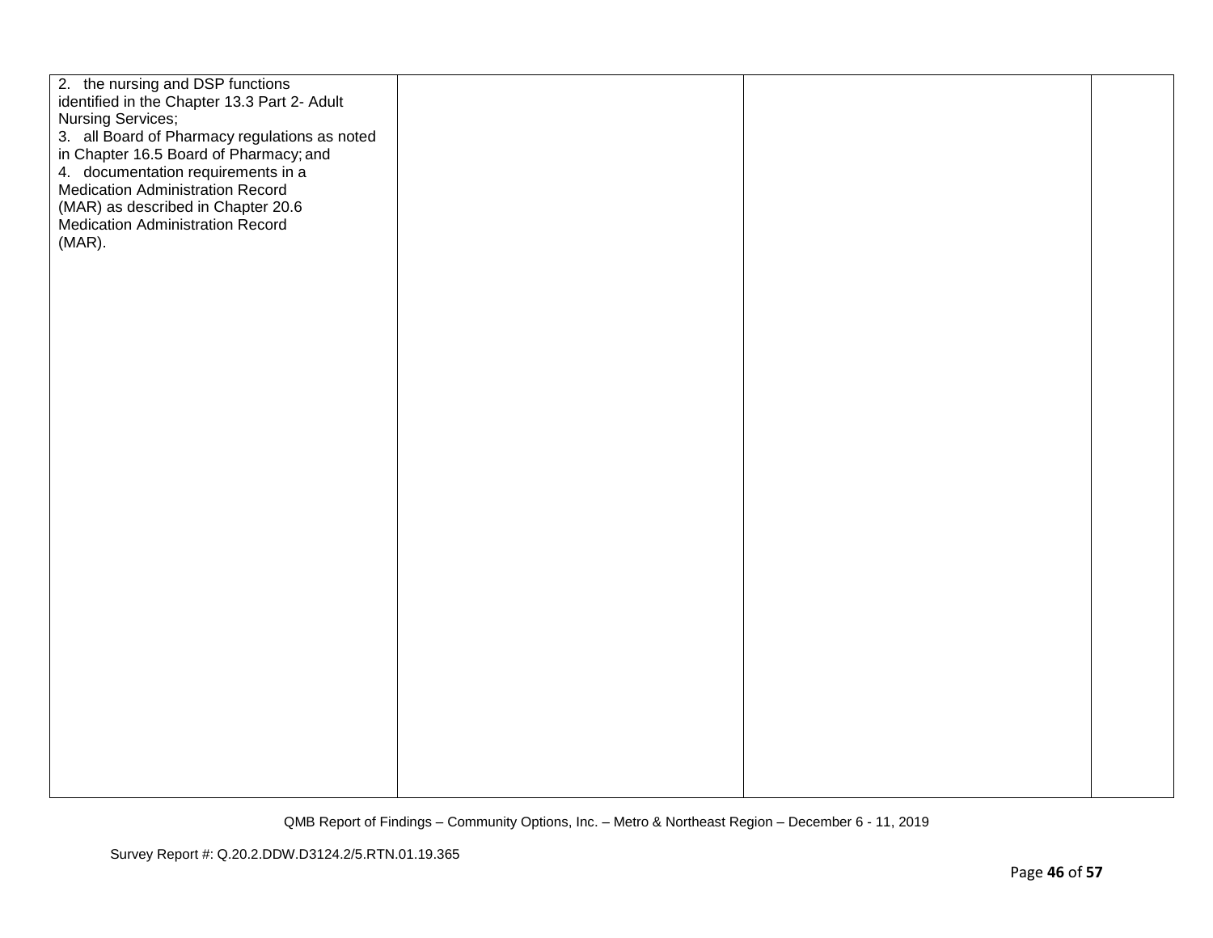| | | | |
|---|---|---|---|
| 2. the nursing and DSP functions identified in the Chapter 13.3 Part 2- Adult Nursing Services;<br>3. all Board of Pharmacy regulations as noted in Chapter 16.5 Board of Pharmacy; and<br>4. documentation requirements in a Medication Administration Record (MAR) as described in Chapter 20.6 Medication Administration Record (MAR). | | | |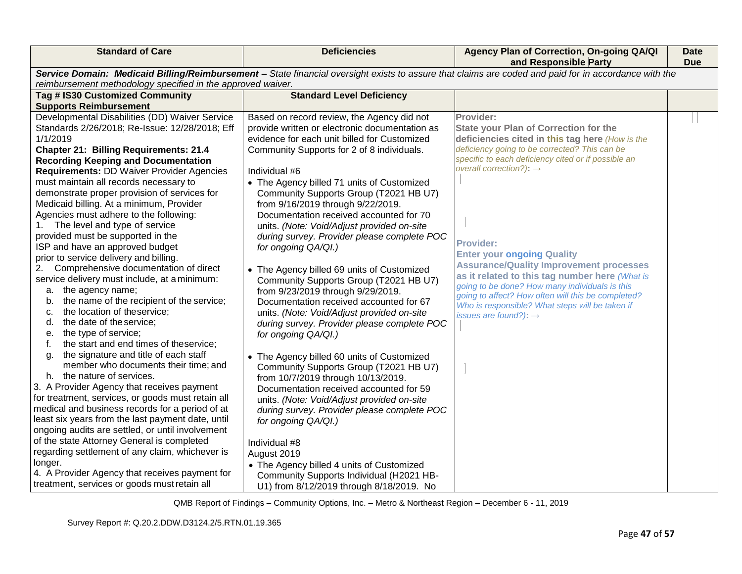| Standard of Care | Deficiencies | Agency Plan of Correction, On-going QA/QI and Responsible Party | Date Due |
|---|---|---|---|
| ***Service Domain: Medicaid Billing/Reimbursement –*** *State financial oversight exists to assure that claims are coded and paid for in accordance with the reimbursement methodology specified in the approved waiver.* | | | |
| **Tag # IS30 Customized Community Supports Reimbursement** | **Standard Level Deficiency** | | |
| Developmental Disabilities (DD) Waiver Service Standards 2/26/2018; Re-Issue: 12/28/2018; Eff 1/1/2019<br>**Chapter 21: Billing Requirements: 21.4 Recording Keeping and Documentation Requirements:** DD Waiver Provider Agencies must maintain all records necessary to demonstrate proper provision of services for Medicaid billing. At a minimum, Provider Agencies must adhere to the following:<br>1. The level and type of service provided must be supported in the ISP and have an approved budget prior to service delivery and billing.<br>2. Comprehensive documentation of direct service delivery must include, at a minimum:<br>a. the agency name;<br>b. the name of the recipient of the service;<br>c. the location of the service;<br>d. the date of the service;<br>e. the type of service;<br>f. the start and end times of the service;<br>g. the signature and title of each staff member who documents their time; and<br>h. the nature of services.<br>3. A Provider Agency that receives payment for treatment, services, or goods must retain all medical and business records for a period of at least six years from the last payment date, until ongoing audits are settled, or until involvement of the state Attorney General is completed regarding settlement of any claim, whichever is longer.<br>4. A Provider Agency that receives payment for treatment, services or goods must retain all | Based on record review, the Agency did not provide written or electronic documentation as evidence for each unit billed for Customized Community Supports for 2 of 8 individuals.<br><br>Individual #6<br>• The Agency billed 71 units of Customized Community Supports Group (T2021 HB U7) from 9/16/2019 through 9/22/2019. Documentation received accounted for 70 units. *(Note: Void/Adjust provided on-site during survey. Provider please complete POC for ongoing QA/QI.)*<br><br>• The Agency billed 69 units of Customized Community Supports Group (T2021 HB U7) from 9/23/2019 through 9/29/2019. Documentation received accounted for 67 units. *(Note: Void/Adjust provided on-site during survey. Provider please complete POC for ongoing QA/QI.)*<br><br>• The Agency billed 60 units of Customized Community Supports Group (T2021 HB U7) from 10/7/2019 through 10/13/2019. Documentation received accounted for 59 units. *(Note: Void/Adjust provided on-site during survey. Provider please complete POC for ongoing QA/QI.)*<br><br>Individual #8<br>August 2019<br>• The Agency billed 4 units of Customized Community Supports Individual (H2021 HB-U1) from 8/12/2019 through 8/18/2019. No | **Provider:**<br>**State your Plan of Correction for the deficiencies cited in this tag here** *(How is the deficiency going to be corrected? This can be specific to each deficiency cited or if possible an overall correction?)*: →<br><br>**Provider:**<br>**Enter your ongoing Quality Assurance/Quality Improvement processes as it related to this tag number here** *(What is going to be done? How many individuals is this going to affect? How often will this be completed? Who is responsible? What steps will be taken if issues are found?)*: → | |

QMB Report of Findings – Community Options, Inc. – Metro & Northeast Region – December 6 - 11, 2019

Survey Report #: Q.20.2.DDW.D3124.2/5.RTN.01.19.365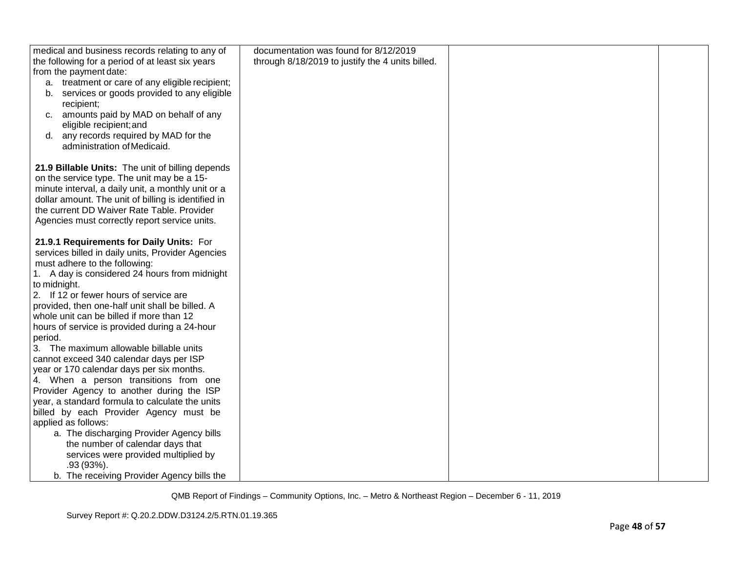| | | | |
|---|---|---|---|
| medical and business records relating to any of the following for a period of at least six years from the payment date:<br>a. treatment or care of any eligible recipient;<br>b. services or goods provided to any eligible recipient;<br>c. amounts paid by MAD on behalf of any eligible recipient; and<br>d. any records required by MAD for the administration of Medicaid.<br><br>**21.9 Billable Units:** The unit of billing depends on the service type. The unit may be a 15-minute interval, a daily unit, a monthly unit or a dollar amount. The unit of billing is identified in the current DD Waiver Rate Table. Provider Agencies must correctly report service units.<br><br>**21.9.1 Requirements for Daily Units:** For services billed in daily units, Provider Agencies must adhere to the following:<br>1. A day is considered 24 hours from midnight to midnight.<br>2. If 12 or fewer hours of service are provided, then one-half unit shall be billed. A whole unit can be billed if more than 12 hours of service is provided during a 24-hour period.<br>3. The maximum allowable billable units cannot exceed 340 calendar days per ISP year or 170 calendar days per six months.<br>4. When a person transitions from one Provider Agency to another during the ISP year, a standard formula to calculate the units billed by each Provider Agency must be applied as follows:<br>a. The discharging Provider Agency bills the number of calendar days that services were provided multiplied by .93 (93%).<br>b. The receiving Provider Agency bills the | documentation was found for 8/12/2019 through 8/18/2019 to justify the 4 units billed. | | |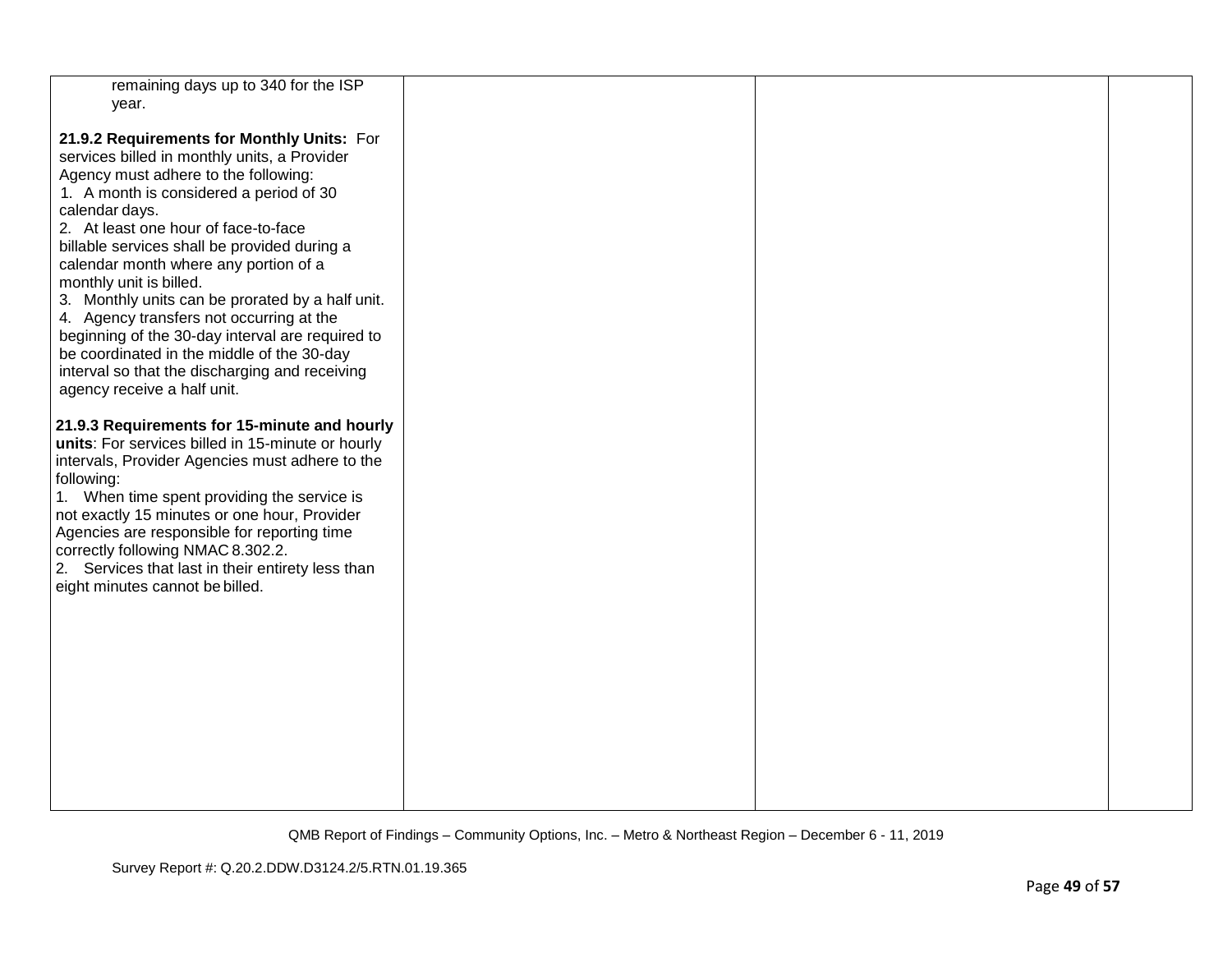| | | | |
|---|---|---|---|
| remaining days up to 340 for the ISP year.<br><br>**21.9.2 Requirements for Monthly Units:** For services billed in monthly units, a Provider Agency must adhere to the following:<br>1. A month is considered a period of 30 calendar days.<br>2. At least one hour of face-to-face billable services shall be provided during a calendar month where any portion of a monthly unit is billed.<br>3. Monthly units can be prorated by a half unit.<br>4. Agency transfers not occurring at the beginning of the 30-day interval are required to be coordinated in the middle of the 30-day interval so that the discharging and receiving agency receive a half unit.<br><br>**21.9.3 Requirements for 15-minute and hourly units**: For services billed in 15-minute or hourly intervals, Provider Agencies must adhere to the following:<br>1. When time spent providing the service is not exactly 15 minutes or one hour, Provider Agencies are responsible for reporting time correctly following NMAC 8.302.2.<br>2. Services that last in their entirety less than eight minutes cannot be billed. | | | |

QMB Report of Findings – Community Options, Inc. – Metro & Northeast Region – December 6 - 11, 2019

Survey Report #: Q.20.2.DDW.D3124.2/5.RTN.01.19.365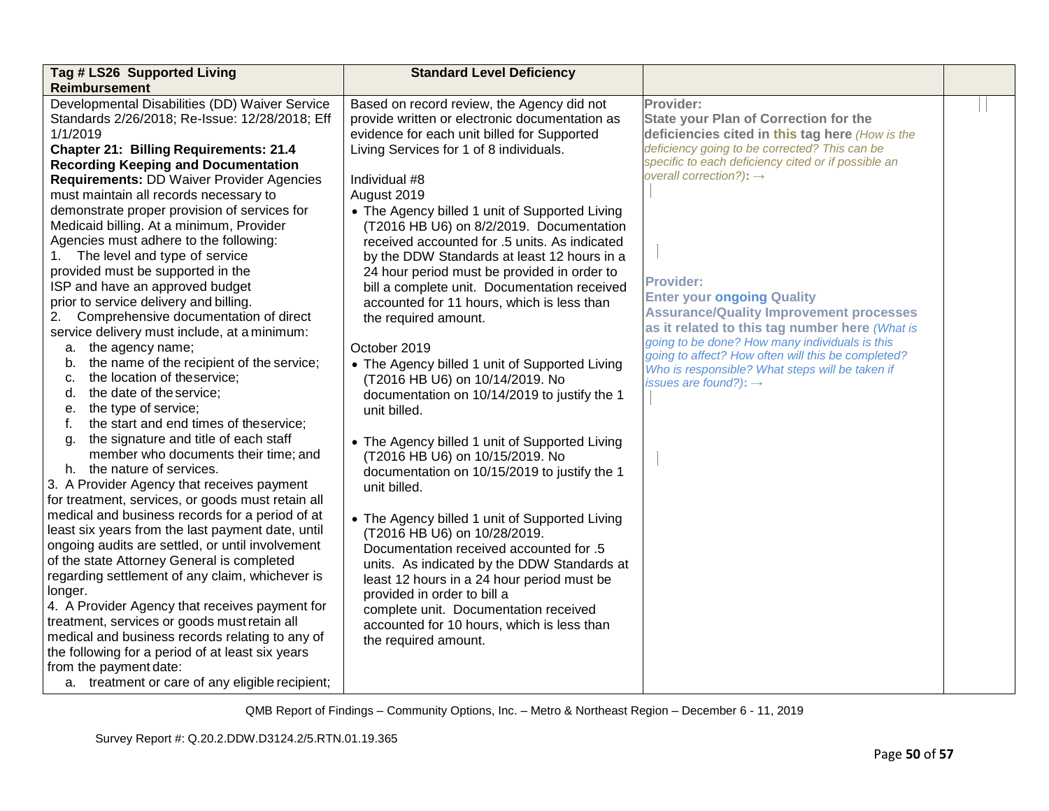| Tag # LS26 Supported Living Reimbursement | Standard Level Deficiency | | |
|---|---|---|---|
| Developmental Disabilities (DD) Waiver Service Standards 2/26/2018; Re-Issue: 12/28/2018; Eff 1/1/2019<br>**Chapter 21: Billing Requirements: 21.4 Recording Keeping and Documentation Requirements:** DD Waiver Provider Agencies must maintain all records necessary to demonstrate proper provision of services for Medicaid billing. At a minimum, Provider Agencies must adhere to the following:<br>1. The level and type of service provided must be supported in the ISP and have an approved budget prior to service delivery and billing.<br>2. Comprehensive documentation of direct service delivery must include, at a minimum:<br>a. the agency name;<br>b. the name of the recipient of the service;<br>c. the location of the service;<br>d. the date of the service;<br>e. the type of service;<br>f. the start and end times of the service;<br>g. the signature and title of each staff member who documents their time; and<br>h. the nature of services.<br>3. A Provider Agency that receives payment for treatment, services, or goods must retain all medical and business records for a period of at least six years from the last payment date, until ongoing audits are settled, or until involvement of the state Attorney General is completed regarding settlement of any claim, whichever is longer.<br>4. A Provider Agency that receives payment for treatment, services or goods must retain all medical and business records relating to any of the following for a period of at least six years from the payment date:<br>a. treatment or care of any eligible recipient; | Based on record review, the Agency did not provide written or electronic documentation as evidence for each unit billed for Supported Living Services for 1 of 8 individuals.<br><br>Individual #8<br>August 2019<br>• The Agency billed 1 unit of Supported Living (T2016 HB U6) on 8/2/2019. Documentation received accounted for .5 units. As indicated by the DDW Standards at least 12 hours in a 24 hour period must be provided in order to bill a complete unit. Documentation received accounted for 11 hours, which is less than the required amount.<br><br>October 2019<br>• The Agency billed 1 unit of Supported Living (T2016 HB U6) on 10/14/2019. No documentation on 10/14/2019 to justify the 1 unit billed.<br><br>• The Agency billed 1 unit of Supported Living (T2016 HB U6) on 10/15/2019. No documentation on 10/15/2019 to justify the 1 unit billed.<br><br>• The Agency billed 1 unit of Supported Living (T2016 HB U6) on 10/28/2019. Documentation received accounted for .5 units. As indicated by the DDW Standards at least 12 hours in a 24 hour period must be provided in order to bill a complete unit. Documentation received accounted for 10 hours, which is less than the required amount. | **Provider:**<br>**State your Plan of Correction for the deficiencies cited in this tag here** *(How is the deficiency going to be corrected? This can be specific to each deficiency cited or if possible an overall correction?)*: →<br><br>**Provider:**<br>**Enter your ongoing Quality Assurance/Quality Improvement processes as it related to this tag number here** *(What is going to be done? How many individuals is this going to affect? How often will this be completed? Who is responsible? What steps will be taken if issues are found?)*: → | |

QMB Report of Findings – Community Options, Inc. – Metro & Northeast Region – December 6 - 11, 2019

Survey Report #: Q.20.2.DDW.D3124.2/5.RTN.01.19.365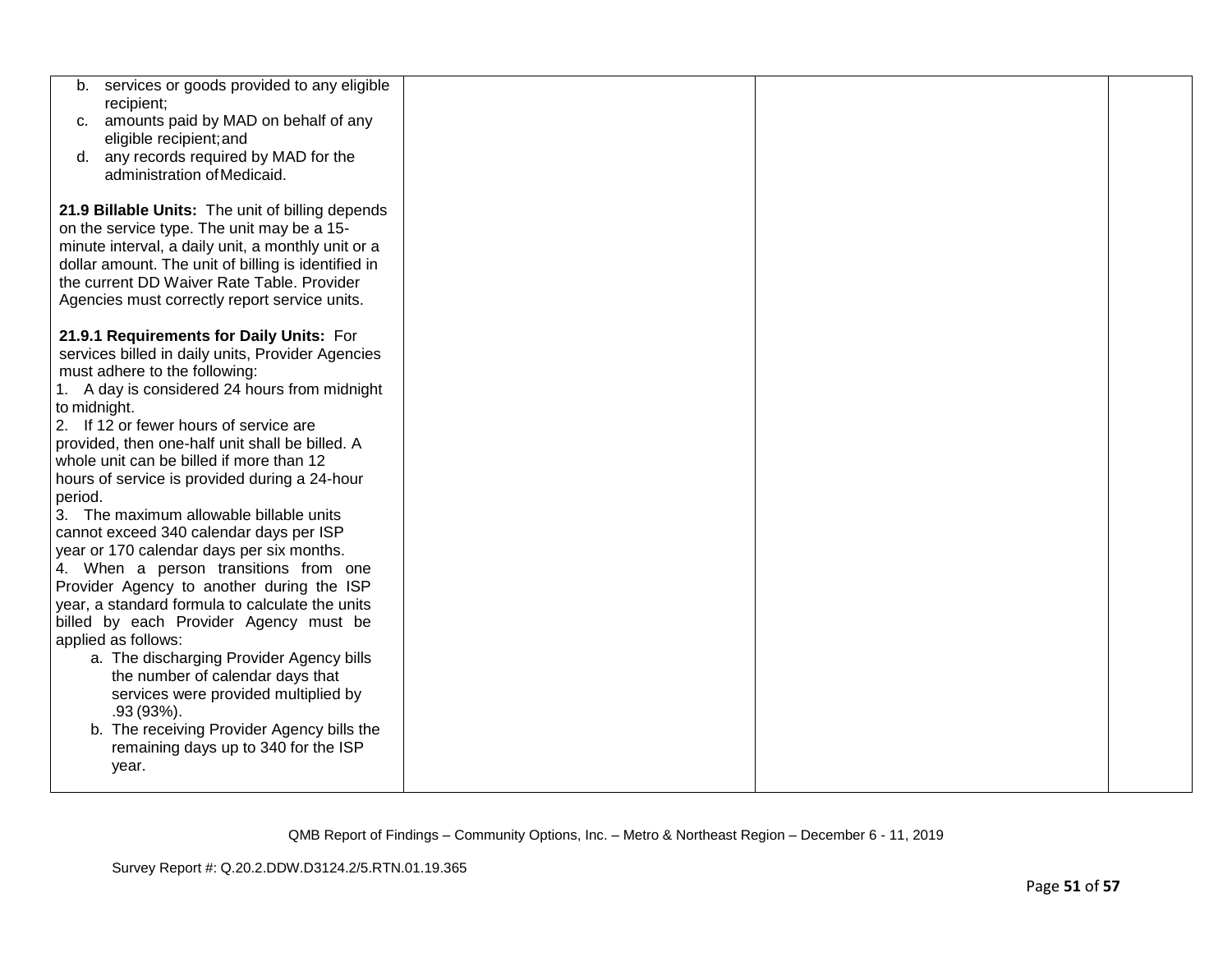| | | | |
|---|---|---|---|
| b. services or goods provided to any eligible recipient;<br>c. amounts paid by MAD on behalf of any eligible recipient; and<br>d. any records required by MAD for the administration of Medicaid.<br><br>**21.9 Billable Units:** The unit of billing depends on the service type. The unit may be a 15-minute interval, a daily unit, a monthly unit or a dollar amount. The unit of billing is identified in the current DD Waiver Rate Table. Provider Agencies must correctly report service units.<br><br>**21.9.1 Requirements for Daily Units:** For services billed in daily units, Provider Agencies must adhere to the following:<br>1. A day is considered 24 hours from midnight to midnight.<br>2. If 12 or fewer hours of service are provided, then one-half unit shall be billed. A whole unit can be billed if more than 12 hours of service is provided during a 24-hour period.<br>3. The maximum allowable billable units cannot exceed 340 calendar days per ISP year or 170 calendar days per six months.<br>4. When a person transitions from one Provider Agency to another during the ISP year, a standard formula to calculate the units billed by each Provider Agency must be applied as follows:<br>a. The discharging Provider Agency bills the number of calendar days that services were provided multiplied by .93 (93%).<br>b. The receiving Provider Agency bills the remaining days up to 340 for the ISP year. | | | |

QMB Report of Findings – Community Options, Inc. – Metro & Northeast Region – December 6 - 11, 2019

Survey Report #: Q.20.2.DDW.D3124.2/5.RTN.01.19.365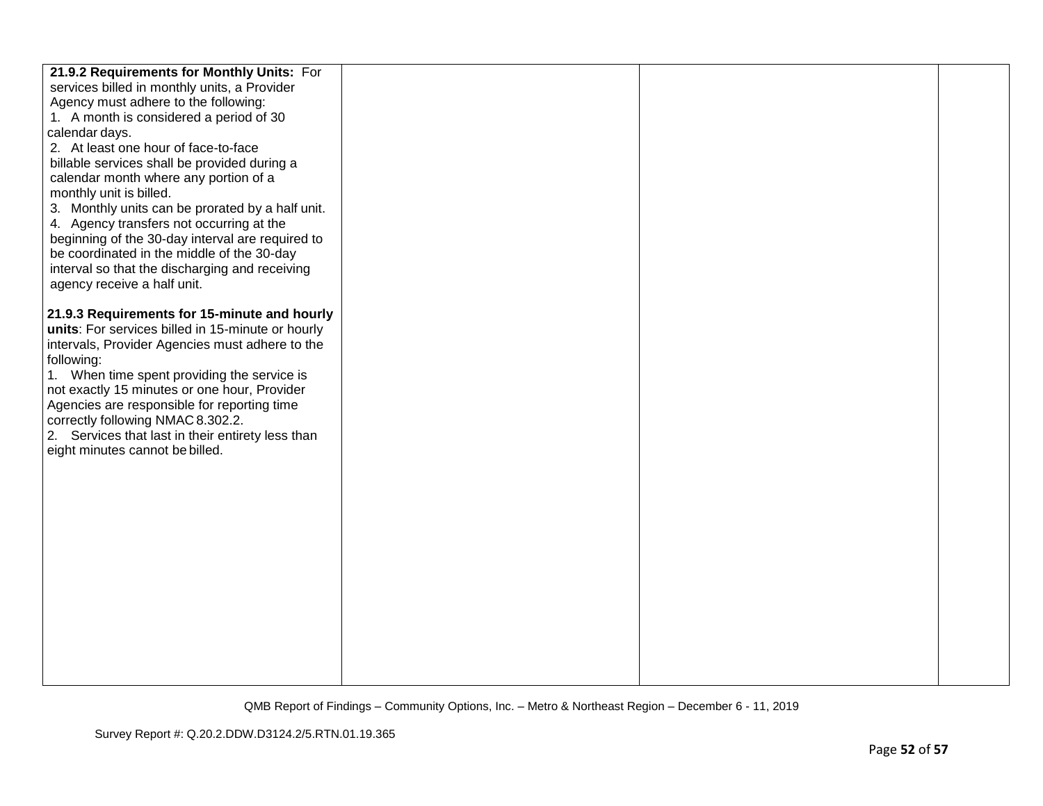| | | | |
|---|---|---|---|
| **21.9.2 Requirements for Monthly Units:** For services billed in monthly units, a Provider Agency must adhere to the following:<br>1. A month is considered a period of 30 calendar days.<br>2. At least one hour of face-to-face billable services shall be provided during a calendar month where any portion of a monthly unit is billed.<br>3. Monthly units can be prorated by a half unit.<br>4. Agency transfers not occurring at the beginning of the 30-day interval are required to be coordinated in the middle of the 30-day interval so that the discharging and receiving agency receive a half unit.<br><br>**21.9.3 Requirements for 15-minute and hourly units**: For services billed in 15-minute or hourly intervals, Provider Agencies must adhere to the following:<br>1. When time spent providing the service is not exactly 15 minutes or one hour, Provider Agencies are responsible for reporting time correctly following NMAC 8.302.2.<br>2. Services that last in their entirety less than eight minutes cannot be billed. | | | |

QMB Report of Findings – Community Options, Inc. – Metro & Northeast Region – December 6 - 11, 2019

Survey Report #: Q.20.2.DDW.D3124.2/5.RTN.01.19.365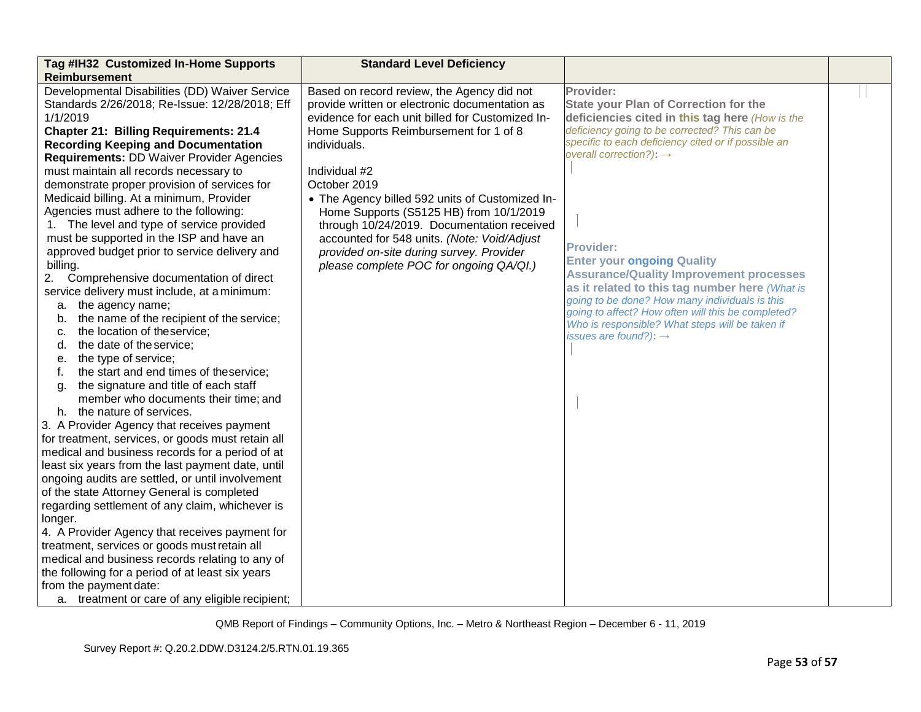| Tag #IH32 Customized In-Home Supports Reimbursement | Standard Level Deficiency | | |
|---|---|---|---|
| Developmental Disabilities (DD) Waiver Service Standards 2/26/2018; Re-Issue: 12/28/2018; Eff 1/1/2019<br>**Chapter 21: Billing Requirements: 21.4 Recording Keeping and Documentation Requirements:** DD Waiver Provider Agencies must maintain all records necessary to demonstrate proper provision of services for Medicaid billing. At a minimum, Provider Agencies must adhere to the following:<br>1. The level and type of service provided must be supported in the ISP and have an approved budget prior to service delivery and billing.<br>2. Comprehensive documentation of direct service delivery must include, at a minimum:<br>a. the agency name;<br>b. the name of the recipient of the service;<br>c. the location of the service;<br>d. the date of the service;<br>e. the type of service;<br>f. the start and end times of the service;<br>g. the signature and title of each staff member who documents their time; and<br>h. the nature of services.<br>3. A Provider Agency that receives payment for treatment, services, or goods must retain all medical and business records for a period of at least six years from the last payment date, until ongoing audits are settled, or until involvement of the state Attorney General is completed regarding settlement of any claim, whichever is longer.<br>4. A Provider Agency that receives payment for treatment, services or goods must retain all medical and business records relating to any of the following for a period of at least six years from the payment date:<br>a. treatment or care of any eligible recipient; | Based on record review, the Agency did not provide written or electronic documentation as evidence for each unit billed for Customized In-Home Supports Reimbursement for 1 of 8 individuals.<br><br>Individual #2<br>October 2019<br>• The Agency billed 592 units of Customized In-Home Supports (S5125 HB) from 10/1/2019 through 10/24/2019. Documentation received accounted for 548 units. *(Note: Void/Adjust provided on-site during survey. Provider please complete POC for ongoing QA/QI.)* | **Provider:**<br>**State your Plan of Correction for the deficiencies cited in this tag here** *(How is the deficiency going to be corrected? This can be specific to each deficiency cited or if possible an overall correction?)*: →<br><br>**Provider:**<br>**Enter your ongoing Quality Assurance/Quality Improvement processes as it related to this tag number here** *(What is going to be done? How many individuals is this going to affect? How often will this be completed? Who is responsible? What steps will be taken if issues are found?)*: → | |

QMB Report of Findings – Community Options, Inc. – Metro & Northeast Region – December 6 - 11, 2019

Survey Report #: Q.20.2.DDW.D3124.2/5.RTN.01.19.365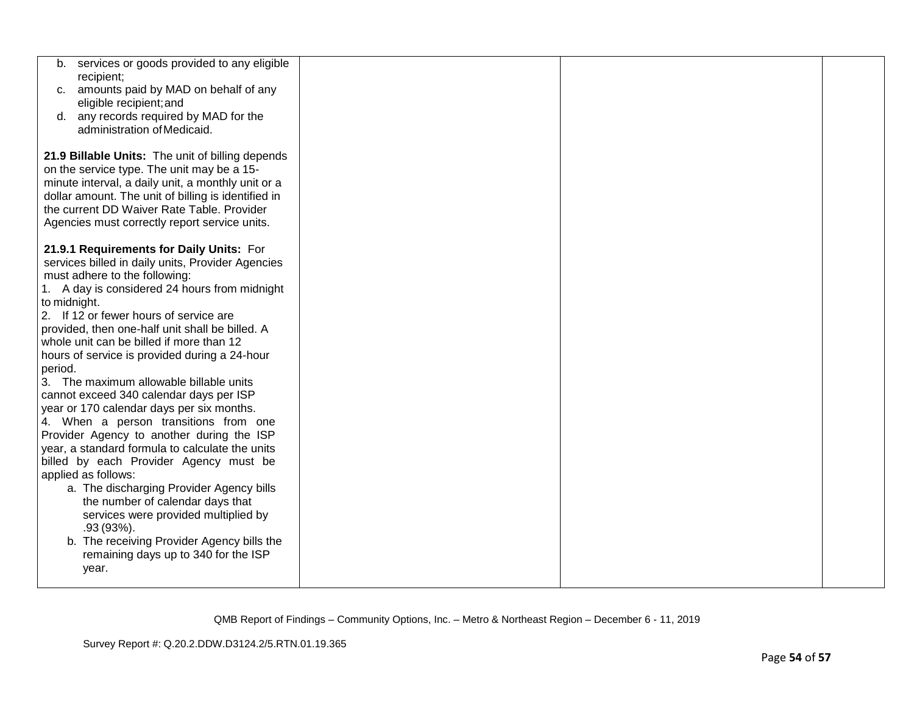| | | | |
|---|---|---|---|
| b. services or goods provided to any eligible recipient;<br>c. amounts paid by MAD on behalf of any eligible recipient; and<br>d. any records required by MAD for the administration of Medicaid.<br><br>**21.9 Billable Units:** The unit of billing depends on the service type. The unit may be a 15-minute interval, a daily unit, a monthly unit or a dollar amount. The unit of billing is identified in the current DD Waiver Rate Table. Provider Agencies must correctly report service units.<br><br>**21.9.1 Requirements for Daily Units:** For services billed in daily units, Provider Agencies must adhere to the following:<br>1. A day is considered 24 hours from midnight to midnight.<br>2. If 12 or fewer hours of service are provided, then one-half unit shall be billed. A whole unit can be billed if more than 12 hours of service is provided during a 24-hour period.<br>3. The maximum allowable billable units cannot exceed 340 calendar days per ISP year or 170 calendar days per six months.<br>4. When a person transitions from one Provider Agency to another during the ISP year, a standard formula to calculate the units billed by each Provider Agency must be applied as follows:<br>a. The discharging Provider Agency bills the number of calendar days that services were provided multiplied by .93 (93%).<br>b. The receiving Provider Agency bills the remaining days up to 340 for the ISP year. | | | |

QMB Report of Findings – Community Options, Inc. – Metro & Northeast Region – December 6 - 11, 2019

Survey Report #: Q.20.2.DDW.D3124.2/5.RTN.01.19.365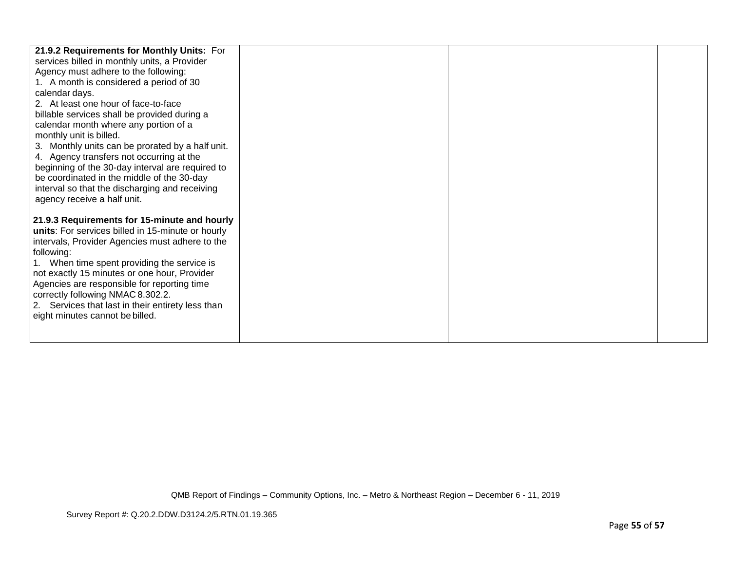| | | | |
|---|---|---|---|
| **21.9.2 Requirements for Monthly Units:** For services billed in monthly units, a Provider Agency must adhere to the following:<br>1. A month is considered a period of 30 calendar days.<br>2. At least one hour of face-to-face billable services shall be provided during a calendar month where any portion of a monthly unit is billed.<br>3. Monthly units can be prorated by a half unit.<br>4. Agency transfers not occurring at the beginning of the 30-day interval are required to be coordinated in the middle of the 30-day interval so that the discharging and receiving agency receive a half unit.<br><br>**21.9.3 Requirements for 15-minute and hourly units**: For services billed in 15-minute or hourly intervals, Provider Agencies must adhere to the following:<br>1. When time spent providing the service is not exactly 15 minutes or one hour, Provider Agencies are responsible for reporting time correctly following NMAC 8.302.2.<br>2. Services that last in their entirety less than eight minutes cannot be billed. | | | |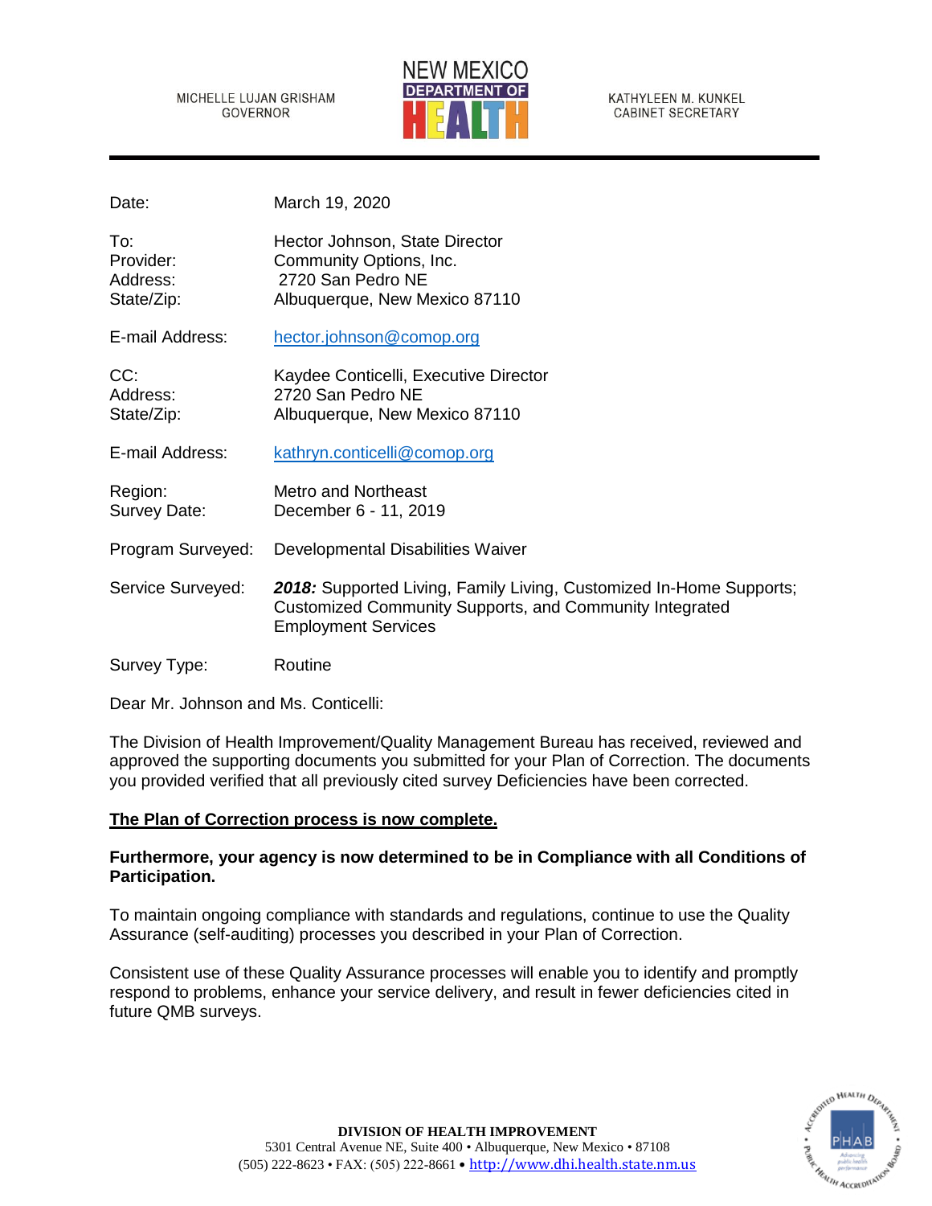MICHELLE LUJAN GRISHAM
GOVERNOR

NEW MEXICO DEPARTMENT OF HEALTH

KATHYLEEN M. KUNKEL
CABINET SECRETARY

---

Date: March 19, 2020

To: Hector Johnson, State Director
Provider: Community Options, Inc.
Address: 2720 San Pedro NE
State/Zip: Albuquerque, New Mexico 87110

E-mail Address: hector.johnson@comop.org

CC: Kaydee Conticelli, Executive Director
Address: 2720 San Pedro NE
State/Zip: Albuquerque, New Mexico 87110

E-mail Address: kathryn.conticelli@comop.org

Region: Metro and Northeast
Survey Date: December 6 - 11, 2019

Program Surveyed: Developmental Disabilities Waiver

Service Surveyed: ***2018:*** Supported Living, Family Living, Customized In-Home Supports; Customized Community Supports, and Community Integrated Employment Services

Survey Type: Routine

Dear Mr. Johnson and Ms. Conticelli:

The Division of Health Improvement/Quality Management Bureau has received, reviewed and approved the supporting documents you submitted for your Plan of Correction. The documents you provided verified that all previously cited survey Deficiencies have been corrected.

**The Plan of Correction process is now complete.**

**Furthermore, your agency is now determined to be in Compliance with all Conditions of Participation.**

To maintain ongoing compliance with standards and regulations, continue to use the Quality Assurance (self-auditing) processes you described in your Plan of Correction.

Consistent use of these Quality Assurance processes will enable you to identify and promptly respond to problems, enhance your service delivery, and result in fewer deficiencies cited in future QMB surveys.

**DIVISION OF HEALTH IMPROVEMENT**
5301 Central Avenue NE, Suite 400 • Albuquerque, New Mexico • 87108
(505) 222-8623 • FAX: (505) 222-8661 • http://www.dhi.health.state.nm.us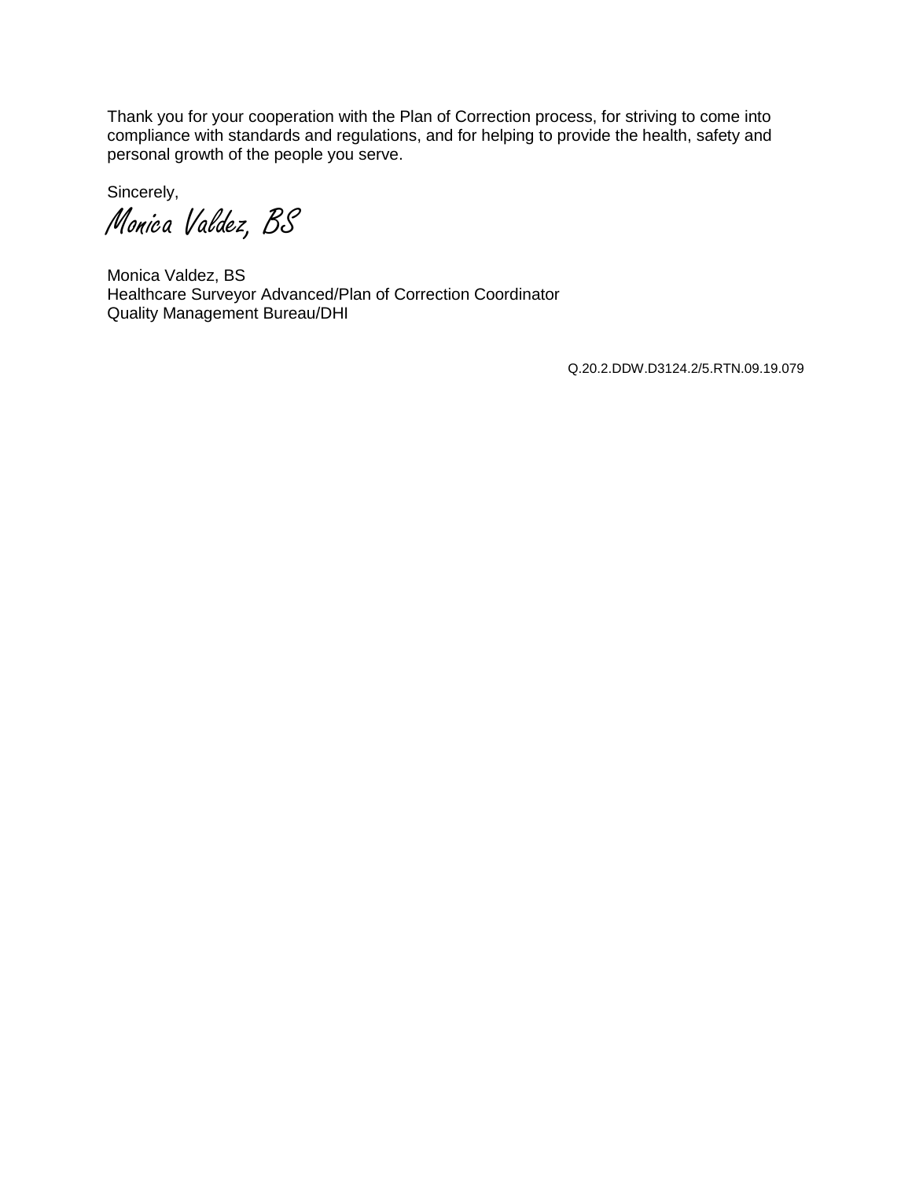Thank you for your cooperation with the Plan of Correction process, for striving to come into compliance with standards and regulations, and for helping to provide the health, safety and personal growth of the people you serve.

Sincerely,

*Monica Valdez, BS*

Monica Valdez, BS
Healthcare Surveyor Advanced/Plan of Correction Coordinator
Quality Management Bureau/DHI

Q.20.2.DDW.D3124.2/5.RTN.09.19.079